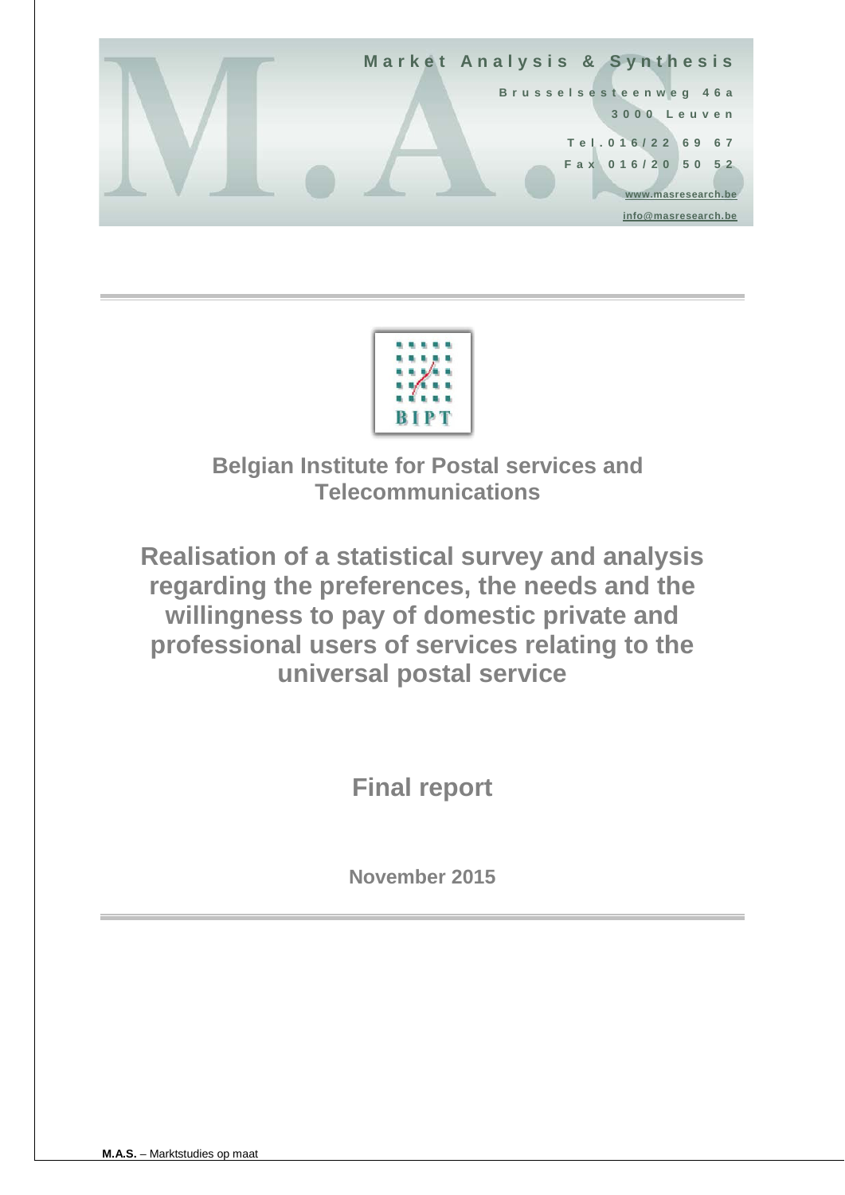Market Analysis & Synthesis

Brusselsesteenweg 46a

3000 Leuven

Tel.016/22 69 67

Fax 016/20 50 52

www.masresearch.be

info@masresearch.be

BIPT

**Belgian Institute for Postal services and Telecommunications**

# Realisation of a statistical survey and analysis regarding the preferences, the needs and the willingness to pay of domestic private and professional users of services relating to the universal postal service

## Final report

**November 2015**

**M.A.S.** – Marktstudies op maat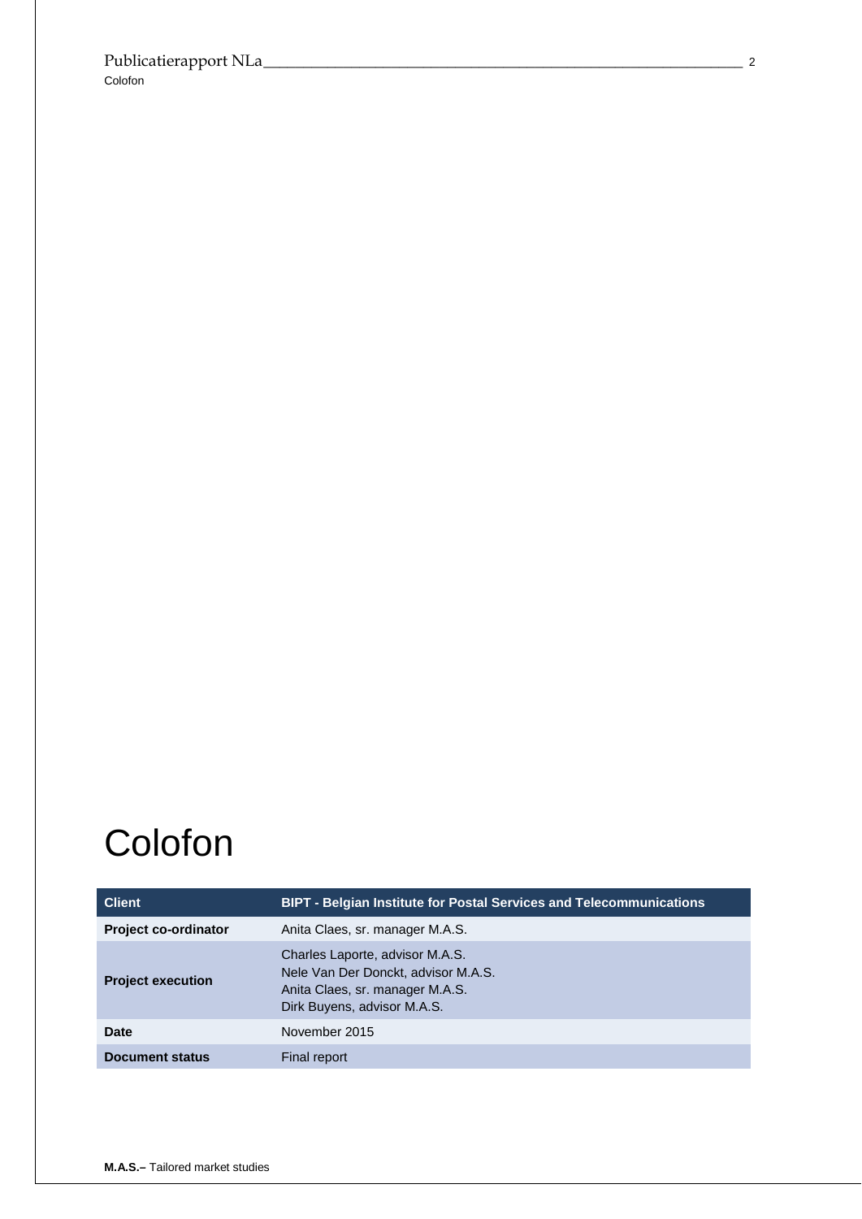# Colofon

| Client | BIPT - Belgian Institute for Postal Services and Telecommunications |
|---|---|
| **Project co-ordinator** | Anita Claes, sr. manager M.A.S. |
| **Project execution** | Charles Laporte, advisor M.A.S.<br>Nele Van Der Donckt, advisor M.A.S.<br>Anita Claes, sr. manager M.A.S.<br>Dirk Buyens, advisor M.A.S. |
| **Date** | November 2015 |
| **Document status** | Final report |

**M.A.S.–** Tailored market studies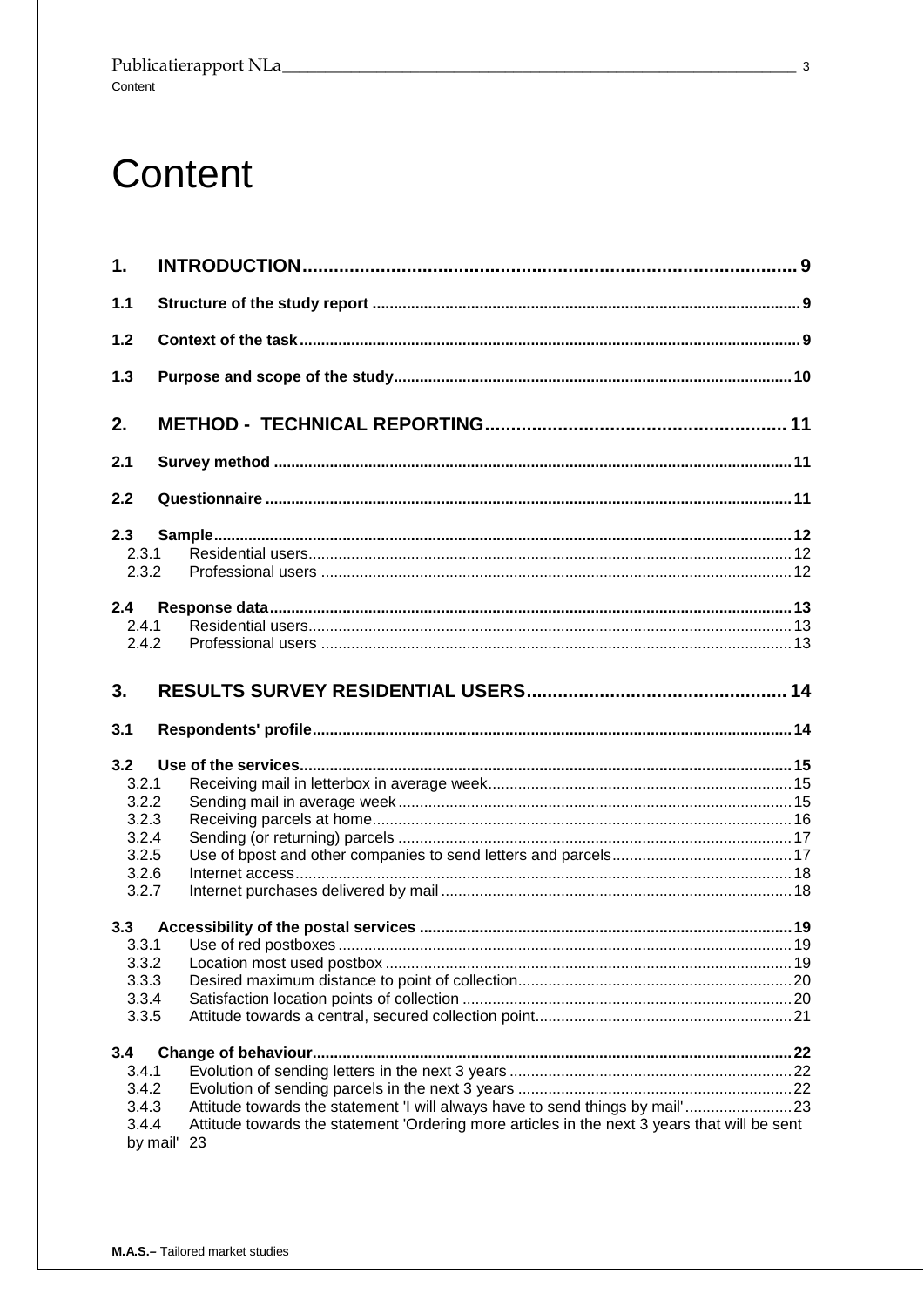# Content

**1. INTRODUCTION** ........ 9

**1.1 Structure of the study report** ........ 9

**1.2 Context of the task** ........ 9

**1.3 Purpose and scope of the study** ........ 10

**2. METHOD - TECHNICAL REPORTING** ........ 11

**2.1 Survey method** ........ 11

**2.2 Questionnaire** ........ 11

**2.3 Sample** ........ 12

- 2.3.1 Residential users ........ 12
- 2.3.2 Professional users ........ 12

**2.4 Response data** ........ 13

- 2.4.1 Residential users ........ 13
- 2.4.2 Professional users ........ 13

**3. RESULTS SURVEY RESIDENTIAL USERS** ........ 14

**3.1 Respondents' profile** ........ 14

**3.2 Use of the services** ........ 15

- 3.2.1 Receiving mail in letterbox in average week ........ 15
- 3.2.2 Sending mail in average week ........ 15
- 3.2.3 Receiving parcels at home ........ 16
- 3.2.4 Sending (or returning) parcels ........ 17
- 3.2.5 Use of bpost and other companies to send letters and parcels ........ 17
- 3.2.6 Internet access ........ 18
- 3.2.7 Internet purchases delivered by mail ........ 18

**3.3 Accessibility of the postal services** ........ 19

- 3.3.1 Use of red postboxes ........ 19
- 3.3.2 Location most used postbox ........ 19
- 3.3.3 Desired maximum distance to point of collection ........ 20
- 3.3.4 Satisfaction location points of collection ........ 20
- 3.3.5 Attitude towards a central, secured collection point ........ 21

**3.4 Change of behaviour** ........ 22

- 3.4.1 Evolution of sending letters in the next 3 years ........ 22
- 3.4.2 Evolution of sending parcels in the next 3 years ........ 22
- 3.4.3 Attitude towards the statement 'I will always have to send things by mail' ........ 23
- 3.4.4 Attitude towards the statement 'Ordering more articles in the next 3 years that will be sent by mail' 23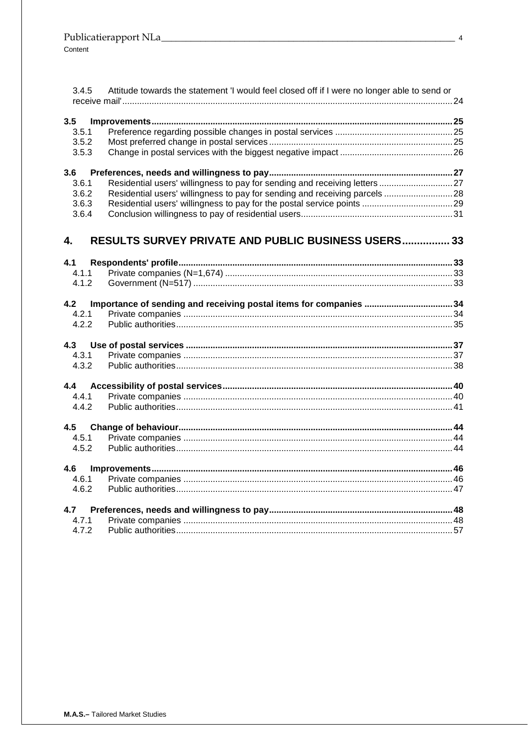Content

3.4.5 Attitude towards the statement 'I would feel closed off if I were no longer able to send or receive mail' ..... 24

**3.5 Improvements ..... 25**

3.5.1 Preference regarding possible changes in postal services ..... 25
3.5.2 Most preferred change in postal services ..... 25
3.5.3 Change in postal services with the biggest negative impact ..... 26

**3.6 Preferences, needs and willingness to pay ..... 27**

3.6.1 Residential users' willingness to pay for sending and receiving letters ..... 27
3.6.2 Residential users' willingness to pay for sending and receiving parcels ..... 28
3.6.3 Residential users' willingness to pay for the postal service points ..... 29
3.6.4 Conclusion willingness to pay of residential users ..... 31

**4. RESULTS SURVEY PRIVATE AND PUBLIC BUSINESS USERS ..... 33**

**4.1 Respondents' profile ..... 33**

4.1.1 Private companies (N=1,674) ..... 33
4.1.2 Government (N=517) ..... 33

**4.2 Importance of sending and receiving postal items for companies ..... 34**

4.2.1 Private companies ..... 34
4.2.2 Public authorities ..... 35

**4.3 Use of postal services ..... 37**

4.3.1 Private companies ..... 37
4.3.2 Public authorities ..... 38

**4.4 Accessibility of postal services ..... 40**

4.4.1 Private companies ..... 40
4.4.2 Public authorities ..... 41

**4.5 Change of behaviour ..... 44**

4.5.1 Private companies ..... 44
4.5.2 Public authorities ..... 44

**4.6 Improvements ..... 46**

4.6.1 Private companies ..... 46
4.6.2 Public authorities ..... 47

**4.7 Preferences, needs and willingness to pay ..... 48**

4.7.1 Private companies ..... 48
4.7.2 Public authorities ..... 57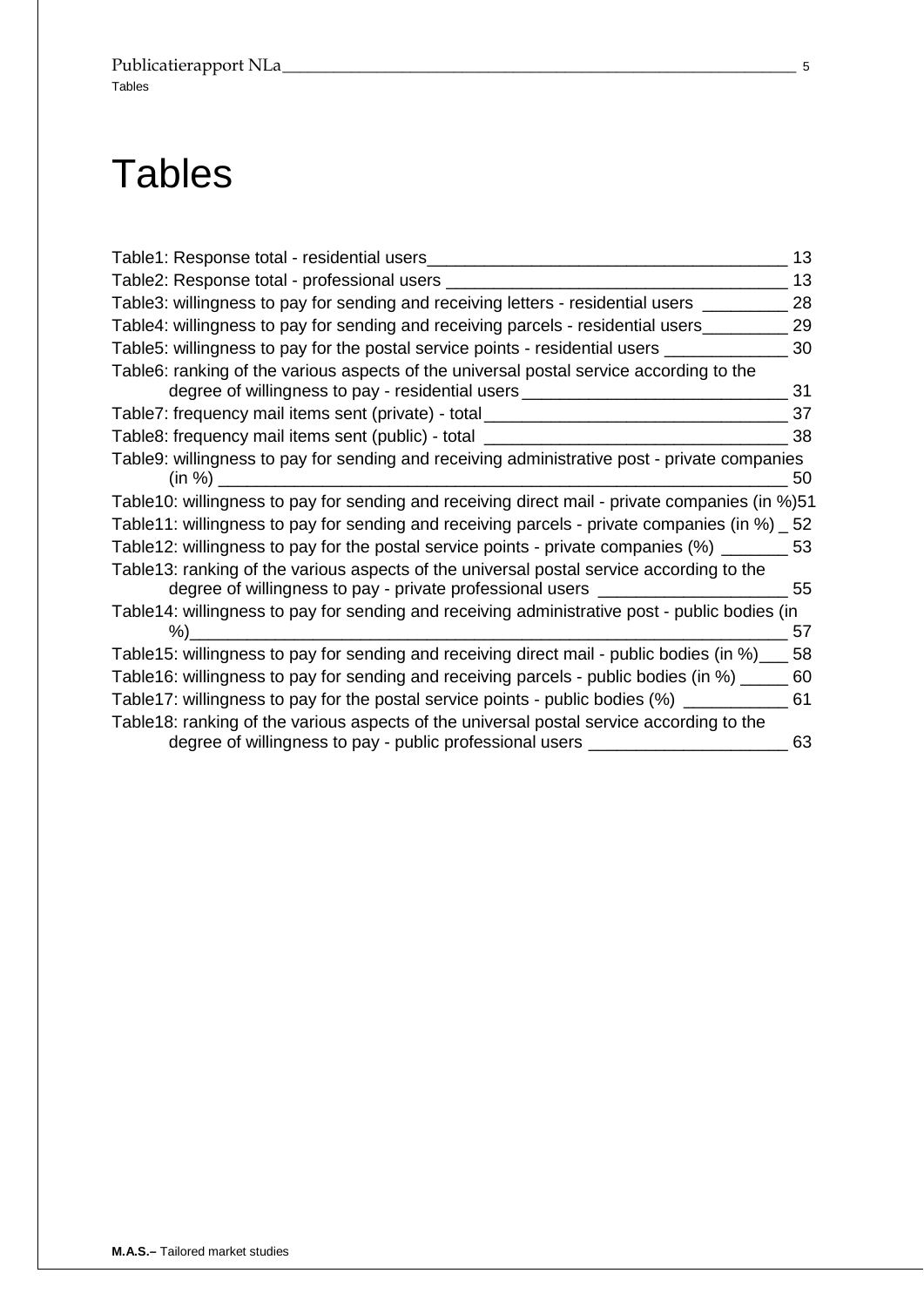# Tables

Table1: Response total - residential users 13
Table2: Response total - professional users 13
Table3: willingness to pay for sending and receiving letters - residential users 28
Table4: willingness to pay for sending and receiving parcels - residential users 29
Table5: willingness to pay for the postal service points - residential users 30
Table6: ranking of the various aspects of the universal postal service according to the degree of willingness to pay - residential users 31
Table7: frequency mail items sent (private) - total 37
Table8: frequency mail items sent (public) - total 38
Table9: willingness to pay for sending and receiving administrative post - private companies (in %) 50
Table10: willingness to pay for sending and receiving direct mail - private companies (in %) 51
Table11: willingness to pay for sending and receiving parcels - private companies (in %) 52
Table12: willingness to pay for the postal service points - private companies (%) 53
Table13: ranking of the various aspects of the universal postal service according to the degree of willingness to pay - private professional users 55
Table14: willingness to pay for sending and receiving administrative post - public bodies (in %) 57
Table15: willingness to pay for sending and receiving direct mail - public bodies (in %) 58
Table16: willingness to pay for sending and receiving parcels - public bodies (in %) 60
Table17: willingness to pay for the postal service points - public bodies (%) 61
Table18: ranking of the various aspects of the universal postal service according to the degree of willingness to pay - public professional users 63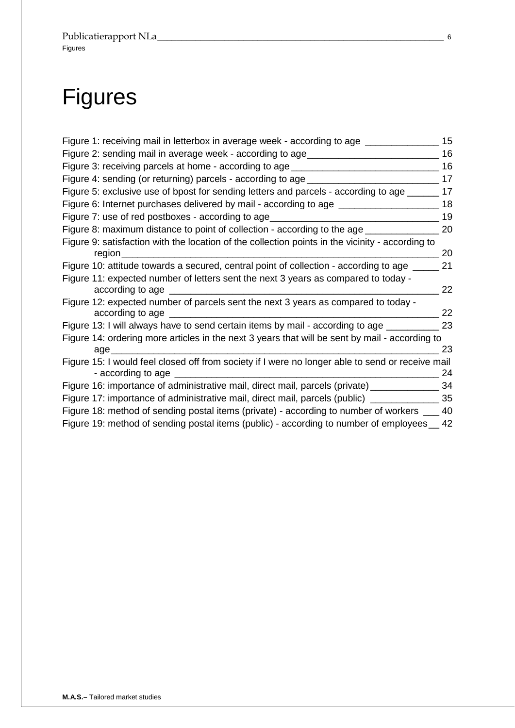# Figures

Figure 1: receiving mail in letterbox in average week - according to age 15
Figure 2: sending mail in average week - according to age 16
Figure 3: receiving parcels at home - according to age 16
Figure 4: sending (or returning) parcels - according to age 17
Figure 5: exclusive use of bpost for sending letters and parcels - according to age 17
Figure 6: Internet purchases delivered by mail - according to age 18
Figure 7: use of red postboxes - according to age 19
Figure 8: maximum distance to point of collection - according to the age 20
Figure 9: satisfaction with the location of the collection points in the vicinity - according to region 20
Figure 10: attitude towards a secured, central point of collection - according to age 21
Figure 11: expected number of letters sent the next 3 years as compared to today - according to age 22
Figure 12: expected number of parcels sent the next 3 years as compared to today - according to age 22
Figure 13: I will always have to send certain items by mail - according to age 23
Figure 14: ordering more articles in the next 3 years that will be sent by mail - according to age 23
Figure 15: I would feel closed off from society if I were no longer able to send or receive mail - according to age 24
Figure 16: importance of administrative mail, direct mail, parcels (private) 34
Figure 17: importance of administrative mail, direct mail, parcels (public) 35
Figure 18: method of sending postal items (private) - according to number of workers 40
Figure 19: method of sending postal items (public) - according to number of employees 42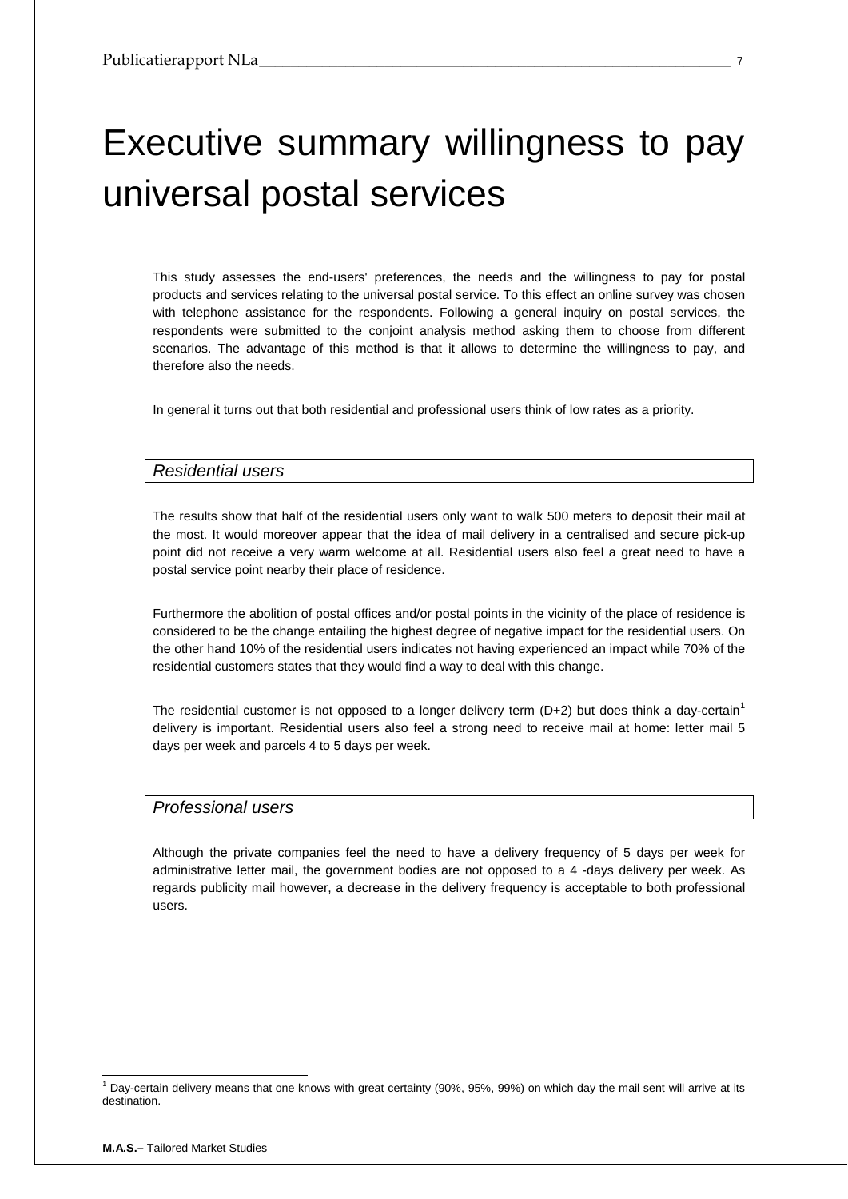# Executive summary willingness to pay universal postal services

This study assesses the end-users' preferences, the needs and the willingness to pay for postal products and services relating to the universal postal service. To this effect an online survey was chosen with telephone assistance for the respondents. Following a general inquiry on postal services, the respondents were submitted to the conjoint analysis method asking them to choose from different scenarios. The advantage of this method is that it allows to determine the willingness to pay, and therefore also the needs.

In general it turns out that both residential and professional users think of low rates as a priority.

## *Residential users*

The results show that half of the residential users only want to walk 500 meters to deposit their mail at the most. It would moreover appear that the idea of mail delivery in a centralised and secure pick-up point did not receive a very warm welcome at all. Residential users also feel a great need to have a postal service point nearby their place of residence.

Furthermore the abolition of postal offices and/or postal points in the vicinity of the place of residence is considered to be the change entailing the highest degree of negative impact for the residential users. On the other hand 10% of the residential users indicates not having experienced an impact while 70% of the residential customers states that they would find a way to deal with this change.

The residential customer is not opposed to a longer delivery term (D+2) but does think a day-certain[1] delivery is important. Residential users also feel a strong need to receive mail at home: letter mail 5 days per week and parcels 4 to 5 days per week.

## *Professional users*

Although the private companies feel the need to have a delivery frequency of 5 days per week for administrative letter mail, the government bodies are not opposed to a 4 -days delivery per week. As regards publicity mail however, a decrease in the delivery frequency is acceptable to both professional users.

---

[1] Day-certain delivery means that one knows with great certainty (90%, 95%, 99%) on which day the mail sent will arrive at its destination.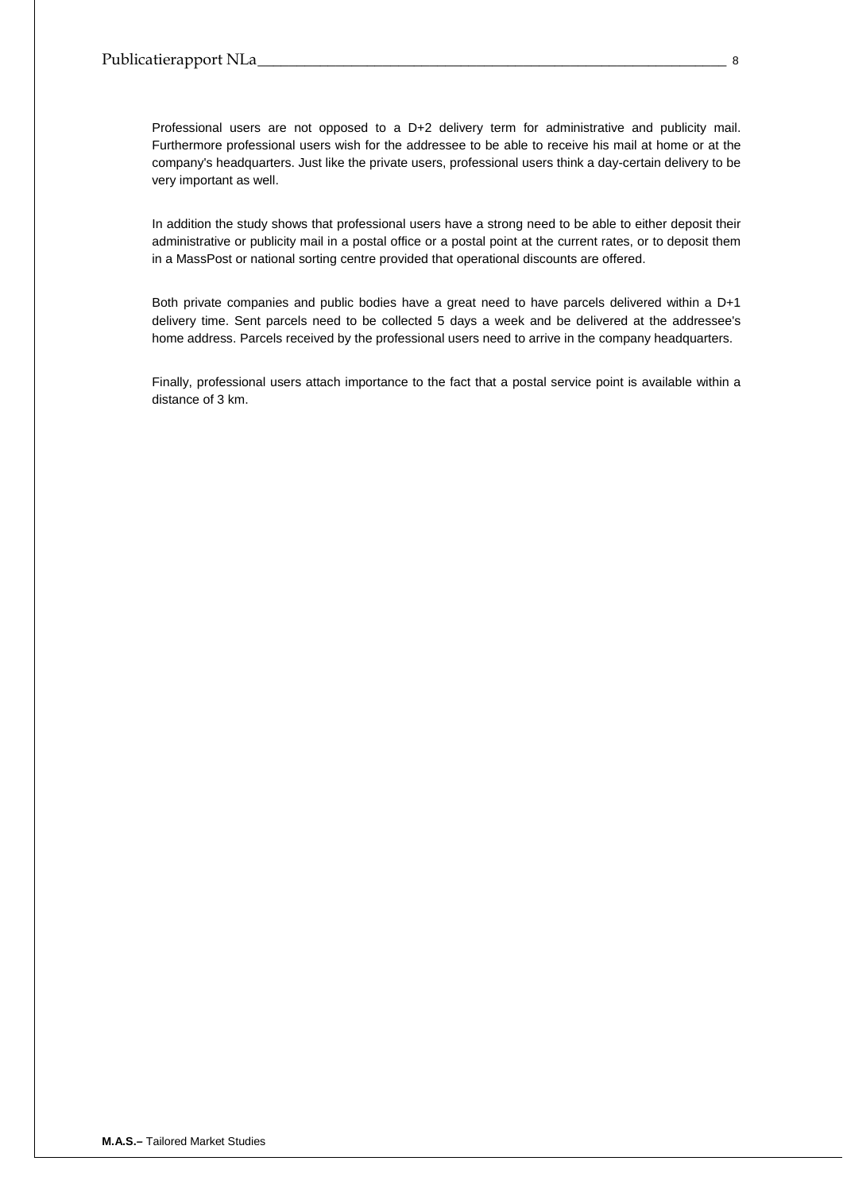Professional users are not opposed to a D+2 delivery term for administrative and publicity mail. Furthermore professional users wish for the addressee to be able to receive his mail at home or at the company's headquarters. Just like the private users, professional users think a day-certain delivery to be very important as well.

In addition the study shows that professional users have a strong need to be able to either deposit their administrative or publicity mail in a postal office or a postal point at the current rates, or to deposit them in a MassPost or national sorting centre provided that operational discounts are offered.

Both private companies and public bodies have a great need to have parcels delivered within a D+1 delivery time. Sent parcels need to be collected 5 days a week and be delivered at the addressee's home address. Parcels received by the professional users need to arrive in the company headquarters.

Finally, professional users attach importance to the fact that a postal service point is available within a distance of 3 km.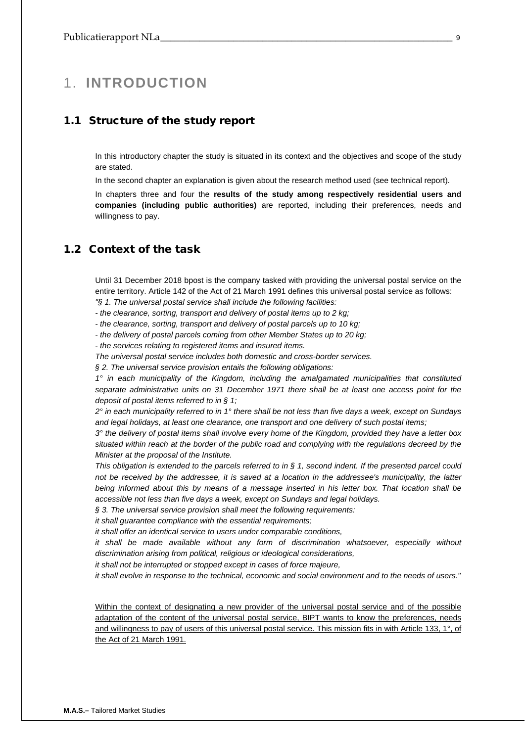# 1. INTRODUCTION

## 1.1 Structure of the study report

In this introductory chapter the study is situated in its context and the objectives and scope of the study are stated.

In the second chapter an explanation is given about the research method used (see technical report).

In chapters three and four the **results of the study among respectively residential users and companies (including public authorities)** are reported, including their preferences, needs and willingness to pay.

## 1.2 Context of the task

Until 31 December 2018 bpost is the company tasked with providing the universal postal service on the entire territory. Article 142 of the Act of 21 March 1991 defines this universal postal service as follows:

*"§ 1. The universal postal service shall include the following facilities:*

*- the clearance, sorting, transport and delivery of postal items up to 2 kg;*

*- the clearance, sorting, transport and delivery of postal parcels up to 10 kg;*

*- the delivery of postal parcels coming from other Member States up to 20 kg;*

*- the services relating to registered items and insured items.*

*The universal postal service includes both domestic and cross-border services.*

*§ 2. The universal service provision entails the following obligations:*

*1° in each municipality of the Kingdom, including the amalgamated municipalities that constituted separate administrative units on 31 December 1971 there shall be at least one access point for the deposit of postal items referred to in § 1;*

*2° in each municipality referred to in 1° there shall be not less than five days a week, except on Sundays and legal holidays, at least one clearance, one transport and one delivery of such postal items;*

*3° the delivery of postal items shall involve every home of the Kingdom, provided they have a letter box situated within reach at the border of the public road and complying with the regulations decreed by the Minister at the proposal of the Institute.*

*This obligation is extended to the parcels referred to in § 1, second indent. If the presented parcel could not be received by the addressee, it is saved at a location in the addressee's municipality, the latter being informed about this by means of a message inserted in his letter box. That location shall be accessible not less than five days a week, except on Sundays and legal holidays.*

*§ 3. The universal service provision shall meet the following requirements:*

*it shall guarantee compliance with the essential requirements;*

*it shall offer an identical service to users under comparable conditions,*

*it shall be made available without any form of discrimination whatsoever, especially without discrimination arising from political, religious or ideological considerations,*

*it shall not be interrupted or stopped except in cases of force majeure,*

*it shall evolve in response to the technical, economic and social environment and to the needs of users."*

<u>Within the context of designating a new provider of the universal postal service and of the possible adaptation of the content of the universal postal service, BIPT wants to know the preferences, needs and willingness to pay of users of this universal postal service. This mission fits in with Article 133, 1°, of the Act of 21 March 1991.</u>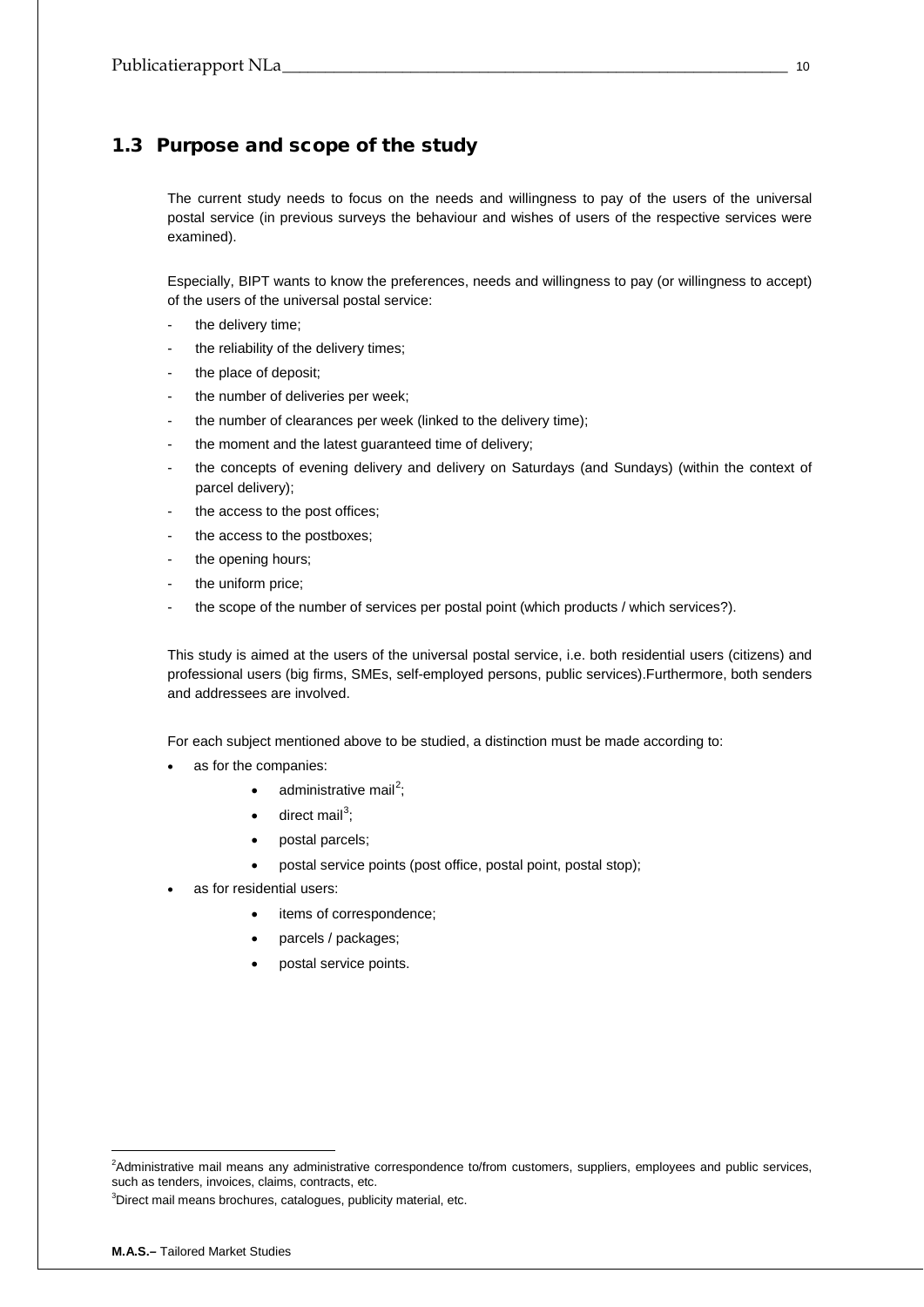## 1.3 Purpose and scope of the study

The current study needs to focus on the needs and willingness to pay of the users of the universal postal service (in previous surveys the behaviour and wishes of users of the respective services were examined).

Especially, BIPT wants to know the preferences, needs and willingness to pay (or willingness to accept) of the users of the universal postal service:

- the delivery time;
- the reliability of the delivery times;
- the place of deposit;
- the number of deliveries per week;
- the number of clearances per week (linked to the delivery time);
- the moment and the latest guaranteed time of delivery;
- the concepts of evening delivery and delivery on Saturdays (and Sundays) (within the context of parcel delivery);
- the access to the post offices;
- the access to the postboxes;
- the opening hours;
- the uniform price;
- the scope of the number of services per postal point (which products / which services?).

This study is aimed at the users of the universal postal service, i.e. both residential users (citizens) and professional users (big firms, SMEs, self-employed persons, public services).Furthermore, both senders and addressees are involved.

For each subject mentioned above to be studied, a distinction must be made according to:

- as for the companies:
  - administrative mail[2];
  - direct mail[3];
  - postal parcels;
  - postal service points (post office, postal point, postal stop);
- as for residential users:
  - items of correspondence;
  - parcels / packages;
  - postal service points.

[2] Administrative mail means any administrative correspondence to/from customers, suppliers, employees and public services, such as tenders, invoices, claims, contracts, etc.

[3] Direct mail means brochures, catalogues, publicity material, etc.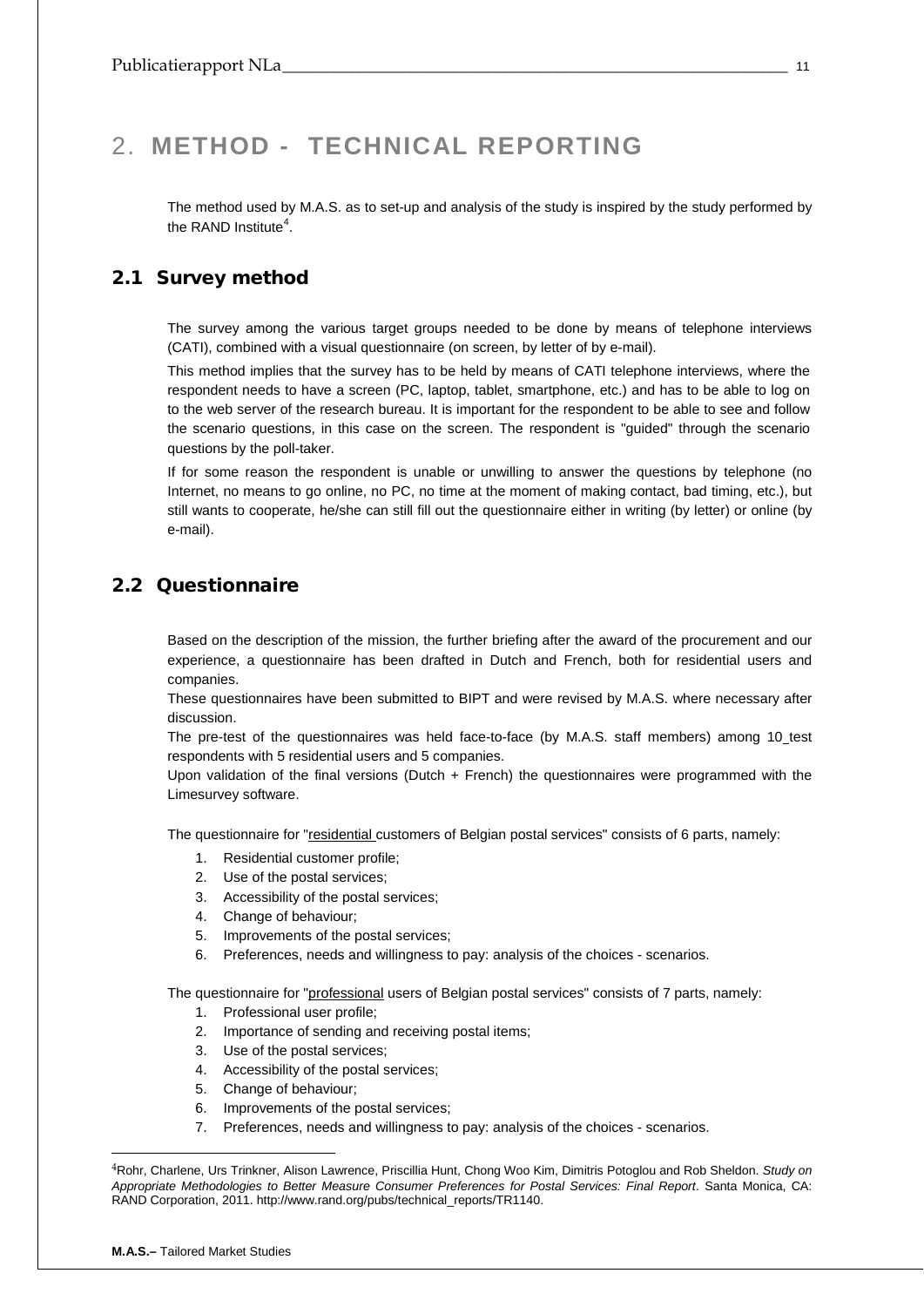# 2. METHOD - TECHNICAL REPORTING

The method used by M.A.S. as to set-up and analysis of the study is inspired by the study performed by the RAND Institute[4].

## 2.1 Survey method

The survey among the various target groups needed to be done by means of telephone interviews (CATI), combined with a visual questionnaire (on screen, by letter of by e-mail).

This method implies that the survey has to be held by means of CATI telephone interviews, where the respondent needs to have a screen (PC, laptop, tablet, smartphone, etc.) and has to be able to log on to the web server of the research bureau. It is important for the respondent to be able to see and follow the scenario questions, in this case on the screen. The respondent is "guided" through the scenario questions by the poll-taker.

If for some reason the respondent is unable or unwilling to answer the questions by telephone (no Internet, no means to go online, no PC, no time at the moment of making contact, bad timing, etc.), but still wants to cooperate, he/she can still fill out the questionnaire either in writing (by letter) or online (by e-mail).

## 2.2 Questionnaire

Based on the description of the mission, the further briefing after the award of the procurement and our experience, a questionnaire has been drafted in Dutch and French, both for residential users and companies.

These questionnaires have been submitted to BIPT and were revised by M.A.S. where necessary after discussion.

The pre-test of the questionnaires was held face-to-face (by M.A.S. staff members) among 10 test respondents with 5 residential users and 5 companies.

Upon validation of the final versions (Dutch + French) the questionnaires were programmed with the Limesurvey software.

The questionnaire for "residential customers of Belgian postal services" consists of 6 parts, namely:

1. Residential customer profile;
2. Use of the postal services;
3. Accessibility of the postal services;
4. Change of behaviour;
5. Improvements of the postal services;
6. Preferences, needs and willingness to pay: analysis of the choices - scenarios.

The questionnaire for "professional users of Belgian postal services" consists of 7 parts, namely:

1. Professional user profile;
2. Importance of sending and receiving postal items;
3. Use of the postal services;
4. Accessibility of the postal services;
5. Change of behaviour;
6. Improvements of the postal services;
7. Preferences, needs and willingness to pay: analysis of the choices - scenarios.

---

[4] Rohr, Charlene, Urs Trinkner, Alison Lawrence, Priscillia Hunt, Chong Woo Kim, Dimitris Potoglou and Rob Sheldon. *Study on Appropriate Methodologies to Better Measure Consumer Preferences for Postal Services: Final Report*. Santa Monica, CA: RAND Corporation, 2011. http://www.rand.org/pubs/technical_reports/TR1140.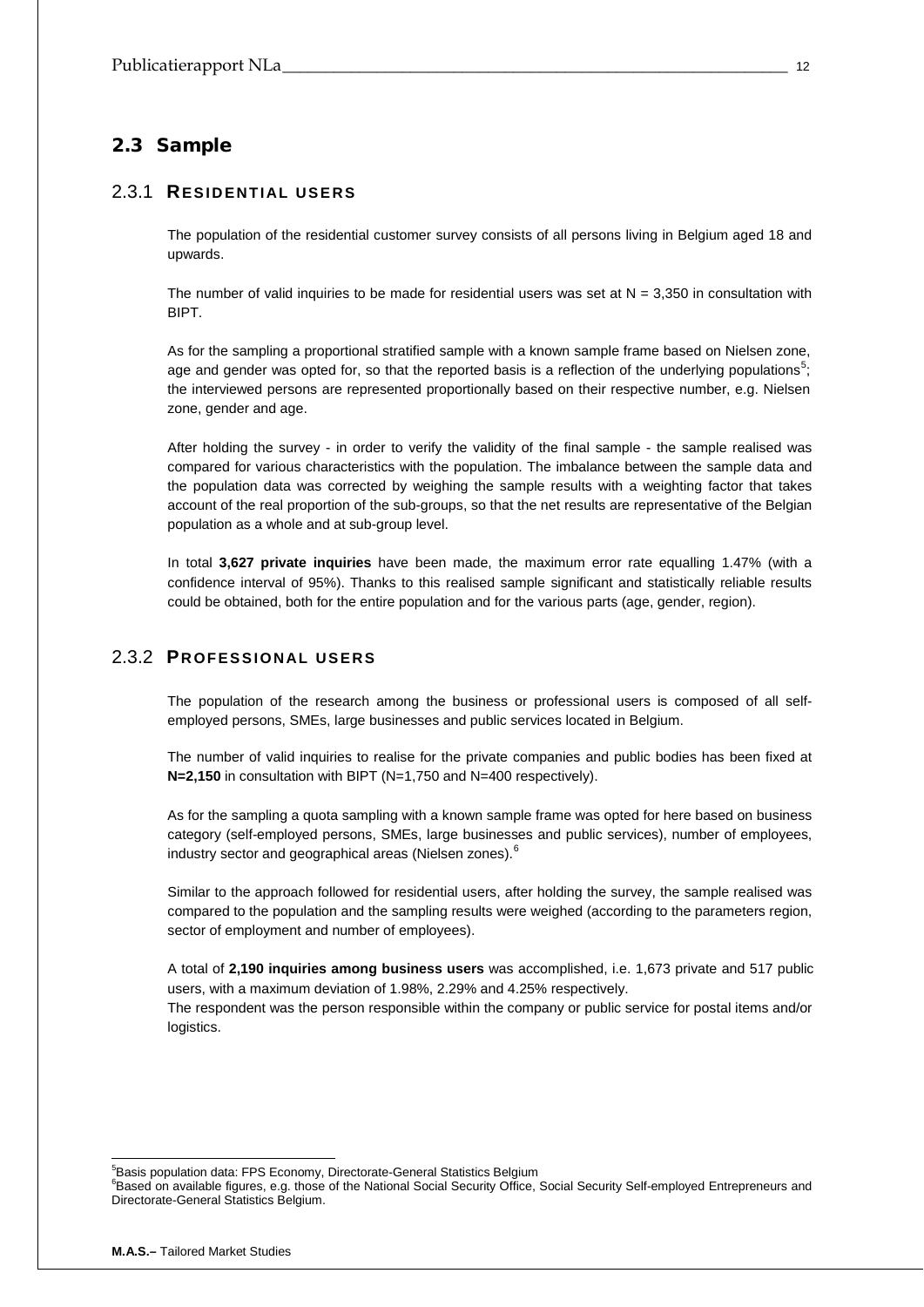## 2.3 Sample

### 2.3.1 RESIDENTIAL USERS

The population of the residential customer survey consists of all persons living in Belgium aged 18 and upwards.

The number of valid inquiries to be made for residential users was set at N = 3,350 in consultation with BIPT.

As for the sampling a proportional stratified sample with a known sample frame based on Nielsen zone, age and gender was opted for, so that the reported basis is a reflection of the underlying populations[5]; the interviewed persons are represented proportionally based on their respective number, e.g. Nielsen zone, gender and age.

After holding the survey - in order to verify the validity of the final sample - the sample realised was compared for various characteristics with the population. The imbalance between the sample data and the population data was corrected by weighing the sample results with a weighting factor that takes account of the real proportion of the sub-groups, so that the net results are representative of the Belgian population as a whole and at sub-group level.

In total **3,627 private inquiries** have been made, the maximum error rate equalling 1.47% (with a confidence interval of 95%). Thanks to this realised sample significant and statistically reliable results could be obtained, both for the entire population and for the various parts (age, gender, region).

### 2.3.2 PROFESSIONAL USERS

The population of the research among the business or professional users is composed of all self-employed persons, SMEs, large businesses and public services located in Belgium.

The number of valid inquiries to realise for the private companies and public bodies has been fixed at **N=2,150** in consultation with BIPT (N=1,750 and N=400 respectively).

As for the sampling a quota sampling with a known sample frame was opted for here based on business category (self-employed persons, SMEs, large businesses and public services), number of employees, industry sector and geographical areas (Nielsen zones).[6]

Similar to the approach followed for residential users, after holding the survey, the sample realised was compared to the population and the sampling results were weighed (according to the parameters region, sector of employment and number of employees).

A total of **2,190 inquiries among business users** was accomplished, i.e. 1,673 private and 517 public users, with a maximum deviation of 1.98%, 2.29% and 4.25% respectively.
The respondent was the person responsible within the company or public service for postal items and/or logistics.

[5] Basis population data: FPS Economy, Directorate-General Statistics Belgium

[6] Based on available figures, e.g. those of the National Social Security Office, Social Security Self-employed Entrepreneurs and Directorate-General Statistics Belgium.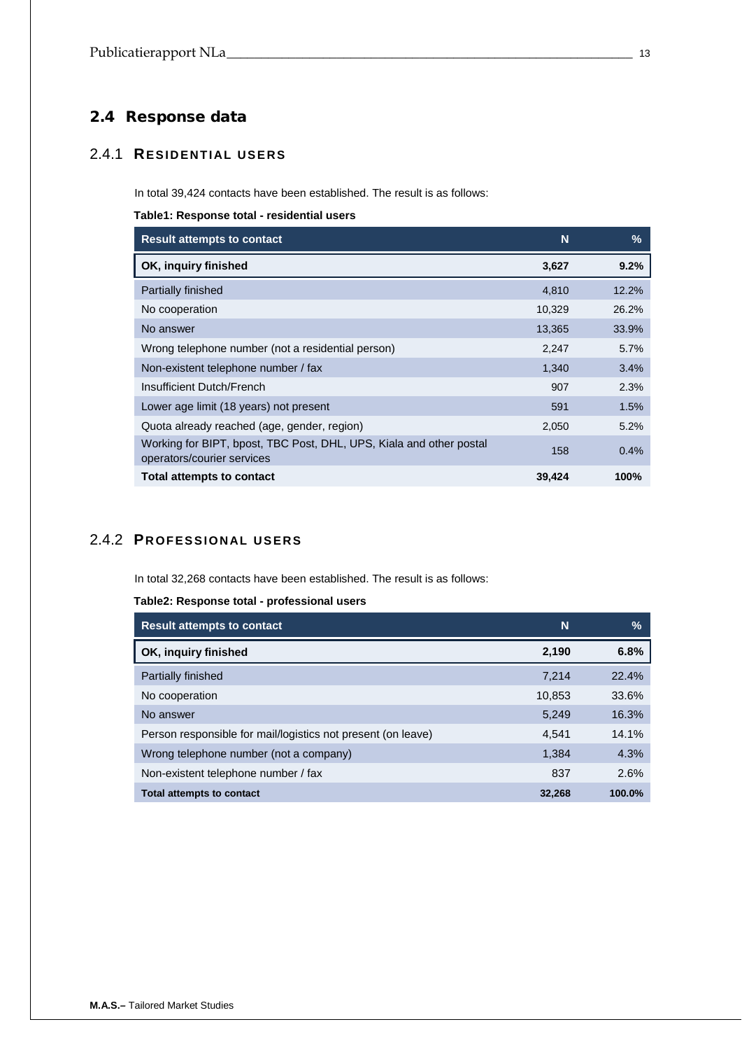## 2.4 Response data

### 2.4.1 Residential users

In total 39,424 contacts have been established. The result is as follows:

**Table1: Response total - residential users**

| Result attempts to contact | N | % |
|---|---|---|
| **OK, inquiry finished** | **3,627** | **9.2%** |
| Partially finished | 4,810 | 12.2% |
| No cooperation | 10,329 | 26.2% |
| No answer | 13,365 | 33.9% |
| Wrong telephone number (not a residential person) | 2,247 | 5.7% |
| Non-existent telephone number / fax | 1,340 | 3.4% |
| Insufficient Dutch/French | 907 | 2.3% |
| Lower age limit (18 years) not present | 591 | 1.5% |
| Quota already reached (age, gender, region) | 2,050 | 5.2% |
| Working for BIPT, bpost, TBC Post, DHL, UPS, Kiala and other postal operators/courier services | 158 | 0.4% |
| **Total attempts to contact** | **39,424** | **100%** |

### 2.4.2 Professional users

In total 32,268 contacts have been established. The result is as follows:

**Table2: Response total - professional users**

| Result attempts to contact | N | % |
|---|---|---|
| **OK, inquiry finished** | **2,190** | **6.8%** |
| Partially finished | 7,214 | 22.4% |
| No cooperation | 10,853 | 33.6% |
| No answer | 5,249 | 16.3% |
| Person responsible for mail/logistics not present (on leave) | 4,541 | 14.1% |
| Wrong telephone number (not a company) | 1,384 | 4.3% |
| Non-existent telephone number / fax | 837 | 2.6% |
| **Total attempts to contact** | **32,268** | **100.0%** |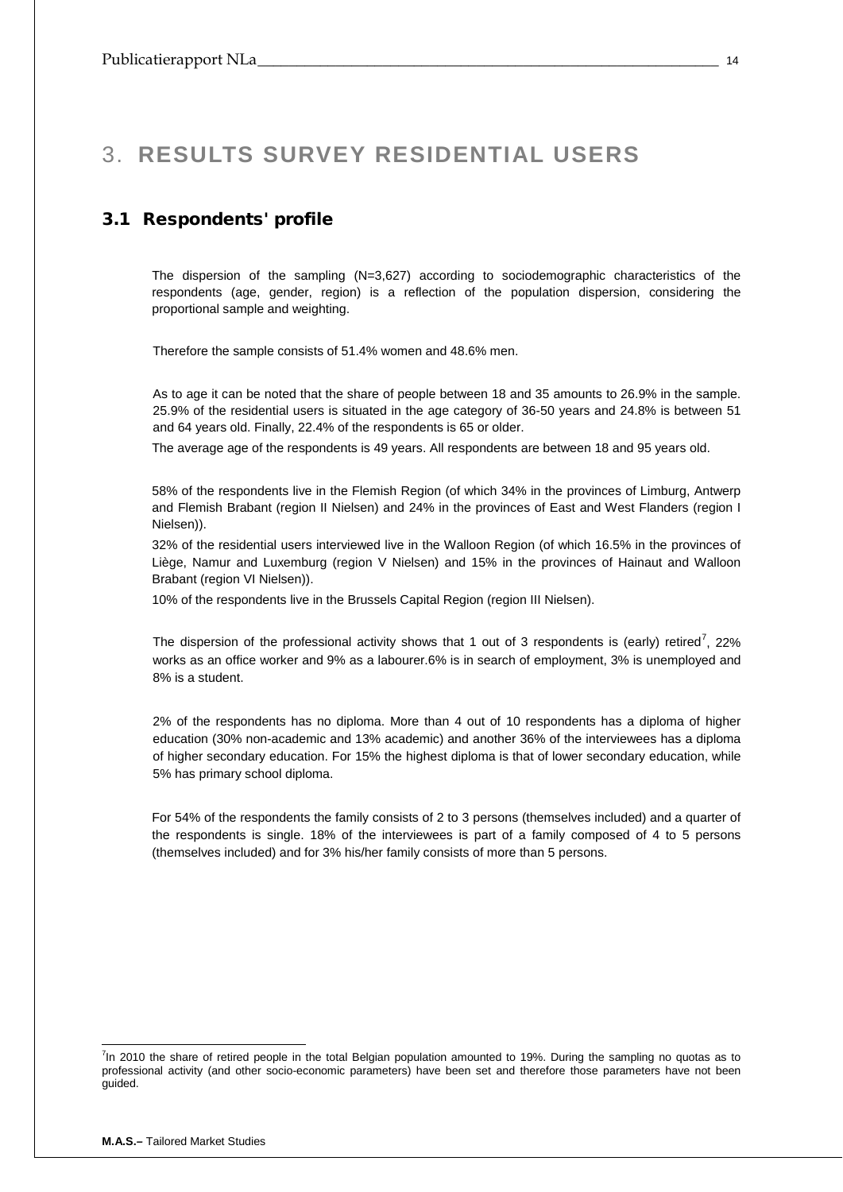# 3. RESULTS SURVEY RESIDENTIAL USERS

## 3.1 Respondents' profile

The dispersion of the sampling (N=3,627) according to sociodemographic characteristics of the respondents (age, gender, region) is a reflection of the population dispersion, considering the proportional sample and weighting.

Therefore the sample consists of 51.4% women and 48.6% men.

As to age it can be noted that the share of people between 18 and 35 amounts to 26.9% in the sample. 25.9% of the residential users is situated in the age category of 36-50 years and 24.8% is between 51 and 64 years old. Finally, 22.4% of the respondents is 65 or older.

The average age of the respondents is 49 years. All respondents are between 18 and 95 years old.

58% of the respondents live in the Flemish Region (of which 34% in the provinces of Limburg, Antwerp and Flemish Brabant (region II Nielsen) and 24% in the provinces of East and West Flanders (region I Nielsen)).

32% of the residential users interviewed live in the Walloon Region (of which 16.5% in the provinces of Liège, Namur and Luxemburg (region V Nielsen) and 15% in the provinces of Hainaut and Walloon Brabant (region VI Nielsen)).

10% of the respondents live in the Brussels Capital Region (region III Nielsen).

The dispersion of the professional activity shows that 1 out of 3 respondents is (early) retired[7], 22% works as an office worker and 9% as a labourer.6% is in search of employment, 3% is unemployed and 8% is a student.

2% of the respondents has no diploma. More than 4 out of 10 respondents has a diploma of higher education (30% non-academic and 13% academic) and another 36% of the interviewees has a diploma of higher secondary education. For 15% the highest diploma is that of lower secondary education, while 5% has primary school diploma.

For 54% of the respondents the family consists of 2 to 3 persons (themselves included) and a quarter of the respondents is single. 18% of the interviewees is part of a family composed of 4 to 5 persons (themselves included) and for 3% his/her family consists of more than 5 persons.

---

[7] In 2010 the share of retired people in the total Belgian population amounted to 19%. During the sampling no quotas as to professional activity (and other socio-economic parameters) have been set and therefore those parameters have not been guided.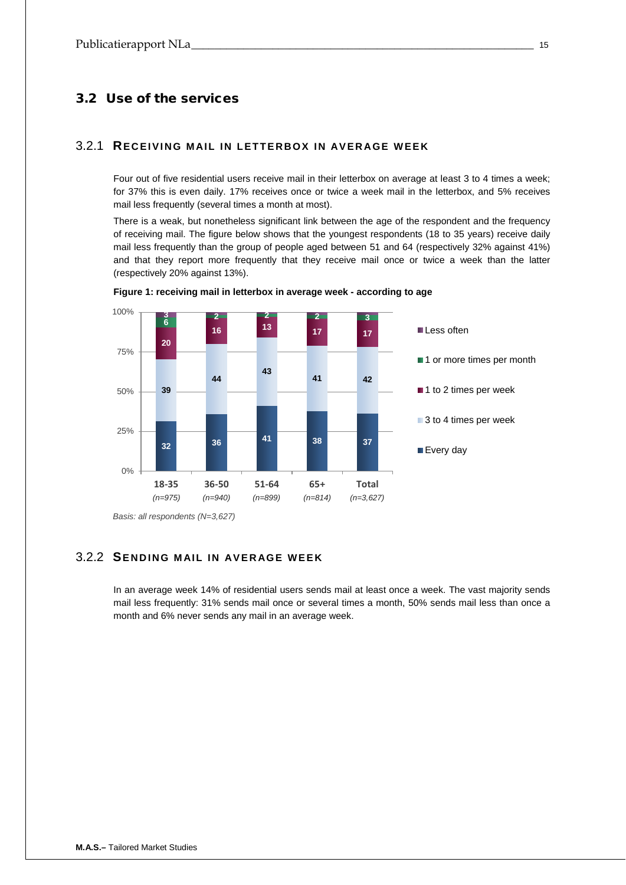## 3.2 Use of the services

### 3.2.1 Receiving mail in letterbox in average week

Four out of five residential users receive mail in their letterbox on average at least 3 to 4 times a week; for 37% this is even daily. 17% receives once or twice a week mail in the letterbox, and 5% receives mail less frequently (several times a month at most).

There is a weak, but nonetheless significant link between the age of the respondent and the frequency of receiving mail. The figure below shows that the youngest respondents (18 to 35 years) receive daily mail less frequently than the group of people aged between 51 and 64 (respectively 32% against 41%) and that they report more frequently that they receive mail once or twice a week than the latter (respectively 20% against 13%).

**Figure 1: receiving mail in letterbox in average week - according to age**

| | 18-35 (n=975) | 36-50 (n=940) | 51-64 (n=899) | 65+ (n=814) | Total (n=3,627) |
|---|---|---|---|---|---|
| Less often | 3 | 2 | 2 | 2 | 3 |
| 1 or more times per month | 6 | | | | |
| 1 to 2 times per week | 20 | 16 | 13 | 17 | 17 |
| 3 to 4 times per week | 39 | 44 | 43 | 41 | 42 |
| Every day | 32 | 36 | 41 | 38 | 37 |

*Basis: all respondents (N=3,627)*

### 3.2.2 Sending mail in average week

In an average week 14% of residential users sends mail at least once a week. The vast majority sends mail less frequently: 31% sends mail once or several times a month, 50% sends mail less than once a month and 6% never sends any mail in an average week.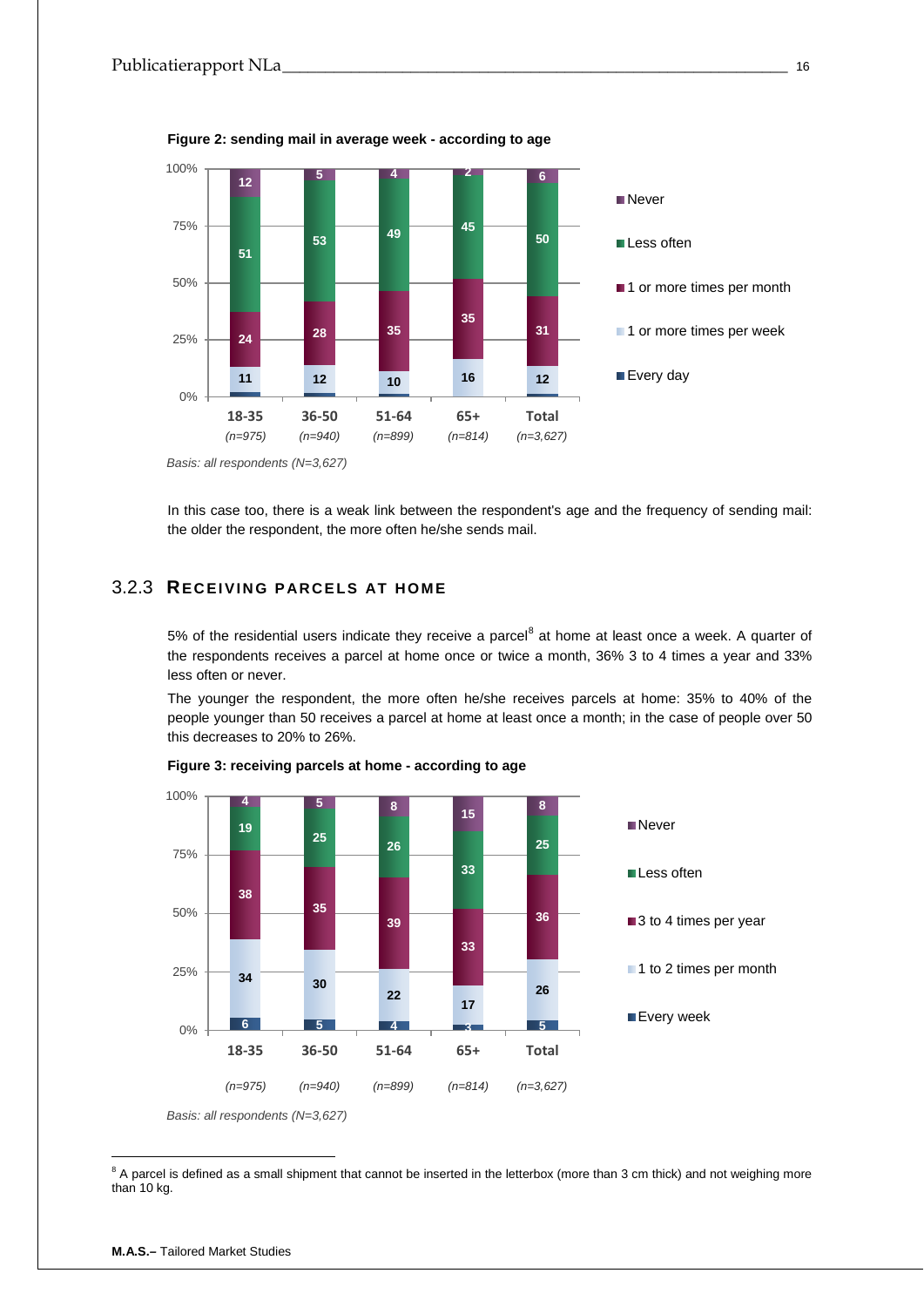**Figure 2: sending mail in average week - according to age**

| | 18-35 (n=975) | 36-50 (n=940) | 51-64 (n=899) | 65+ (n=814) | Total (n=3,627) |
|---|---|---|---|---|---|
| Never | 12 | 5 | 4 | 2 | 6 |
| Less often | 51 | 53 | 49 | 45 | 50 |
| 1 or more times per month | 24 | 28 | 35 | 35 | 31 |
| 1 or more times per week | 11 | 12 | 10 | 16 | 12 |
| Every day | | | | | |

*Basis: all respondents (N=3,627)*

In this case too, there is a weak link between the respondent's age and the frequency of sending mail: the older the respondent, the more often he/she sends mail.

## 3.2.3 Receiving parcels at home

5% of the residential users indicate they receive a parcel[8] at home at least once a week. A quarter of the respondents receives a parcel at home once or twice a month, 36% 3 to 4 times a year and 33% less often or never.

The younger the respondent, the more often he/she receives parcels at home: 35% to 40% of the people younger than 50 receives a parcel at home at least once a month; in the case of people over 50 this decreases to 20% to 26%.

**Figure 3: receiving parcels at home - according to age**

| | 18-35 (n=975) | 36-50 (n=940) | 51-64 (n=899) | 65+ (n=814) | Total (n=3,627) |
|---|---|---|---|---|---|
| Never | 4 | 5 | 8 | 15 | 8 |
| Less often | 19 | 25 | 26 | 33 | 25 |
| 3 to 4 times per year | 38 | 35 | 39 | 33 | 36 |
| 1 to 2 times per month | 34 | 30 | 22 | 17 | 26 |
| Every week | 6 | 5 | 4 | 3 | 5 |

*Basis: all respondents (N=3,627)*

---

[8] A parcel is defined as a small shipment that cannot be inserted in the letterbox (more than 3 cm thick) and not weighing more than 10 kg.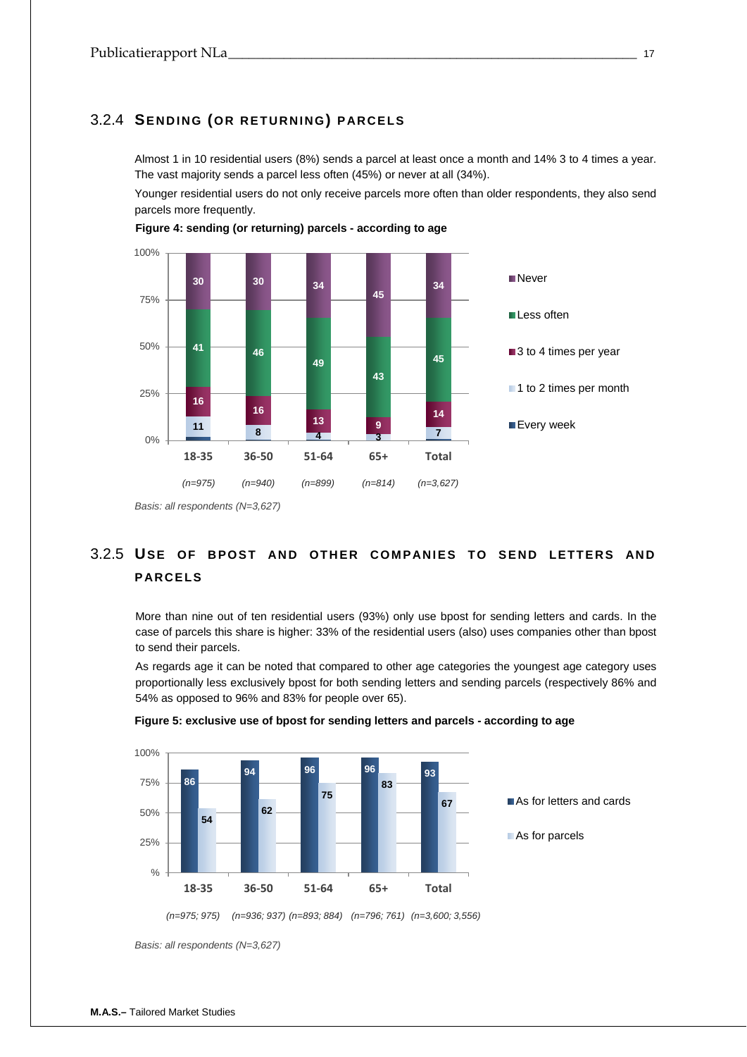### 3.2.4 Sending (or returning) parcels

Almost 1 in 10 residential users (8%) sends a parcel at least once a month and 14% 3 to 4 times a year. The vast majority sends a parcel less often (45%) or never at all (34%).

Younger residential users do not only receive parcels more often than older respondents, they also send parcels more frequently.

**Figure 4: sending (or returning) parcels - according to age**

| | 18-35 (n=975) | 36-50 (n=940) | 51-64 (n=899) | 65+ (n=814) | Total (n=3,627) |
|---|---|---|---|---|---|
| Never | 30 | 30 | 34 | 45 | 34 |
| Less often | 41 | 46 | 49 | 43 | 45 |
| 3 to 4 times per year | 16 | 16 | 13 | 9 | 14 |
| 1 to 2 times per month | 11 | 8 | 4 | 3 | 7 |
| Every week | | | | | |

*Basis: all respondents (N=3,627)*

### 3.2.5 Use of bpost and other companies to send letters and parcels

More than nine out of ten residential users (93%) only use bpost for sending letters and cards. In the case of parcels this share is higher: 33% of the residential users (also) uses companies other than bpost to send their parcels.

As regards age it can be noted that compared to other age categories the youngest age category uses proportionally less exclusively bpost for both sending letters and sending parcels (respectively 86% and 54% as opposed to 96% and 83% for people over 65).

**Figure 5: exclusive use of bpost for sending letters and parcels - according to age**

| | 18-35 (n=975; 975) | 36-50 (n=936; 937) | 51-64 (n=893; 884) | 65+ (n=796; 761) | Total (n=3,600; 3,556) |
|---|---|---|---|---|---|
| As for letters and cards | 86 | 94 | 96 | 96 | 93 |
| As for parcels | 54 | 62 | 75 | 83 | 67 |

*Basis: all respondents (N=3,627)*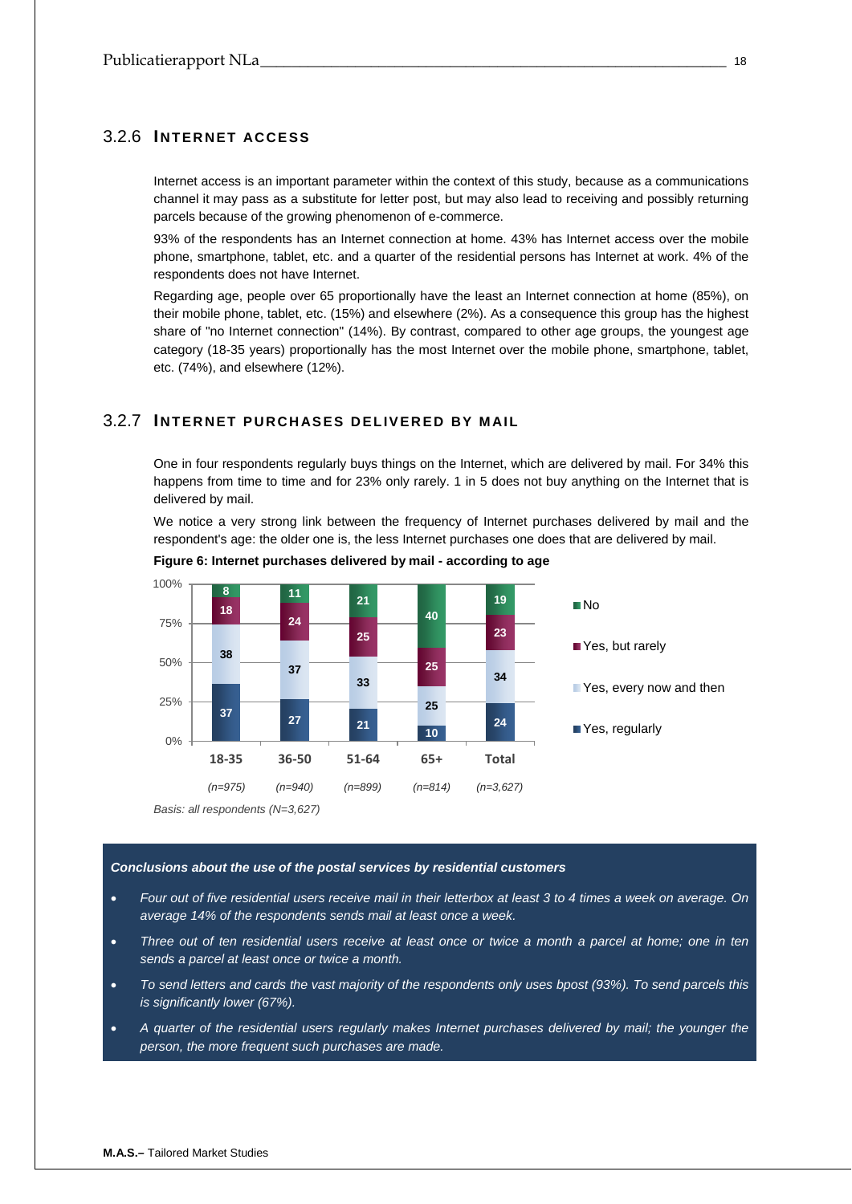### 3.2.6 Internet access

Internet access is an important parameter within the context of this study, because as a communications channel it may pass as a substitute for letter post, but may also lead to receiving and possibly returning parcels because of the growing phenomenon of e-commerce.

93% of the respondents has an Internet connection at home. 43% has Internet access over the mobile phone, smartphone, tablet, etc. and a quarter of the residential persons has Internet at work. 4% of the respondents does not have Internet.

Regarding age, people over 65 proportionally have the least an Internet connection at home (85%), on their mobile phone, tablet, etc. (15%) and elsewhere (2%). As a consequence this group has the highest share of "no Internet connection" (14%). By contrast, compared to other age groups, the youngest age category (18-35 years) proportionally has the most Internet over the mobile phone, smartphone, tablet, etc. (74%), and elsewhere (12%).

### 3.2.7 Internet purchases delivered by mail

One in four respondents regularly buys things on the Internet, which are delivered by mail. For 34% this happens from time to time and for 23% only rarely. 1 in 5 does not buy anything on the Internet that is delivered by mail.

We notice a very strong link between the frequency of Internet purchases delivered by mail and the respondent's age: the older one is, the less Internet purchases one does that are delivered by mail.

**Figure 6: Internet purchases delivered by mail - according to age**

| | 18-35 (n=975) | 36-50 (n=940) | 51-64 (n=899) | 65+ (n=814) | Total (n=3,627) |
|---|---|---|---|---|---|
| No | 8 | 11 | 21 | 40 | 19 |
| Yes, but rarely | 18 | 24 | 25 | 25 | 23 |
| Yes, every now and then | 38 | 37 | 33 | 25 | 34 |
| Yes, regularly | 37 | 27 | 21 | 10 | 24 |

*Basis: all respondents (N=3,627)*

***Conclusions about the use of the postal services by residential customers***

- *Four out of five residential users receive mail in their letterbox at least 3 to 4 times a week on average. On average 14% of the respondents sends mail at least once a week.*
- *Three out of ten residential users receive at least once or twice a month a parcel at home; one in ten sends a parcel at least once or twice a month.*
- *To send letters and cards the vast majority of the respondents only uses bpost (93%). To send parcels this is significantly lower (67%).*
- *A quarter of the residential users regularly makes Internet purchases delivered by mail; the younger the person, the more frequent such purchases are made.*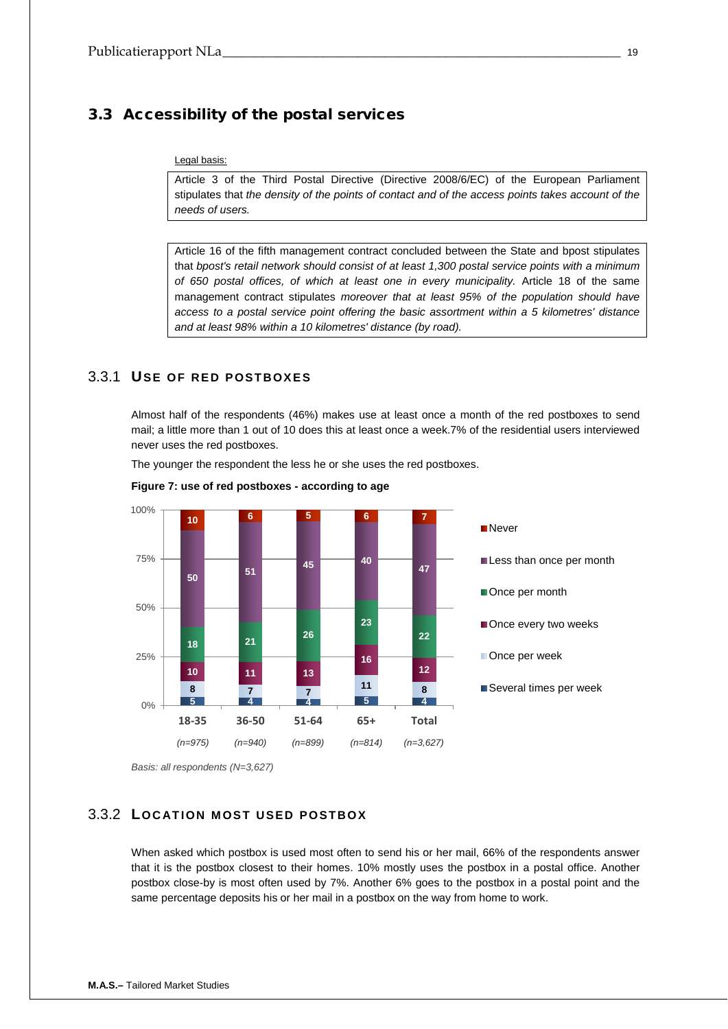## 3.3 Accessibility of the postal services

Legal basis:

Article 3 of the Third Postal Directive (Directive 2008/6/EC) of the European Parliament stipulates that *the density of the points of contact and of the access points takes account of the needs of users.*

Article 16 of the fifth management contract concluded between the State and bpost stipulates that *bpost's retail network should consist of at least 1,300 postal service points with a minimum of 650 postal offices, of which at least one in every municipality.* Article 18 of the same management contract stipulates *moreover that at least 95% of the population should have access to a postal service point offering the basic assortment within a 5 kilometres' distance and at least 98% within a 10 kilometres' distance (by road).*

### 3.3.1 Use of red postboxes

Almost half of the respondents (46%) makes use at least once a month of the red postboxes to send mail; a little more than 1 out of 10 does this at least once a week.7% of the residential users interviewed never uses the red postboxes.

The younger the respondent the less he or she uses the red postboxes.

**Figure 7: use of red postboxes - according to age**

| | 18-35 (n=975) | 36-50 (n=940) | 51-64 (n=899) | 65+ (n=814) | Total (n=3,627) |
|---|---|---|---|---|---|
| Never | 10 | 6 | 5 | 6 | 7 |
| Less than once per month | 50 | 51 | 45 | 40 | 47 |
| Once per month | 18 | 21 | 26 | 23 | 22 |
| Once every two weeks | 10 | 11 | 13 | 16 | 12 |
| Once per week | 8 | 7 | 7 | 11 | 8 |
| Several times per week | 5 | 4 | 4 | 5 | 4 |

*Basis: all respondents (N=3,627)*

### 3.3.2 Location most used postbox

When asked which postbox is used most often to send his or her mail, 66% of the respondents answer that it is the postbox closest to their homes. 10% mostly uses the postbox in a postal office. Another postbox close-by is most often used by 7%. Another 6% goes to the postbox in a postal point and the same percentage deposits his or her mail in a postbox on the way from home to work.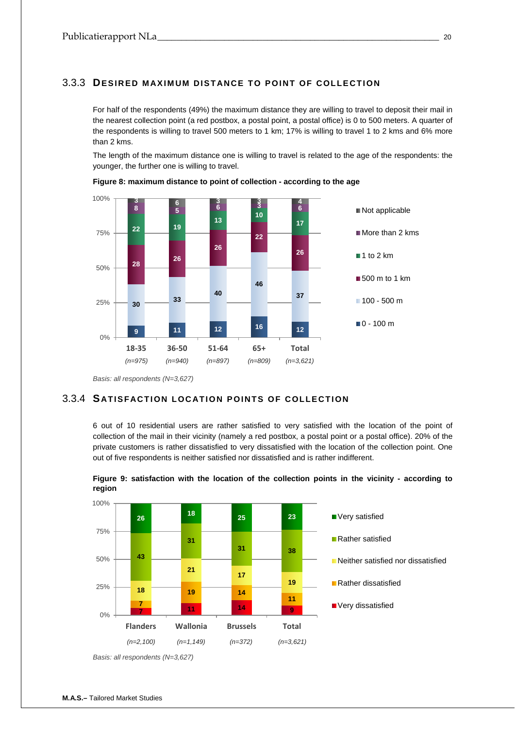### 3.3.3 Desired maximum distance to point of collection

For half of the respondents (49%) the maximum distance they are willing to travel to deposit their mail in the nearest collection point (a red postbox, a postal point, a postal office) is 0 to 500 meters. A quarter of the respondents is willing to travel 500 meters to 1 km; 17% is willing to travel 1 to 2 kms and 6% more than 2 kms.

The length of the maximum distance one is willing to travel is related to the age of the respondents: the younger, the further one is willing to travel.

**Figure 8: maximum distance to point of collection - according to the age**

| | 18-35 (n=975) | 36-50 (n=940) | 51-64 (n=897) | 65+ (n=809) | Total (n=3,621) |
|---|---|---|---|---|---|
| Not applicable | 3 | 6 | 3 | 3 | 4 |
| More than 2 kms | 8 | 5 | 6 | 3 | 6 |
| 1 to 2 km | 22 | 19 | 13 | 10 | 17 |
| 500 m to 1 km | 28 | 26 | 26 | 22 | 26 |
| 100 - 500 m | 30 | 33 | 40 | 46 | 37 |
| 0 - 100 m | 9 | 11 | 12 | 16 | 12 |

*Basis: all respondents (N=3,627)*

### 3.3.4 Satisfaction location points of collection

6 out of 10 residential users are rather satisfied to very satisfied with the location of the point of collection of the mail in their vicinity (namely a red postbox, a postal point or a postal office). 20% of the private customers is rather dissatisfied to very dissatisfied with the location of the collection point. One out of five respondents is neither satisfied nor dissatisfied and is rather indifferent.

**Figure 9: satisfaction with the location of the collection points in the vicinity - according to region**

| | Flanders (n=2,100) | Wallonia (n=1,149) | Brussels (n=372) | Total (n=3,621) |
|---|---|---|---|---|
| Very satisfied | 26 | 18 | 25 | 23 |
| Rather satisfied | 43 | 31 | 31 | 38 |
| Neither satisfied nor dissatisfied | 18 | 21 | 17 | 19 |
| Rather dissatisfied | 7 | 19 | 14 | 11 |
| Very dissatisfied | 7 | 11 | 14 | 9 |

*Basis: all respondents (N=3,627)*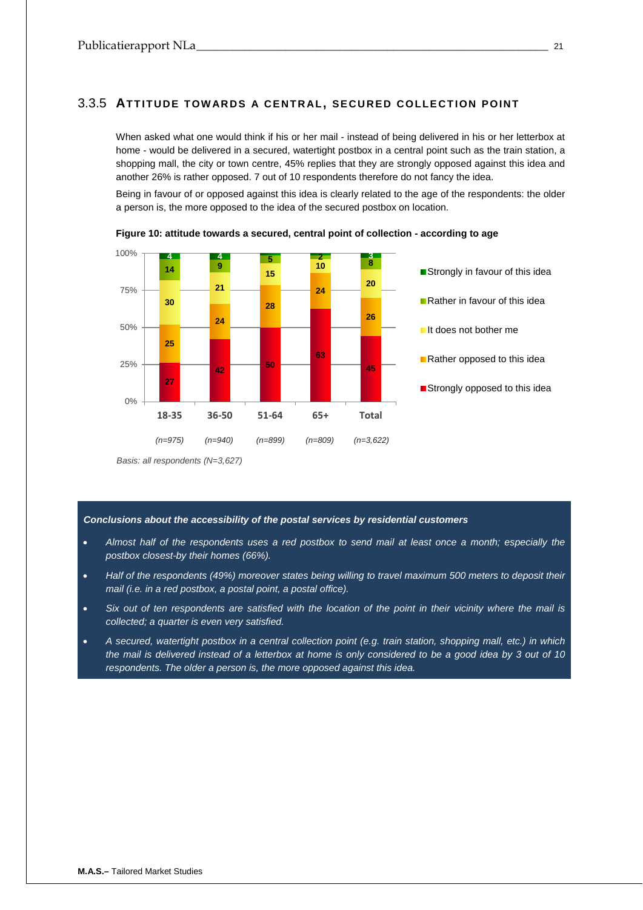### 3.3.5 Attitude towards a central, secured collection point

When asked what one would think if his or her mail - instead of being delivered in his or her letterbox at home - would be delivered in a secured, watertight postbox in a central point such as the train station, a shopping mall, the city or town centre, 45% replies that they are strongly opposed against this idea and another 26% is rather opposed. 7 out of 10 respondents therefore do not fancy the idea.

Being in favour of or opposed against this idea is clearly related to the age of the respondents: the older a person is, the more opposed to the idea of the secured postbox on location.

**Figure 10: attitude towards a secured, central point of collection - according to age**

| | 18-35 (n=975) | 36-50 (n=940) | 51-64 (n=899) | 65+ (n=809) | Total (n=3,622) |
|---|---|---|---|---|---|
| Strongly in favour of this idea | 4 | 4 | | | 3 |
| Rather in favour of this idea | 14 | 9 | 5 | 2 | 8 |
| It does not bother me | 30 | 21 | 15 | 10 | 20 |
| Rather opposed to this idea | 25 | 24 | 28 | 24 | 26 |
| Strongly opposed to this idea | 27 | 42 | 50 | 63 | 45 |

*Basis: all respondents (N=3,627)*

***Conclusions about the accessibility of the postal services by residential customers***

- *Almost half of the respondents uses a red postbox to send mail at least once a month; especially the postbox closest-by their homes (66%).*
- *Half of the respondents (49%) moreover states being willing to travel maximum 500 meters to deposit their mail (i.e. in a red postbox, a postal point, a postal office).*
- *Six out of ten respondents are satisfied with the location of the point in their vicinity where the mail is collected; a quarter is even very satisfied.*
- *A secured, watertight postbox in a central collection point (e.g. train station, shopping mall, etc.) in which the mail is delivered instead of a letterbox at home is only considered to be a good idea by 3 out of 10 respondents. The older a person is, the more opposed against this idea.*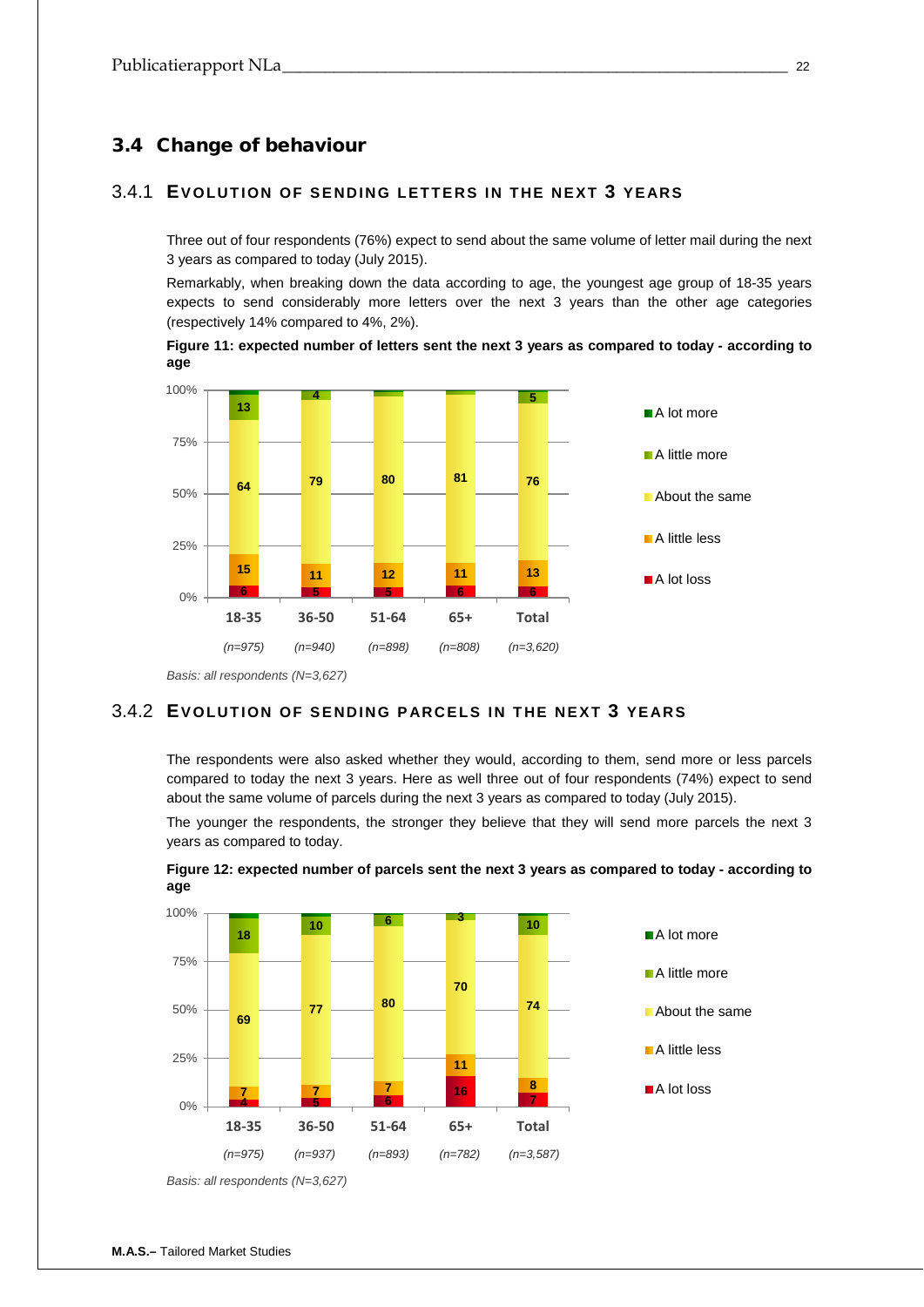## 3.4 Change of behaviour

### 3.4.1 Evolution of sending letters in the next 3 years

Three out of four respondents (76%) expect to send about the same volume of letter mail during the next 3 years as compared to today (July 2015).

Remarkably, when breaking down the data according to age, the youngest age group of 18-35 years expects to send considerably more letters over the next 3 years than the other age categories (respectively 14% compared to 4%, 2%).

**Figure 11: expected number of letters sent the next 3 years as compared to today - according to age**

| | 18-35 (n=975) | 36-50 (n=940) | 51-64 (n=898) | 65+ (n=808) | Total (n=3,620) |
|---|---|---|---|---|---|
| A lot more | | | | | |
| A little more | 13 | 4 | | | 5 |
| About the same | 64 | 79 | 80 | 81 | 76 |
| A little less | 15 | 11 | 12 | 11 | 13 |
| A lot loss | 6 | 5 | 5 | 6 | 6 |

*Basis: all respondents (N=3,627)*

### 3.4.2 Evolution of sending parcels in the next 3 years

The respondents were also asked whether they would, according to them, send more or less parcels compared to today the next 3 years. Here as well three out of four respondents (74%) expect to send about the same volume of parcels during the next 3 years as compared to today (July 2015).

The younger the respondents, the stronger they believe that they will send more parcels the next 3 years as compared to today.

**Figure 12: expected number of parcels sent the next 3 years as compared to today - according to age**

| | 18-35 (n=975) | 36-50 (n=937) | 51-64 (n=893) | 65+ (n=782) | Total (n=3,587) |
|---|---|---|---|---|---|
| A lot more | | | | | |
| A little more | 18 | 10 | 6 | 3 | 10 |
| About the same | 69 | 77 | 80 | 70 | 74 |
| A little less | 7 | 7 | 7 | 11 | 8 |
| A lot loss | 4 | 5 | 6 | 16 | 7 |

*Basis: all respondents (N=3,627)*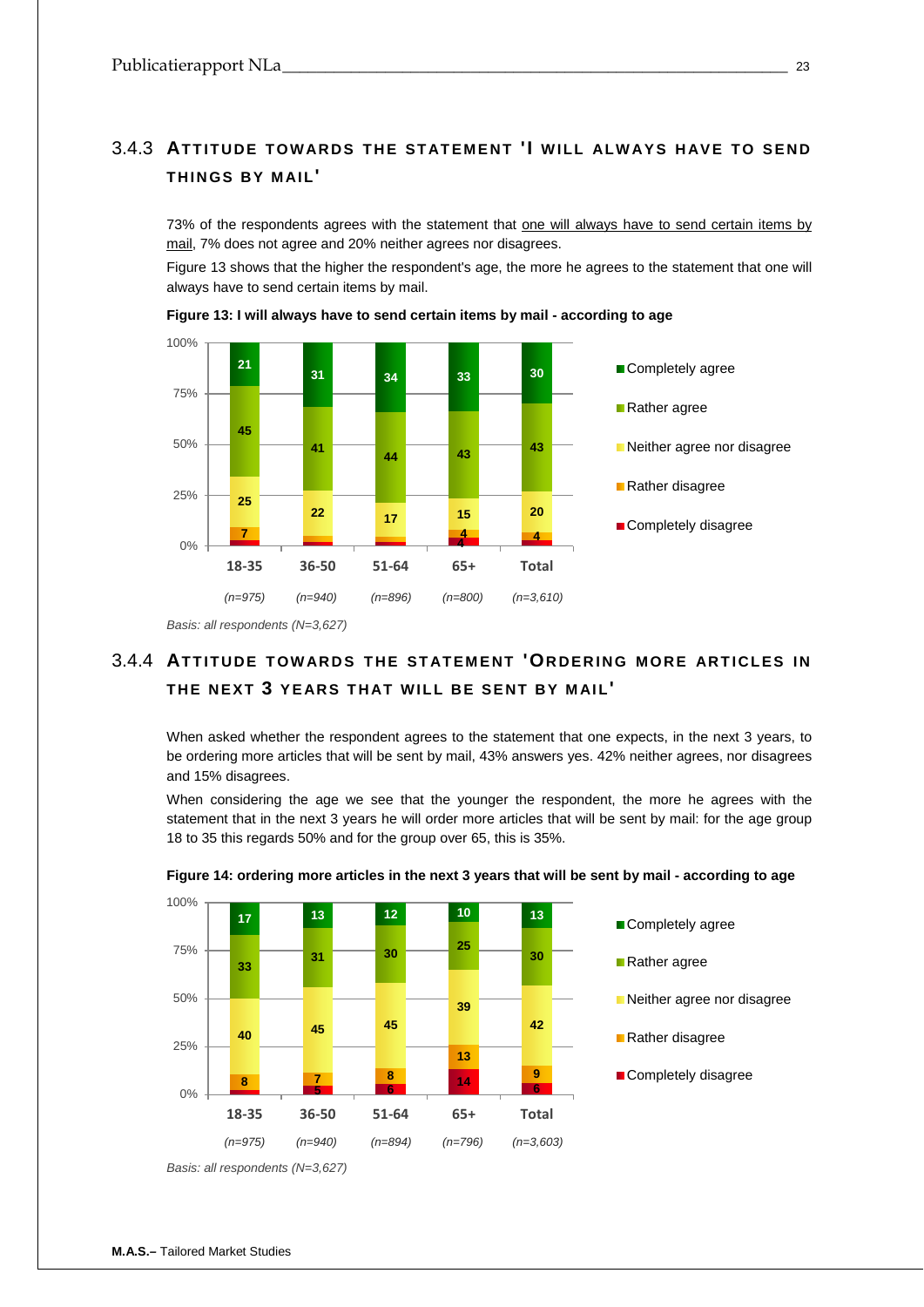### 3.4.3 Attitude towards the statement 'I will always have to send things by mail'

73% of the respondents agrees with the statement that one will always have to send certain items by mail, 7% does not agree and 20% neither agrees nor disagrees.

Figure 13 shows that the higher the respondent's age, the more he agrees to the statement that one will always have to send certain items by mail.

**Figure 13: I will always have to send certain items by mail - according to age**

| | 18-35 (n=975) | 36-50 (n=940) | 51-64 (n=896) | 65+ (n=800) | Total (n=3,610) |
|---|---|---|---|---|---|
| Completely agree | 21 | 31 | 34 | 33 | 30 |
| Rather agree | 45 | 41 | 44 | 43 | 43 |
| Neither agree nor disagree | 25 | 22 | 17 | 15 | 20 |
| Rather disagree | 7 | | | 4 | 4 |
| Completely disagree | | | | 4 | |

*Basis: all respondents (N=3,627)*

### 3.4.4 Attitude towards the statement 'Ordering more articles in the next 3 years that will be sent by mail'

When asked whether the respondent agrees to the statement that one expects, in the next 3 years, to be ordering more articles that will be sent by mail, 43% answers yes. 42% neither agrees, nor disagrees and 15% disagrees.

When considering the age we see that the younger the respondent, the more he agrees with the statement that in the next 3 years he will order more articles that will be sent by mail: for the age group 18 to 35 this regards 50% and for the group over 65, this is 35%.

**Figure 14: ordering more articles in the next 3 years that will be sent by mail - according to age**

| | 18-35 (n=975) | 36-50 (n=940) | 51-64 (n=894) | 65+ (n=796) | Total (n=3,603) |
|---|---|---|---|---|---|
| Completely agree | 17 | 13 | 12 | 10 | 13 |
| Rather agree | 33 | 31 | 30 | 25 | 30 |
| Neither agree nor disagree | 40 | 45 | 45 | 39 | 42 |
| Rather disagree | 8 | 7 | 8 | 13 | 9 |
| Completely disagree | | 5 | 6 | 14 | 6 |

*Basis: all respondents (N=3,627)*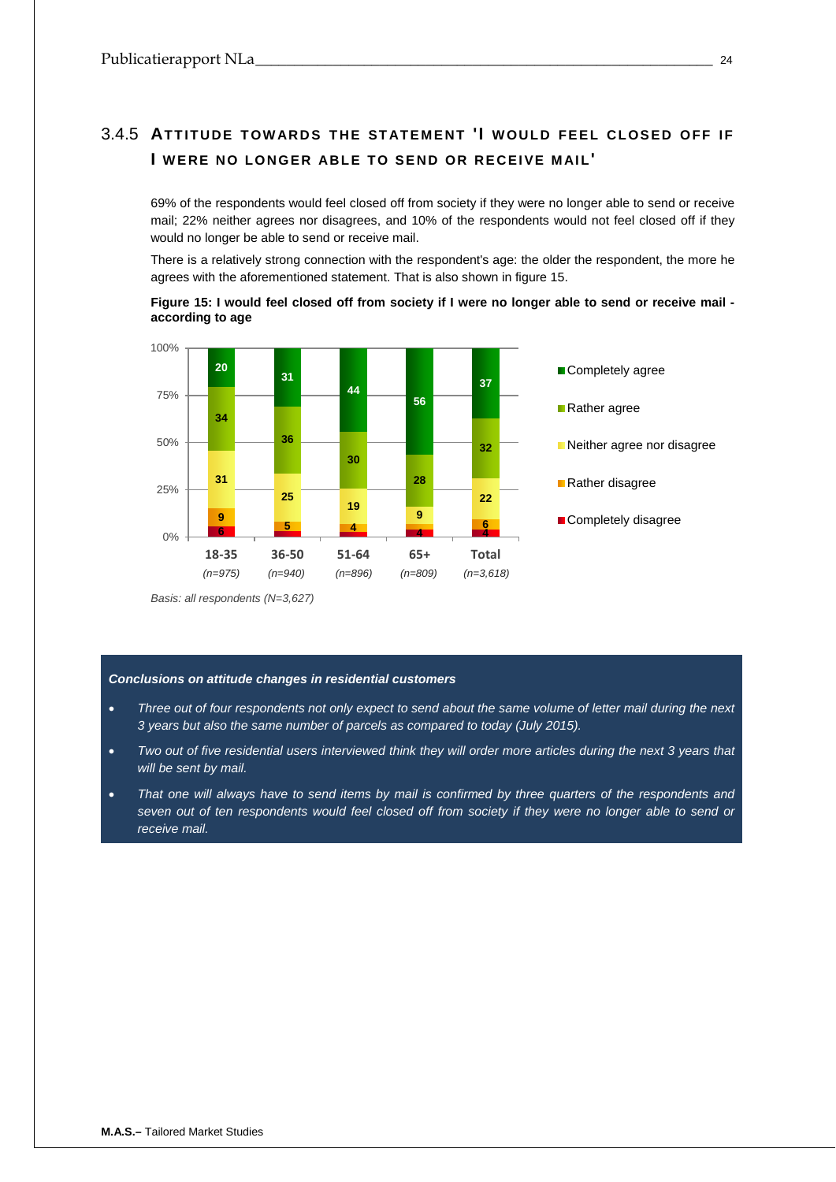### 3.4.5 ATTITUDE TOWARDS THE STATEMENT 'I WOULD FEEL CLOSED OFF IF I WERE NO LONGER ABLE TO SEND OR RECEIVE MAIL'

69% of the respondents would feel closed off from society if they were no longer able to send or receive mail; 22% neither agrees nor disagrees, and 10% of the respondents would not feel closed off if they would no longer be able to send or receive mail.

There is a relatively strong connection with the respondent's age: the older the respondent, the more he agrees with the aforementioned statement. That is also shown in figure 15.

**Figure 15: I would feel closed off from society if I were no longer able to send or receive mail - according to age**

| | 18-35 (n=975) | 36-50 (n=940) | 51-64 (n=896) | 65+ (n=809) | Total (n=3,618) |
|---|---|---|---|---|---|
| Completely agree | 20 | 31 | 44 | 56 | 37 |
| Rather agree | 34 | 36 | 30 | 28 | 32 |
| Neither agree nor disagree | 31 | 25 | 19 | 9 | 22 |
| Rather disagree | 9 | 5 | 4 | | 6 |
| Completely disagree | 6 | | | 4 | 4 |

*Basis: all respondents (N=3,627)*

***Conclusions on attitude changes in residential customers***

- *Three out of four respondents not only expect to send about the same volume of letter mail during the next 3 years but also the same number of parcels as compared to today (July 2015).*
- *Two out of five residential users interviewed think they will order more articles during the next 3 years that will be sent by mail.*
- *That one will always have to send items by mail is confirmed by three quarters of the respondents and seven out of ten respondents would feel closed off from society if they were no longer able to send or receive mail.*

**M.A.S.–** Tailored Market Studies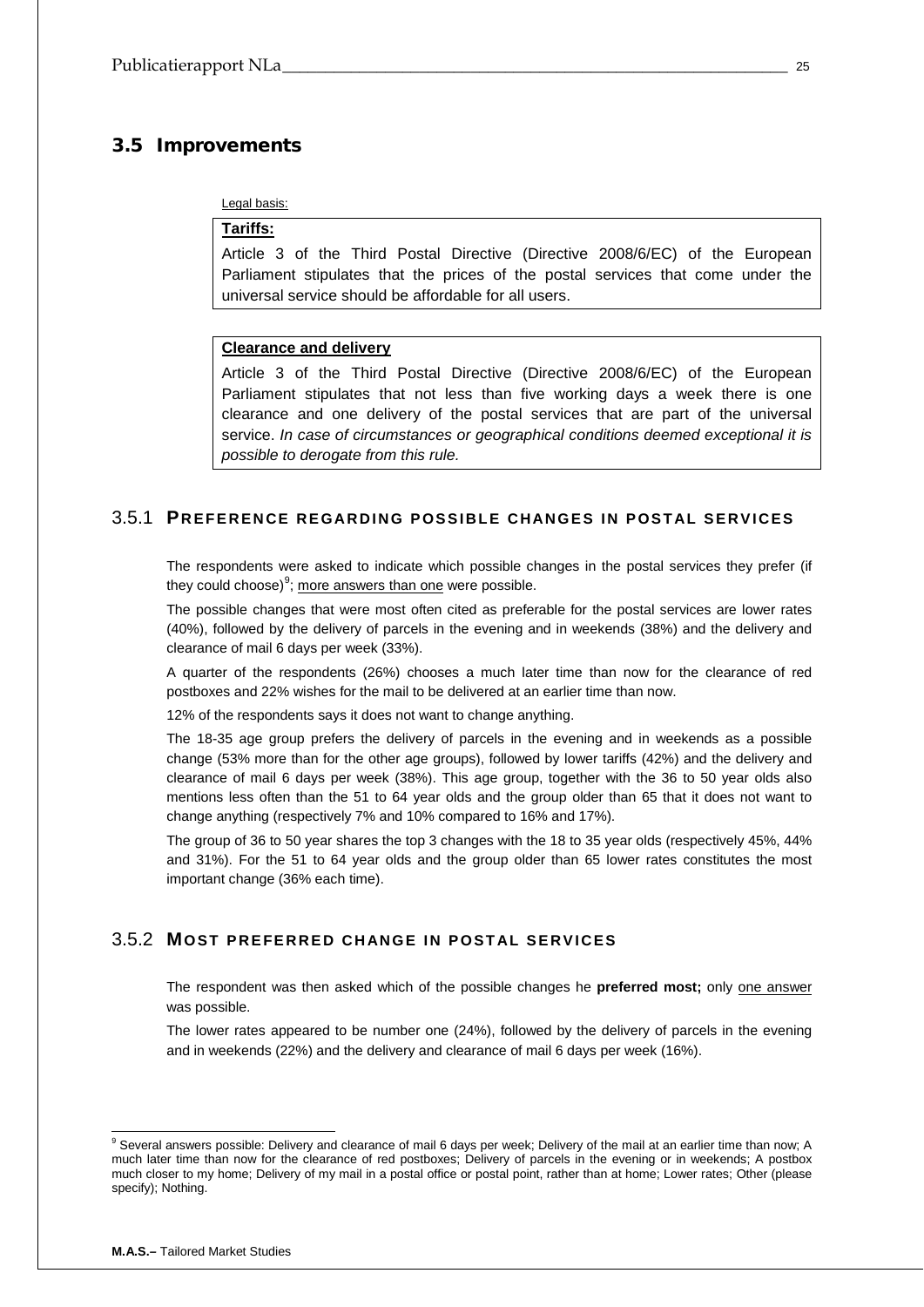## 3.5 Improvements

Legal basis:

> **Tariffs:**
>
> Article 3 of the Third Postal Directive (Directive 2008/6/EC) of the European Parliament stipulates that the prices of the postal services that come under the universal service should be affordable for all users.

> **Clearance and delivery**
>
> Article 3 of the Third Postal Directive (Directive 2008/6/EC) of the European Parliament stipulates that not less than five working days a week there is one clearance and one delivery of the postal services that are part of the universal service. *In case of circumstances or geographical conditions deemed exceptional it is possible to derogate from this rule.*

### 3.5.1 Preference regarding possible changes in postal services

The respondents were asked to indicate which possible changes in the postal services they prefer (if they could choose)[9]; more answers than one were possible.

The possible changes that were most often cited as preferable for the postal services are lower rates (40%), followed by the delivery of parcels in the evening and in weekends (38%) and the delivery and clearance of mail 6 days per week (33%).

A quarter of the respondents (26%) chooses a much later time than now for the clearance of red postboxes and 22% wishes for the mail to be delivered at an earlier time than now.

12% of the respondents says it does not want to change anything.

The 18-35 age group prefers the delivery of parcels in the evening and in weekends as a possible change (53% more than for the other age groups), followed by lower tariffs (42%) and the delivery and clearance of mail 6 days per week (38%). This age group, together with the 36 to 50 year olds also mentions less often than the 51 to 64 year olds and the group older than 65 that it does not want to change anything (respectively 7% and 10% compared to 16% and 17%).

The group of 36 to 50 year shares the top 3 changes with the 18 to 35 year olds (respectively 45%, 44% and 31%). For the 51 to 64 year olds and the group older than 65 lower rates constitutes the most important change (36% each time).

### 3.5.2 Most preferred change in postal services

The respondent was then asked which of the possible changes he **preferred most;** only one answer was possible.

The lower rates appeared to be number one (24%), followed by the delivery of parcels in the evening and in weekends (22%) and the delivery and clearance of mail 6 days per week (16%).

---

[9] Several answers possible: Delivery and clearance of mail 6 days per week; Delivery of the mail at an earlier time than now; A much later time than now for the clearance of red postboxes; Delivery of parcels in the evening or in weekends; A postbox much closer to my home; Delivery of my mail in a postal office or postal point, rather than at home; Lower rates; Other (please specify); Nothing.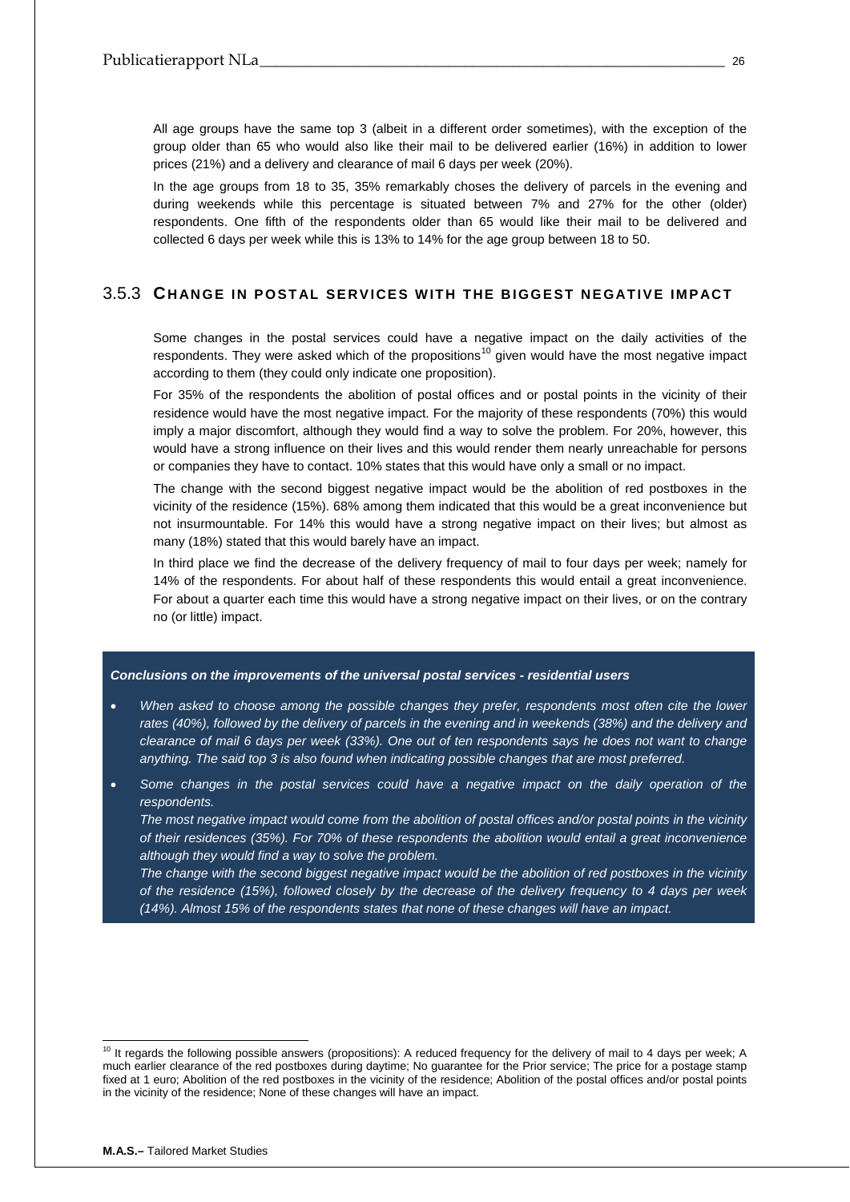All age groups have the same top 3 (albeit in a different order sometimes), with the exception of the group older than 65 who would also like their mail to be delivered earlier (16%) in addition to lower prices (21%) and a delivery and clearance of mail 6 days per week (20%).

In the age groups from 18 to 35, 35% remarkably choses the delivery of parcels in the evening and during weekends while this percentage is situated between 7% and 27% for the other (older) respondents. One fifth of the respondents older than 65 would like their mail to be delivered and collected 6 days per week while this is 13% to 14% for the age group between 18 to 50.

### 3.5.3 CHANGE IN POSTAL SERVICES WITH THE BIGGEST NEGATIVE IMPACT

Some changes in the postal services could have a negative impact on the daily activities of the respondents. They were asked which of the propositions[10] given would have the most negative impact according to them (they could only indicate one proposition).

For 35% of the respondents the abolition of postal offices and or postal points in the vicinity of their residence would have the most negative impact. For the majority of these respondents (70%) this would imply a major discomfort, although they would find a way to solve the problem. For 20%, however, this would have a strong influence on their lives and this would render them nearly unreachable for persons or companies they have to contact. 10% states that this would have only a small or no impact.

The change with the second biggest negative impact would be the abolition of red postboxes in the vicinity of the residence (15%). 68% among them indicated that this would be a great inconvenience but not insurmountable. For 14% this would have a strong negative impact on their lives; but almost as many (18%) stated that this would barely have an impact.

In third place we find the decrease of the delivery frequency of mail to four days per week; namely for 14% of the respondents. For about half of these respondents this would entail a great inconvenience. For about a quarter each time this would have a strong negative impact on their lives, or on the contrary no (or little) impact.

***Conclusions on the improvements of the universal postal services - residential users***

- *When asked to choose among the possible changes they prefer, respondents most often cite the lower rates (40%), followed by the delivery of parcels in the evening and in weekends (38%) and the delivery and clearance of mail 6 days per week (33%). One out of ten respondents says he does not want to change anything. The said top 3 is also found when indicating possible changes that are most preferred.*
- *Some changes in the postal services could have a negative impact on the daily operation of the respondents.*
  *The most negative impact would come from the abolition of postal offices and/or postal points in the vicinity of their residences (35%). For 70% of these respondents the abolition would entail a great inconvenience although they would find a way to solve the problem.*
  *The change with the second biggest negative impact would be the abolition of red postboxes in the vicinity of the residence (15%), followed closely by the decrease of the delivery frequency to 4 days per week (14%). Almost 15% of the respondents states that none of these changes will have an impact.*

[10] It regards the following possible answers (propositions): A reduced frequency for the delivery of mail to 4 days per week; A much earlier clearance of the red postboxes during daytime; No guarantee for the Prior service; The price for a postage stamp fixed at 1 euro; Abolition of the red postboxes in the vicinity of the residence; Abolition of the postal offices and/or postal points in the vicinity of the residence; None of these changes will have an impact.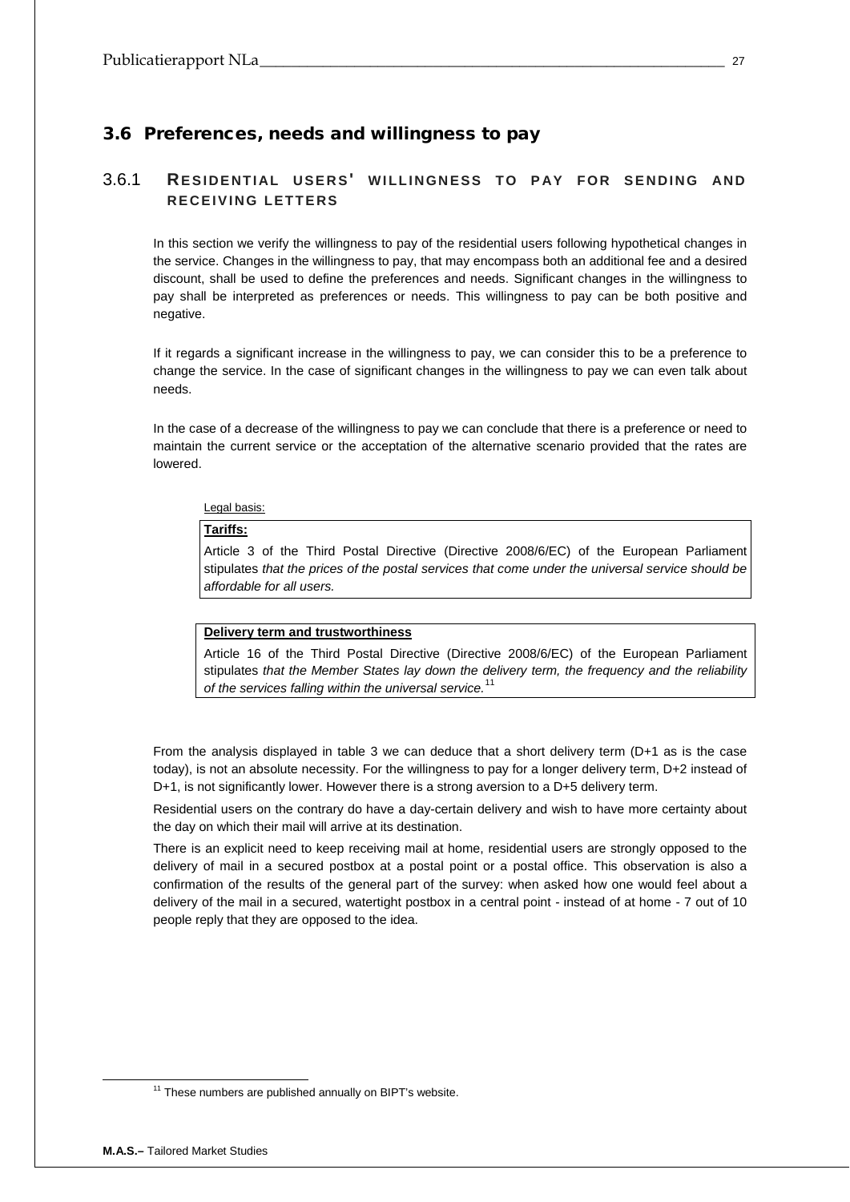## 3.6 Preferences, needs and willingness to pay

### 3.6.1 Residential users' willingness to pay for sending and receiving letters

In this section we verify the willingness to pay of the residential users following hypothetical changes in the service. Changes in the willingness to pay, that may encompass both an additional fee and a desired discount, shall be used to define the preferences and needs. Significant changes in the willingness to pay shall be interpreted as preferences or needs. This willingness to pay can be both positive and negative.

If it regards a significant increase in the willingness to pay, we can consider this to be a preference to change the service. In the case of significant changes in the willingness to pay we can even talk about needs.

In the case of a decrease of the willingness to pay we can conclude that there is a preference or need to maintain the current service or the acceptation of the alternative scenario provided that the rates are lowered.

Legal basis:

**Tariffs:**

Article 3 of the Third Postal Directive (Directive 2008/6/EC) of the European Parliament stipulates *that the prices of the postal services that come under the universal service should be affordable for all users.*

**Delivery term and trustworthiness**

Article 16 of the Third Postal Directive (Directive 2008/6/EC) of the European Parliament stipulates *that the Member States lay down the delivery term, the frequency and the reliability of the services falling within the universal service.*[11]

From the analysis displayed in table 3 we can deduce that a short delivery term (D+1 as is the case today), is not an absolute necessity. For the willingness to pay for a longer delivery term, D+2 instead of D+1, is not significantly lower. However there is a strong aversion to a D+5 delivery term.

Residential users on the contrary do have a day-certain delivery and wish to have more certainty about the day on which their mail will arrive at its destination.

There is an explicit need to keep receiving mail at home, residential users are strongly opposed to the delivery of mail in a secured postbox at a postal point or a postal office. This observation is also a confirmation of the results of the general part of the survey: when asked how one would feel about a delivery of the mail in a secured, watertight postbox in a central point - instead of at home - 7 out of 10 people reply that they are opposed to the idea.

[11] These numbers are published annually on BIPT's website.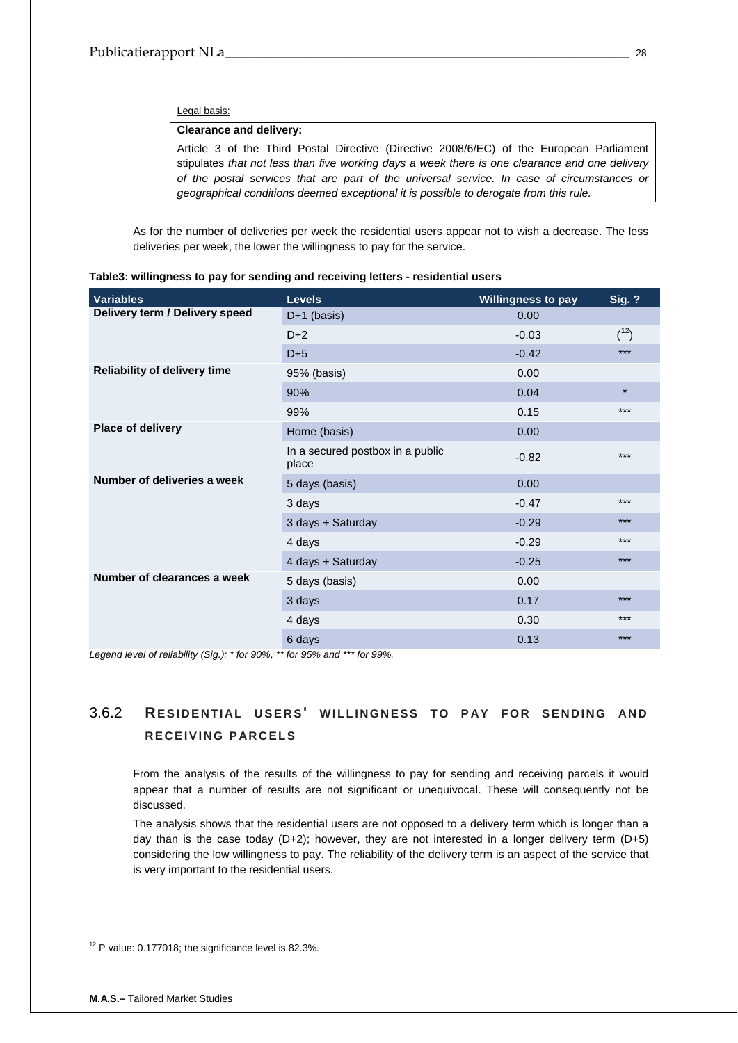Legal basis:

**Clearance and delivery:**

Article 3 of the Third Postal Directive (Directive 2008/6/EC) of the European Parliament stipulates *that not less than five working days a week there is one clearance and one delivery of the postal services that are part of the universal service. In case of circumstances or geographical conditions deemed exceptional it is possible to derogate from this rule.*

As for the number of deliveries per week the residential users appear not to wish a decrease. The less deliveries per week, the lower the willingness to pay for the service.

**Table3: willingness to pay for sending and receiving letters - residential users**

| Variables | Levels | Willingness to pay | Sig. ? |
|---|---|---|---|
| **Delivery term / Delivery speed** | D+1 (basis) | 0.00 | |
| | D+2 | -0.03 | ([12]) |
| | D+5 | -0.42 | *** |
| **Reliability of delivery time** | 95% (basis) | 0.00 | |
| | 90% | 0.04 | * |
| | 99% | 0.15 | *** |
| **Place of delivery** | Home (basis) | 0.00 | |
| | In a secured postbox in a public place | -0.82 | *** |
| **Number of deliveries a week** | 5 days (basis) | 0.00 | |
| | 3 days | -0.47 | *** |
| | 3 days + Saturday | -0.29 | *** |
| | 4 days | -0.29 | *** |
| | 4 days + Saturday | -0.25 | *** |
| **Number of clearances a week** | 5 days (basis) | 0.00 | |
| | 3 days | 0.17 | *** |
| | 4 days | 0.30 | *** |
| | 6 days | 0.13 | *** |

*Legend level of reliability (Sig.): * for 90%, ** for 95% and *** for 99%.*

### 3.6.2 Residential users' willingness to pay for sending and receiving parcels

From the analysis of the results of the willingness to pay for sending and receiving parcels it would appear that a number of results are not significant or unequivocal. These will consequently not be discussed.

The analysis shows that the residential users are not opposed to a delivery term which is longer than a day than is the case today (D+2); however, they are not interested in a longer delivery term (D+5) considering the low willingness to pay. The reliability of the delivery term is an aspect of the service that is very important to the residential users.

[12] P value: 0.177018; the significance level is 82.3%.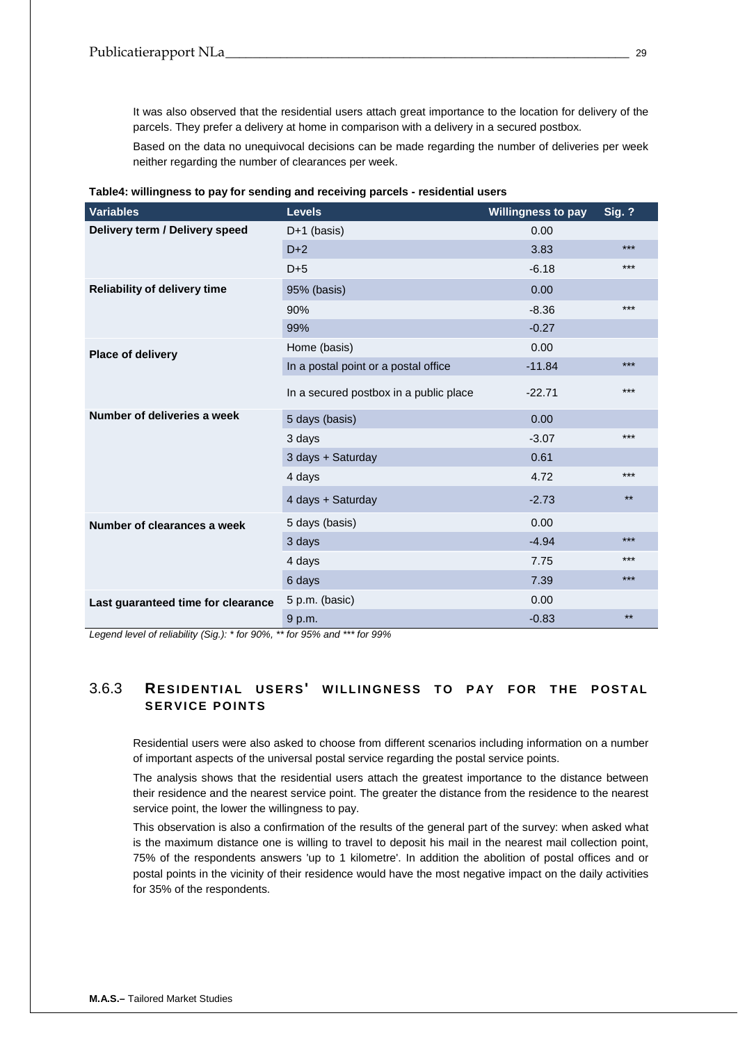It was also observed that the residential users attach great importance to the location for delivery of the parcels. They prefer a delivery at home in comparison with a delivery in a secured postbox.

Based on the data no unequivocal decisions can be made regarding the number of deliveries per week neither regarding the number of clearances per week.

**Table4: willingness to pay for sending and receiving parcels - residential users**

| Variables | Levels | Willingness to pay | Sig. ? |
|---|---|---|---|
| **Delivery term / Delivery speed** | D+1 (basis) | 0.00 | |
| | D+2 | 3.83 | *** |
| | D+5 | -6.18 | *** |
| **Reliability of delivery time** | 95% (basis) | 0.00 | |
| | 90% | -8.36 | *** |
| | 99% | -0.27 | |
| **Place of delivery** | Home (basis) | 0.00 | |
| | In a postal point or a postal office | -11.84 | *** |
| | In a secured postbox in a public place | -22.71 | *** |
| **Number of deliveries a week** | 5 days (basis) | 0.00 | |
| | 3 days | -3.07 | *** |
| | 3 days + Saturday | 0.61 | |
| | 4 days | 4.72 | *** |
| | 4 days + Saturday | -2.73 | ** |
| **Number of clearances a week** | 5 days (basis) | 0.00 | |
| | 3 days | -4.94 | *** |
| | 4 days | 7.75 | *** |
| | 6 days | 7.39 | *** |
| **Last guaranteed time for clearance** | 5 p.m. (basic) | 0.00 | |
| | 9 p.m. | -0.83 | ** |

*Legend level of reliability (Sig.): * for 90%, ** for 95% and *** for 99%*

### 3.6.3 Residential users' willingness to pay for the postal service points

Residential users were also asked to choose from different scenarios including information on a number of important aspects of the universal postal service regarding the postal service points.

The analysis shows that the residential users attach the greatest importance to the distance between their residence and the nearest service point. The greater the distance from the residence to the nearest service point, the lower the willingness to pay.

This observation is also a confirmation of the results of the general part of the survey: when asked what is the maximum distance one is willing to travel to deposit his mail in the nearest mail collection point, 75% of the respondents answers 'up to 1 kilometre'. In addition the abolition of postal offices and or postal points in the vicinity of their residence would have the most negative impact on the daily activities for 35% of the respondents.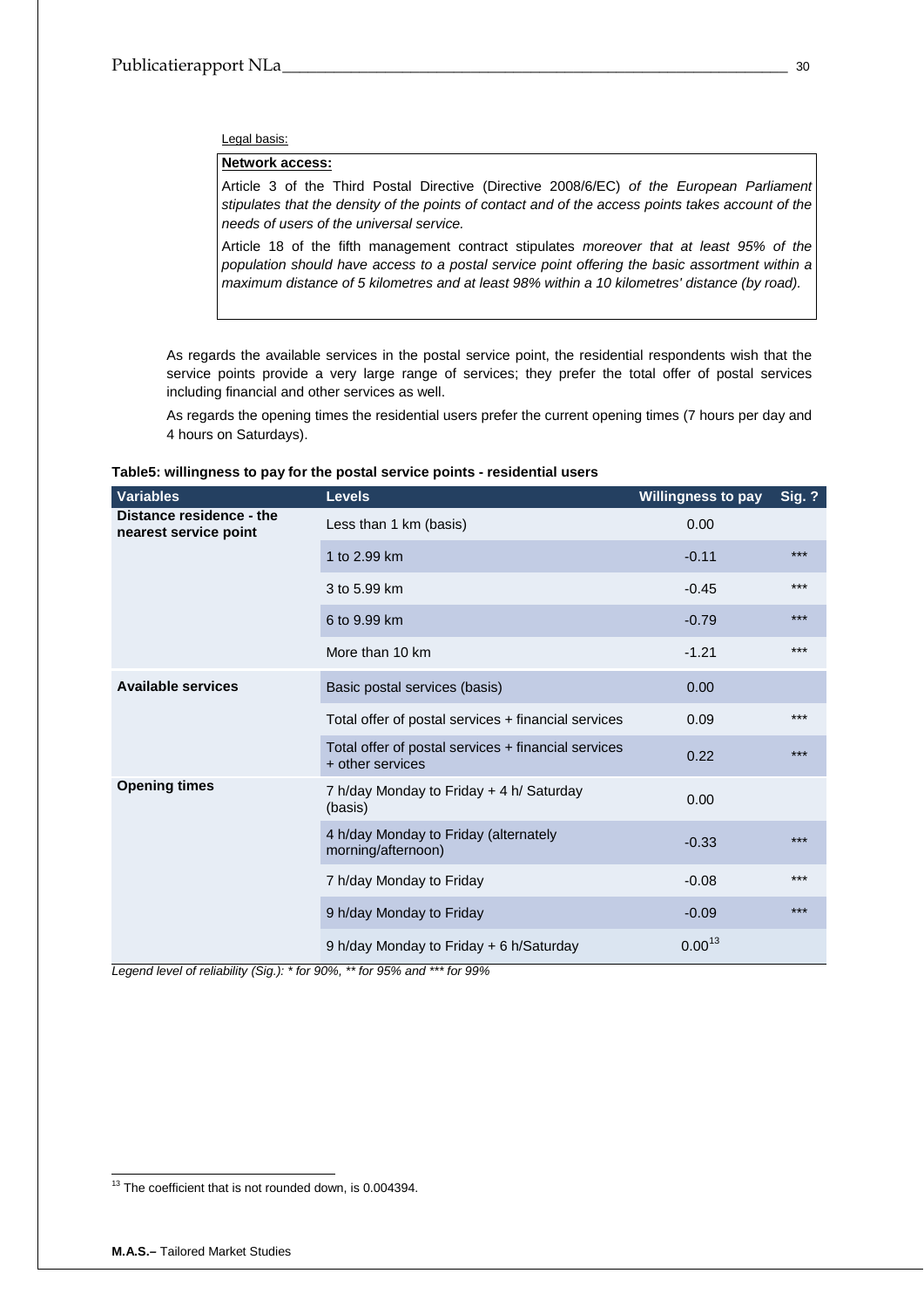Legal basis:

**Network access:**

Article 3 of the Third Postal Directive (Directive 2008/6/EC) *of the European Parliament stipulates that the density of the points of contact and of the access points takes account of the needs of users of the universal service.*

Article 18 of the fifth management contract stipulates *moreover that at least 95% of the population should have access to a postal service point offering the basic assortment within a maximum distance of 5 kilometres and at least 98% within a 10 kilometres' distance (by road).*

As regards the available services in the postal service point, the residential respondents wish that the service points provide a very large range of services; they prefer the total offer of postal services including financial and other services as well.

As regards the opening times the residential users prefer the current opening times (7 hours per day and 4 hours on Saturdays).

**Table5: willingness to pay for the postal service points - residential users**

| Variables | Levels | Willingness to pay | Sig. ? |
|---|---|---|---|
| **Distance residence - the nearest service point** | Less than 1 km (basis) | 0.00 | |
| | 1 to 2.99 km | -0.11 | *** |
| | 3 to 5.99 km | -0.45 | *** |
| | 6 to 9.99 km | -0.79 | *** |
| | More than 10 km | -1.21 | *** |
| **Available services** | Basic postal services (basis) | 0.00 | |
| | Total offer of postal services + financial services | 0.09 | *** |
| | Total offer of postal services + financial services + other services | 0.22 | *** |
| **Opening times** | 7 h/day Monday to Friday + 4 h/ Saturday (basis) | 0.00 | |
| | 4 h/day Monday to Friday (alternately morning/afternoon) | -0.33 | *** |
| | 7 h/day Monday to Friday | -0.08 | *** |
| | 9 h/day Monday to Friday | -0.09 | *** |
| | 9 h/day Monday to Friday + 6 h/Saturday | 0.00[13] | |

*Legend level of reliability (Sig.): * for 90%, ** for 95% and *** for 99%*

[13] The coefficient that is not rounded down, is 0.004394.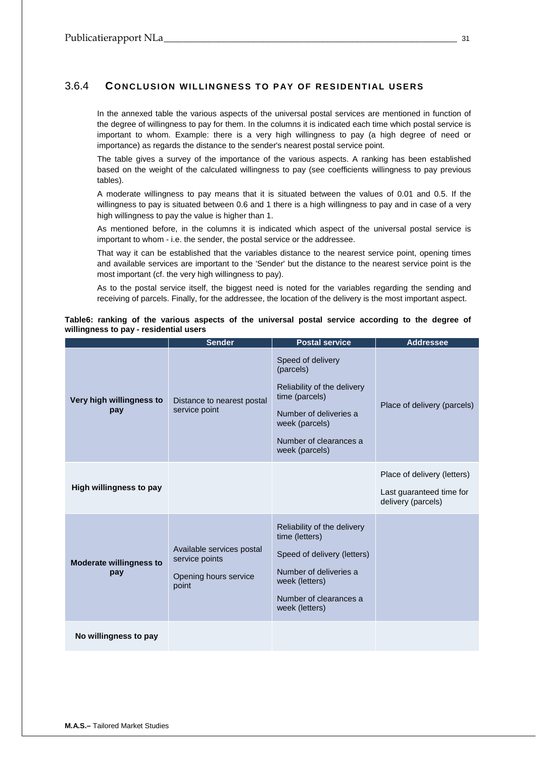### 3.6.4 CONCLUSION WILLINGNESS TO PAY OF RESIDENTIAL USERS

In the annexed table the various aspects of the universal postal services are mentioned in function of the degree of willingness to pay for them. In the columns it is indicated each time which postal service is important to whom. Example: there is a very high willingness to pay (a high degree of need or importance) as regards the distance to the sender's nearest postal service point.

The table gives a survey of the importance of the various aspects. A ranking has been established based on the weight of the calculated willingness to pay (see coefficients willingness to pay previous tables).

A moderate willingness to pay means that it is situated between the values of 0.01 and 0.5. If the willingness to pay is situated between 0.6 and 1 there is a high willingness to pay and in case of a very high willingness to pay the value is higher than 1.

As mentioned before, in the columns it is indicated which aspect of the universal postal service is important to whom - i.e. the sender, the postal service or the addressee.

That way it can be established that the variables distance to the nearest service point, opening times and available services are important to the 'Sender' but the distance to the nearest service point is the most important (cf. the very high willingness to pay).

As to the postal service itself, the biggest need is noted for the variables regarding the sending and receiving of parcels. Finally, for the addressee, the location of the delivery is the most important aspect.

**Table6: ranking of the various aspects of the universal postal service according to the degree of willingness to pay - residential users**

| | Sender | Postal service | Addressee |
|---|---|---|---|
| **Very high willingness to pay** | Distance to nearest postal service point | Speed of delivery (parcels)<br>Reliability of the delivery time (parcels)<br>Number of deliveries a week (parcels)<br>Number of clearances a week (parcels) | Place of delivery (parcels) |
| **High willingness to pay** | | | Place of delivery (letters)<br>Last guaranteed time for delivery (parcels) |
| **Moderate willingness to pay** | Available services postal service points<br>Opening hours service point | Reliability of the delivery time (letters)<br>Speed of delivery (letters)<br>Number of deliveries a week (letters)<br>Number of clearances a week (letters) | |
| **No willingness to pay** | | | |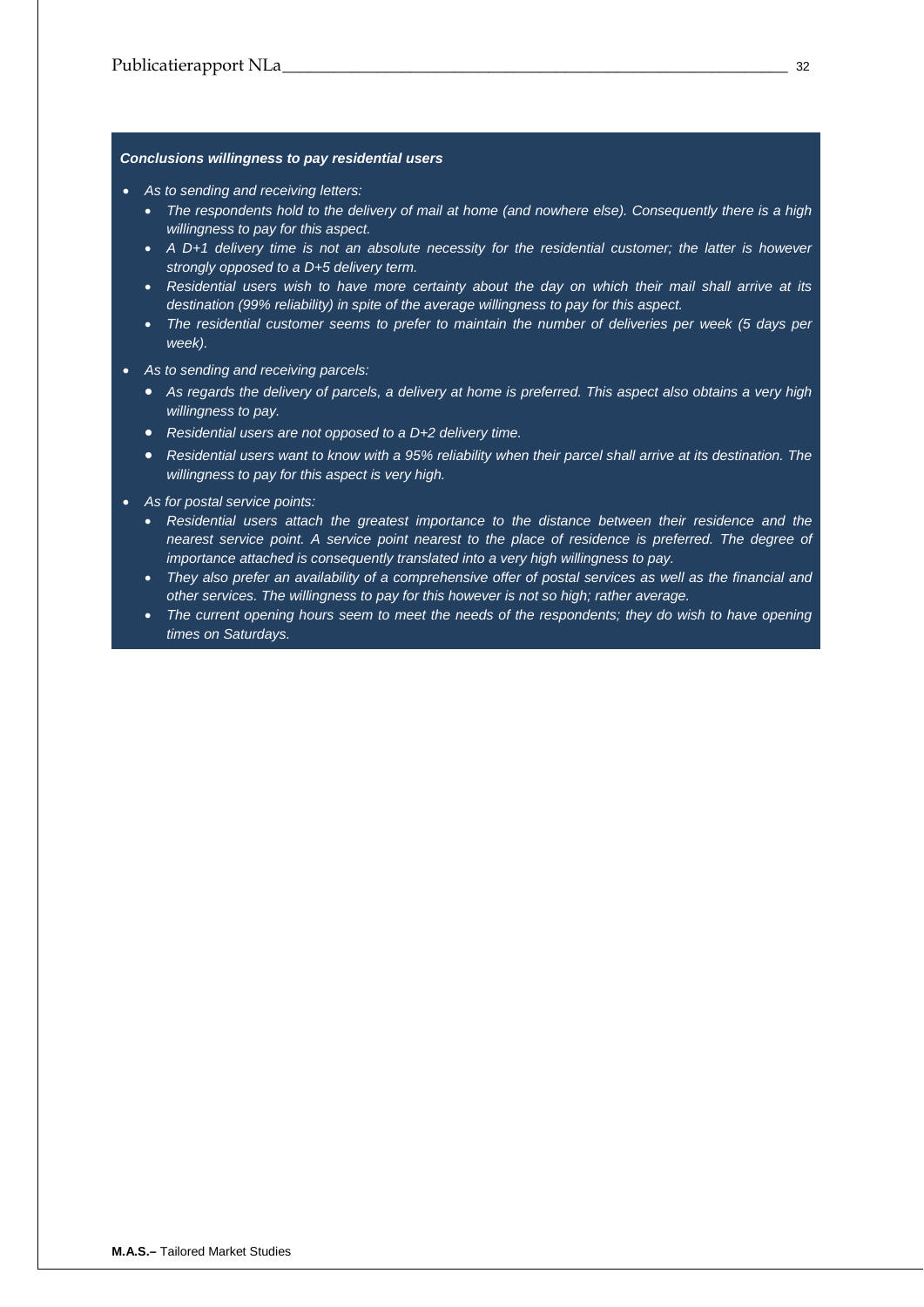***Conclusions willingness to pay residential users***

- *As to sending and receiving letters:*
  - *The respondents hold to the delivery of mail at home (and nowhere else). Consequently there is a high willingness to pay for this aspect.*
  - *A D+1 delivery time is not an absolute necessity for the residential customer; the latter is however strongly opposed to a D+5 delivery term.*
  - *Residential users wish to have more certainty about the day on which their mail shall arrive at its destination (99% reliability) in spite of the average willingness to pay for this aspect.*
  - *The residential customer seems to prefer to maintain the number of deliveries per week (5 days per week).*
- *As to sending and receiving parcels:*
  - *As regards the delivery of parcels, a delivery at home is preferred. This aspect also obtains a very high willingness to pay.*
  - *Residential users are not opposed to a D+2 delivery time.*
  - *Residential users want to know with a 95% reliability when their parcel shall arrive at its destination. The willingness to pay for this aspect is very high.*
- *As for postal service points:*
  - *Residential users attach the greatest importance to the distance between their residence and the nearest service point. A service point nearest to the place of residence is preferred. The degree of importance attached is consequently translated into a very high willingness to pay.*
  - *They also prefer an availability of a comprehensive offer of postal services as well as the financial and other services. The willingness to pay for this however is not so high; rather average.*
  - *The current opening hours seem to meet the needs of the respondents; they do wish to have opening times on Saturdays.*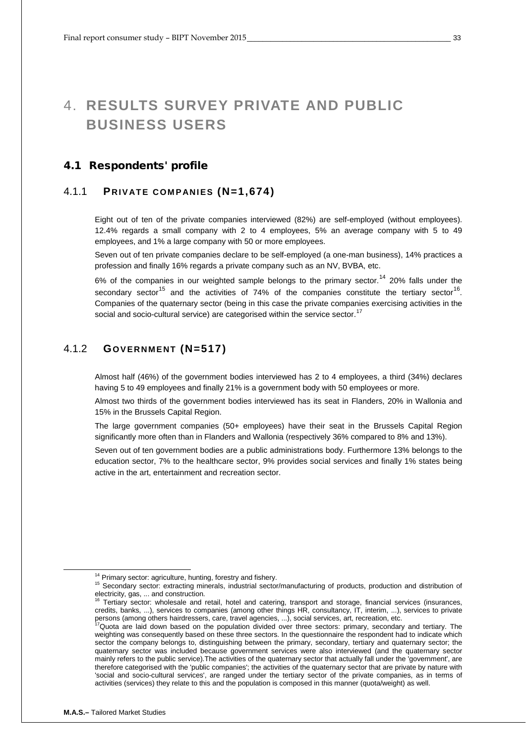# 4. RESULTS SURVEY PRIVATE AND PUBLIC BUSINESS USERS

## 4.1 Respondents' profile

### 4.1.1 PRIVATE COMPANIES (N=1,674)

Eight out of ten of the private companies interviewed (82%) are self-employed (without employees). 12.4% regards a small company with 2 to 4 employees, 5% an average company with 5 to 49 employees, and 1% a large company with 50 or more employees.

Seven out of ten private companies declare to be self-employed (a one-man business), 14% practices a profession and finally 16% regards a private company such as an NV, BVBA, etc.

6% of the companies in our weighted sample belongs to the primary sector.[14] 20% falls under the secondary sector[15] and the activities of 74% of the companies constitute the tertiary sector[16]. Companies of the quaternary sector (being in this case the private companies exercising activities in the social and socio-cultural service) are categorised within the service sector.[17]

### 4.1.2 GOVERNMENT (N=517)

Almost half (46%) of the government bodies interviewed has 2 to 4 employees, a third (34%) declares having 5 to 49 employees and finally 21% is a government body with 50 employees or more.

Almost two thirds of the government bodies interviewed has its seat in Flanders, 20% in Wallonia and 15% in the Brussels Capital Region.

The large government companies (50+ employees) have their seat in the Brussels Capital Region significantly more often than in Flanders and Wallonia (respectively 36% compared to 8% and 13%).

Seven out of ten government bodies are a public administrations body. Furthermore 13% belongs to the education sector, 7% to the healthcare sector, 9% provides social services and finally 1% states being active in the art, entertainment and recreation sector.

---

[14] Primary sector: agriculture, hunting, forestry and fishery.

[15] Secondary sector: extracting minerals, industrial sector/manufacturing of products, production and distribution of electricity, gas, ... and construction.

[16] Tertiary sector: wholesale and retail, hotel and catering, transport and storage, financial services (insurances, credits, banks, ...), services to companies (among other things HR, consultancy, IT, interim, ...), services to private persons (among others hairdressers, care, travel agencies, ...), social services, art, recreation, etc.

[17] Quota are laid down based on the population divided over three sectors: primary, secondary and tertiary. The weighting was consequently based on these three sectors. In the questionnaire the respondent had to indicate which sector the company belongs to, distinguishing between the primary, secondary, tertiary and quaternary sector; the quaternary sector was included because government services were also interviewed (and the quaternary sector mainly refers to the public service).The activities of the quaternary sector that actually fall under the 'government', are therefore categorised with the 'public companies'; the activities of the quaternary sector that are private by nature with 'social and socio-cultural services', are ranged under the tertiary sector of the private companies, as in terms of activities (services) they relate to this and the population is composed in this manner (quota/weight) as well.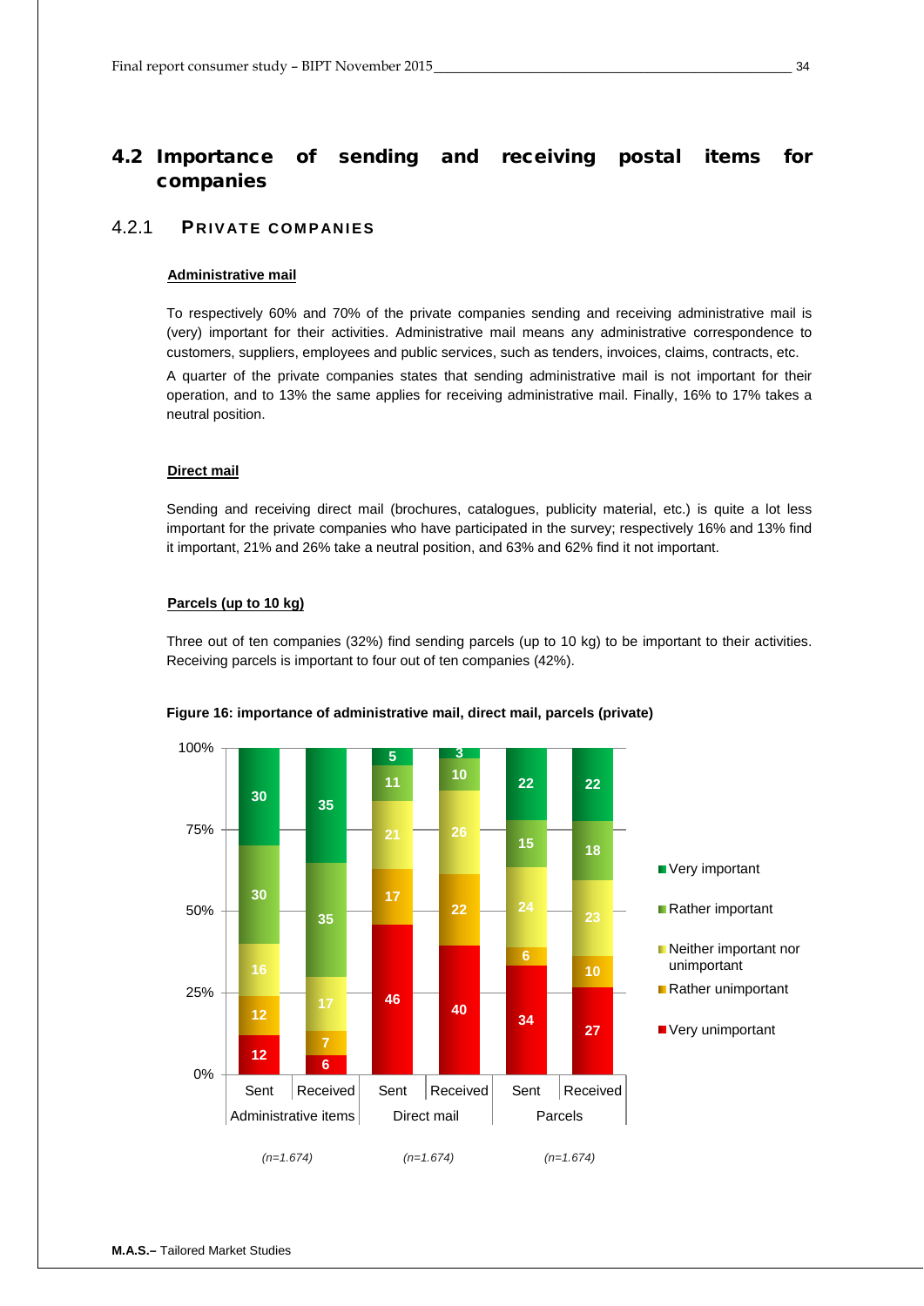## 4.2 Importance of sending and receiving postal items for companies

### 4.2.1 Private companies

**Administrative mail**

To respectively 60% and 70% of the private companies sending and receiving administrative mail is (very) important for their activities. Administrative mail means any administrative correspondence to customers, suppliers, employees and public services, such as tenders, invoices, claims, contracts, etc.

A quarter of the private companies states that sending administrative mail is not important for their operation, and to 13% the same applies for receiving administrative mail. Finally, 16% to 17% takes a neutral position.

**Direct mail**

Sending and receiving direct mail (brochures, catalogues, publicity material, etc.) is quite a lot less important for the private companies who have participated in the survey; respectively 16% and 13% find it important, 21% and 26% take a neutral position, and 63% and 62% find it not important.

**Parcels (up to 10 kg)**

Three out of ten companies (32%) find sending parcels (up to 10 kg) to be important to their activities. Receiving parcels is important to four out of ten companies (42%).

**Figure 16: importance of administrative mail, direct mail, parcels (private)**

| | Administrative items – Sent | Administrative items – Received | Direct mail – Sent | Direct mail – Received | Parcels – Sent | Parcels – Received |
|---|---|---|---|---|---|---|
| Very important | 30 | 35 | 5 | 3 | 22 | 22 |
| Rather important | 30 | 35 | 11 | 10 | 15 | 18 |
| Neither important nor unimportant | 16 | 17 | 21 | 26 | 24 | 23 |
| Rather unimportant | 12 | 7 | 17 | 22 | 6 | 10 |
| Very unimportant | 12 | 6 | 46 | 40 | 34 | 27 |

*(n=1.674)* *(n=1.674)* *(n=1.674)*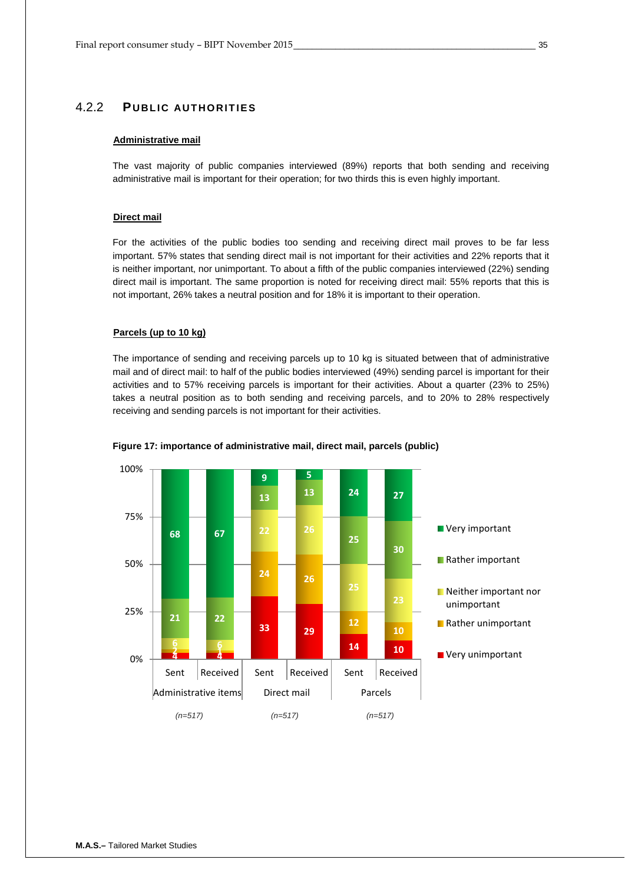### 4.2.2 PUBLIC AUTHORITIES

**Administrative mail**

The vast majority of public companies interviewed (89%) reports that both sending and receiving administrative mail is important for their operation; for two thirds this is even highly important.

**Direct mail**

For the activities of the public bodies too sending and receiving direct mail proves to be far less important. 57% states that sending direct mail is not important for their activities and 22% reports that it is neither important, nor unimportant. To about a fifth of the public companies interviewed (22%) sending direct mail is important. The same proportion is noted for receiving direct mail: 55% reports that this is not important, 26% takes a neutral position and for 18% it is important to their operation.

**Parcels (up to 10 kg)**

The importance of sending and receiving parcels up to 10 kg is situated between that of administrative mail and of direct mail: to half of the public bodies interviewed (49%) sending parcel is important for their activities and to 57% receiving parcels is important for their activities. About a quarter (23% to 25%) takes a neutral position as to both sending and receiving parcels, and to 20% to 28% respectively receiving and sending parcels is not important for their activities.

**Figure 17: importance of administrative mail, direct mail, parcels (public)**

| | Administrative items (n=517) | | Direct mail (n=517) | | Parcels (n=517) | |
|---|---|---|---|---|---|---|
| | Sent | Received | Sent | Received | Sent | Received |
| Very important | 68 | 67 | 9 | 5 | 24 | 27 |
| Rather important | 21 | 22 | 13 | 13 | 25 | 30 |
| Neither important nor unimportant | 6 | 6 | 22 | 26 | 25 | 23 |
| Rather unimportant | 2 | 1 | 24 | 26 | 12 | 10 |
| Very unimportant | 4 | 4 | 33 | 29 | 14 | 10 |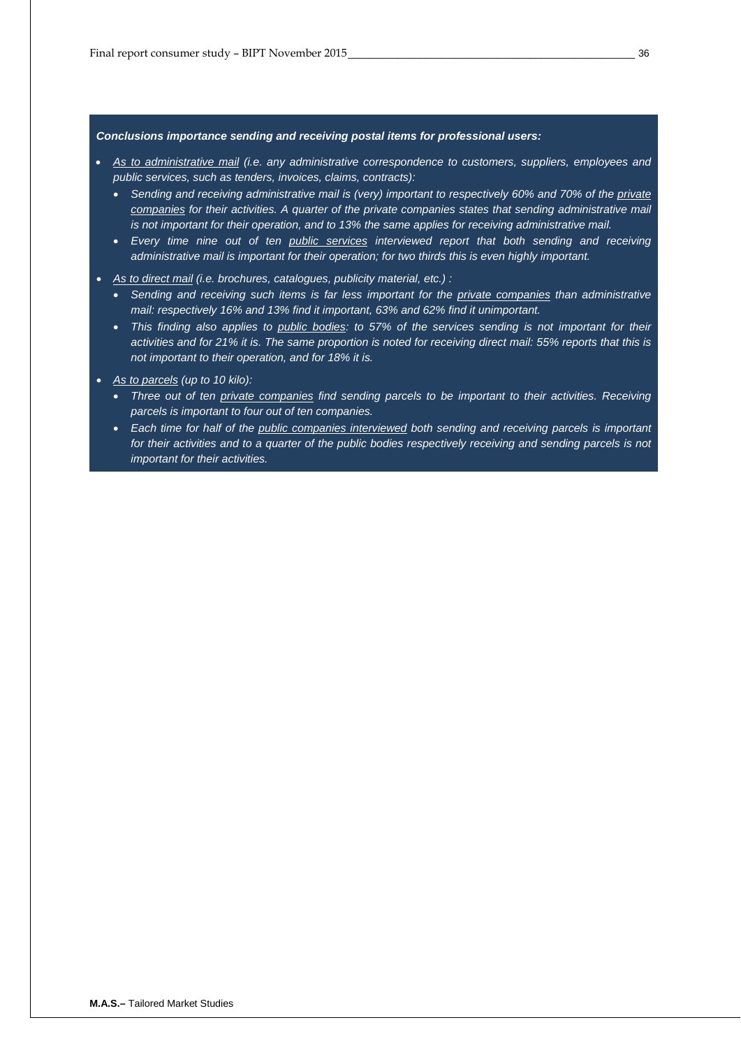***Conclusions importance sending and receiving postal items for professional users:***

- *As to administrative mail (i.e. any administrative correspondence to customers, suppliers, employees and public services, such as tenders, invoices, claims, contracts):*
  - *Sending and receiving administrative mail is (very) important to respectively 60% and 70% of the private companies for their activities. A quarter of the private companies states that sending administrative mail is not important for their operation, and to 13% the same applies for receiving administrative mail.*
  - *Every time nine out of ten public services interviewed report that both sending and receiving administrative mail is important for their operation; for two thirds this is even highly important.*
- *As to direct mail (i.e. brochures, catalogues, publicity material, etc.) :*
  - *Sending and receiving such items is far less important for the private companies than administrative mail: respectively 16% and 13% find it important, 63% and 62% find it unimportant.*
  - *This finding also applies to public bodies: to 57% of the services sending is not important for their activities and for 21% it is. The same proportion is noted for receiving direct mail: 55% reports that this is not important to their operation, and for 18% it is.*
- *As to parcels (up to 10 kilo):*
  - *Three out of ten private companies find sending parcels to be important to their activities. Receiving parcels is important to four out of ten companies.*
  - *Each time for half of the public companies interviewed both sending and receiving parcels is important for their activities and to a quarter of the public bodies respectively receiving and sending parcels is not important for their activities.*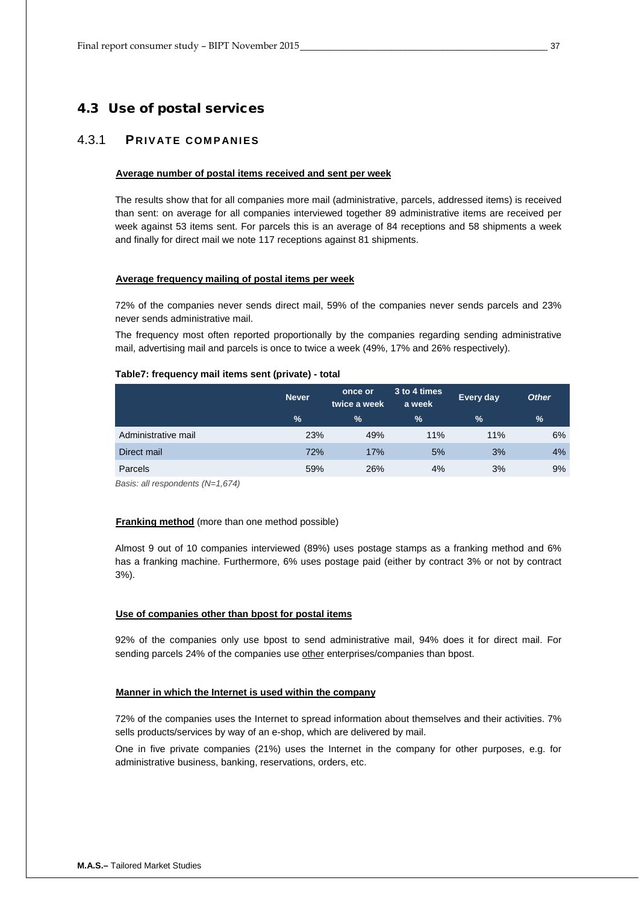## 4.3 Use of postal services

### 4.3.1 PRIVATE COMPANIES

**Average number of postal items received and sent per week**

The results show that for all companies more mail (administrative, parcels, addressed items) is received than sent: on average for all companies interviewed together 89 administrative items are received per week against 53 items sent. For parcels this is an average of 84 receptions and 58 shipments a week and finally for direct mail we note 117 receptions against 81 shipments.

**Average frequency mailing of postal items per week**

72% of the companies never sends direct mail, 59% of the companies never sends parcels and 23% never sends administrative mail.

The frequency most often reported proportionally by the companies regarding sending administrative mail, advertising mail and parcels is once to twice a week (49%, 17% and 26% respectively).

**Table7: frequency mail items sent (private) - total**

| | Never | once or twice a week | 3 to 4 times a week | Every day | *Other* |
|---|---|---|---|---|---|
| | % | % | % | % | % |
| Administrative mail | 23% | 49% | 11% | 11% | 6% |
| Direct mail | 72% | 17% | 5% | 3% | 4% |
| Parcels | 59% | 26% | 4% | 3% | 9% |

*Basis: all respondents (N=1,674)*

**Franking method** (more than one method possible)

Almost 9 out of 10 companies interviewed (89%) uses postage stamps as a franking method and 6% has a franking machine. Furthermore, 6% uses postage paid (either by contract 3% or not by contract 3%).

**Use of companies other than bpost for postal items**

92% of the companies only use bpost to send administrative mail, 94% does it for direct mail. For sending parcels 24% of the companies use other enterprises/companies than bpost.

**Manner in which the Internet is used within the company**

72% of the companies uses the Internet to spread information about themselves and their activities. 7% sells products/services by way of an e-shop, which are delivered by mail.

One in five private companies (21%) uses the Internet in the company for other purposes, e.g. for administrative business, banking, reservations, orders, etc.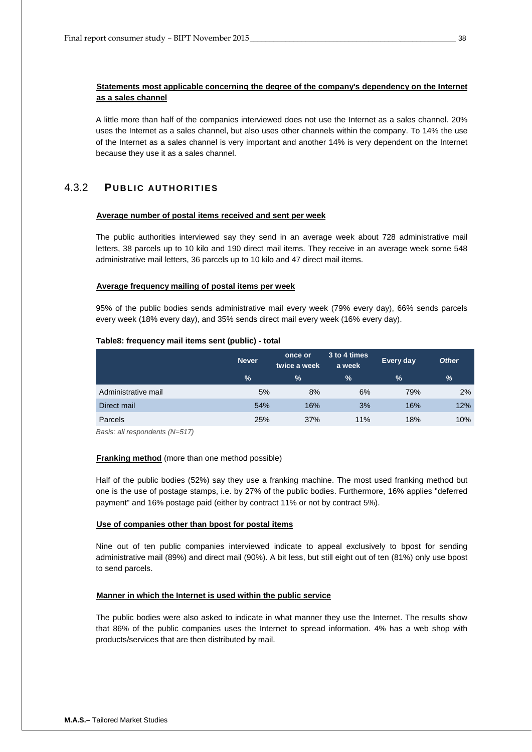**Statements most applicable concerning the degree of the company's dependency on the Internet as a sales channel**

A little more than half of the companies interviewed does not use the Internet as a sales channel. 20% uses the Internet as a sales channel, but also uses other channels within the company. To 14% the use of the Internet as a sales channel is very important and another 14% is very dependent on the Internet because they use it as a sales channel.

## 4.3.2 PUBLIC AUTHORITIES

**Average number of postal items received and sent per week**

The public authorities interviewed say they send in an average week about 728 administrative mail letters, 38 parcels up to 10 kilo and 190 direct mail items. They receive in an average week some 548 administrative mail letters, 36 parcels up to 10 kilo and 47 direct mail items.

**Average frequency mailing of postal items per week**

95% of the public bodies sends administrative mail every week (79% every day), 66% sends parcels every week (18% every day), and 35% sends direct mail every week (16% every day).

**Table8: frequency mail items sent (public) - total**

| | Never | once or twice a week | 3 to 4 times a week | Every day | *Other* |
|---|---|---|---|---|---|
| | % | % | % | % | % |
| Administrative mail | 5% | 8% | 6% | 79% | 2% |
| Direct mail | 54% | 16% | 3% | 16% | 12% |
| Parcels | 25% | 37% | 11% | 18% | 10% |

*Basis: all respondents (N=517)*

**Franking method** (more than one method possible)

Half of the public bodies (52%) say they use a franking machine. The most used franking method but one is the use of postage stamps, i.e. by 27% of the public bodies. Furthermore, 16% applies "deferred payment" and 16% postage paid (either by contract 11% or not by contract 5%).

**Use of companies other than bpost for postal items**

Nine out of ten public companies interviewed indicate to appeal exclusively to bpost for sending administrative mail (89%) and direct mail (90%). A bit less, but still eight out of ten (81%) only use bpost to send parcels.

**Manner in which the Internet is used within the public service**

The public bodies were also asked to indicate in what manner they use the Internet. The results show that 86% of the public companies uses the Internet to spread information. 4% has a web shop with products/services that are then distributed by mail.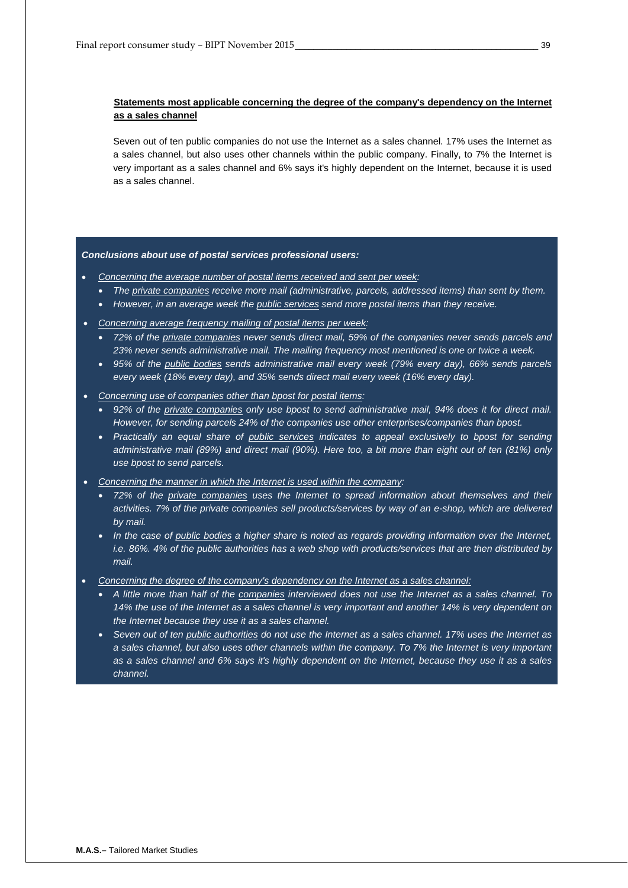**<u>Statements most applicable concerning the degree of the company's dependency on the Internet as a sales channel</u>**

Seven out of ten public companies do not use the Internet as a sales channel. 17% uses the Internet as a sales channel, but also uses other channels within the public company. Finally, to 7% the Internet is very important as a sales channel and 6% says it's highly dependent on the Internet, because it is used as a sales channel.

***Conclusions about use of postal services professional users:***

- *<u>Concerning the average number of postal items received and sent per week</u>:*
  - *The <u>private companies</u> receive more mail (administrative, parcels, addressed items) than sent by them.*
  - *However, in an average week the <u>public services</u> send more postal items than they receive.*
- *<u>Concerning average frequency mailing of postal items per week</u>:*
  - *72% of the <u>private companies</u> never sends direct mail, 59% of the companies never sends parcels and 23% never sends administrative mail. The mailing frequency most mentioned is one or twice a week.*
  - *95% of the <u>public bodies</u> sends administrative mail every week (79% every day), 66% sends parcels every week (18% every day), and 35% sends direct mail every week (16% every day).*
- *<u>Concerning use of companies other than bpost for postal items</u>:*
  - *92% of the <u>private companies</u> only use bpost to send administrative mail, 94% does it for direct mail. However, for sending parcels 24% of the companies use other enterprises/companies than bpost.*
  - *Practically an equal share of <u>public services</u> indicates to appeal exclusively to bpost for sending administrative mail (89%) and direct mail (90%). Here too, a bit more than eight out of ten (81%) only use bpost to send parcels.*
- *<u>Concerning the manner in which the Internet is used within the company</u>:*
  - *72% of the <u>private companies</u> uses the Internet to spread information about themselves and their activities. 7% of the private companies sell products/services by way of an e-shop, which are delivered by mail.*
  - *In the case of <u>public bodies</u> a higher share is noted as regards providing information over the Internet, i.e. 86%. 4% of the public authorities has a web shop with products/services that are then distributed by mail.*
- *<u>Concerning the degree of the company's dependency on the Internet as a sales channel:</u>*
  - *A little more than half of the <u>companies</u> interviewed does not use the Internet as a sales channel. To 14% the use of the Internet as a sales channel is very important and another 14% is very dependent on the Internet because they use it as a sales channel.*
  - *Seven out of ten <u>public authorities</u> do not use the Internet as a sales channel. 17% uses the Internet as a sales channel, but also uses other channels within the company. To 7% the Internet is very important as a sales channel and 6% says it's highly dependent on the Internet, because they use it as a sales channel.*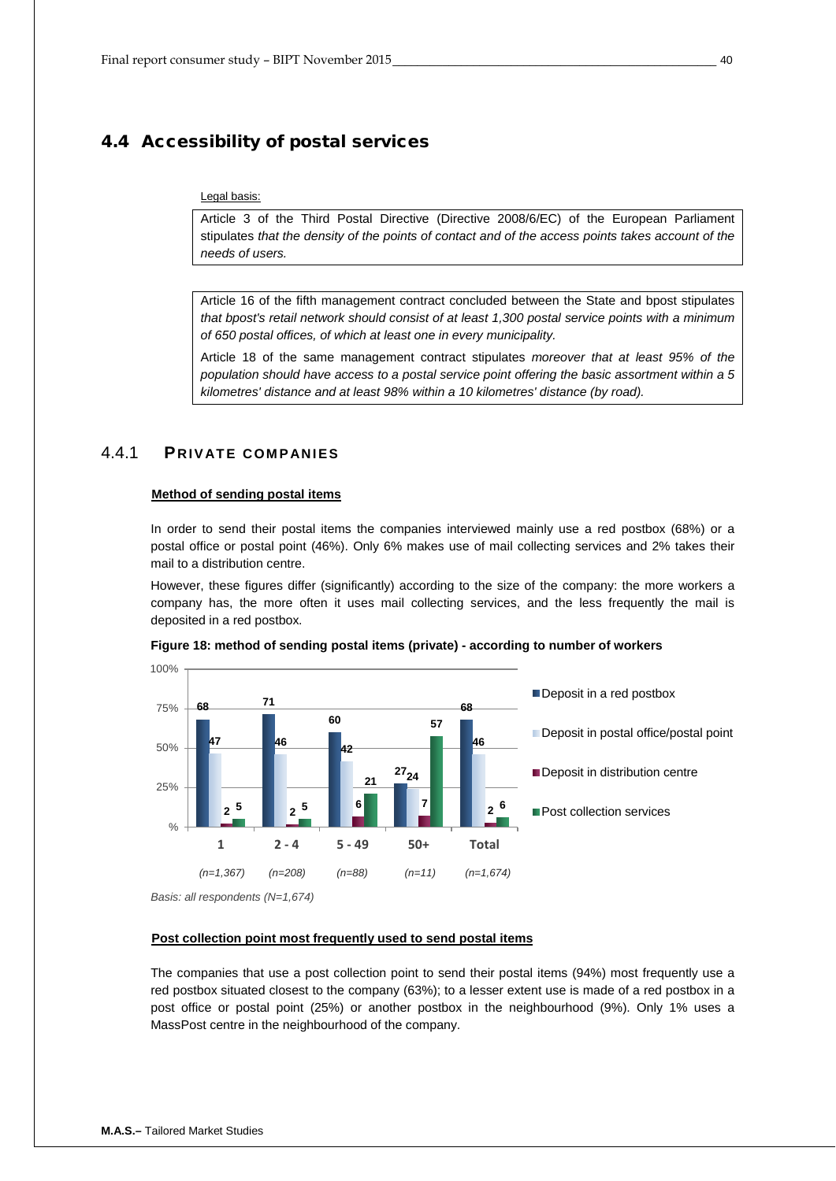## 4.4 Accessibility of postal services

Legal basis:

> Article 3 of the Third Postal Directive (Directive 2008/6/EC) of the European Parliament stipulates *that the density of the points of contact and of the access points takes account of the needs of users.*

> Article 16 of the fifth management contract concluded between the State and bpost stipulates *that bpost's retail network should consist of at least 1,300 postal service points with a minimum of 650 postal offices, of which at least one in every municipality.*
>
> Article 18 of the same management contract stipulates *moreover that at least 95% of the population should have access to a postal service point offering the basic assortment within a 5 kilometres' distance and at least 98% within a 10 kilometres' distance (by road).*

### 4.4.1 PRIVATE COMPANIES

**Method of sending postal items**

In order to send their postal items the companies interviewed mainly use a red postbox (68%) or a postal office or postal point (46%). Only 6% makes use of mail collecting services and 2% takes their mail to a distribution centre.

However, these figures differ (significantly) according to the size of the company: the more workers a company has, the more often it uses mail collecting services, and the less frequently the mail is deposited in a red postbox.

**Figure 18: method of sending postal items (private) - according to number of workers**

| | 1 *(n=1,367)* | 2 - 4 *(n=208)* | 5 - 49 *(n=88)* | 50+ *(n=11)* | Total *(n=1,674)* |
|---|---|---|---|---|---|
| Deposit in a red postbox | 68 | 71 | 60 | 27 | 68 |
| Deposit in postal office/postal point | 47 | 46 | 42 | 24 | 46 |
| Deposit in distribution centre | 2 | 2 | 6 | 7 | 2 |
| Post collection services | 5 | 5 | 21 | 57 | 6 |

*Basis: all respondents (N=1,674)*

**Post collection point most frequently used to send postal items**

The companies that use a post collection point to send their postal items (94%) most frequently use a red postbox situated closest to the company (63%); to a lesser extent use is made of a red postbox in a post office or postal point (25%) or another postbox in the neighbourhood (9%). Only 1% uses a MassPost centre in the neighbourhood of the company.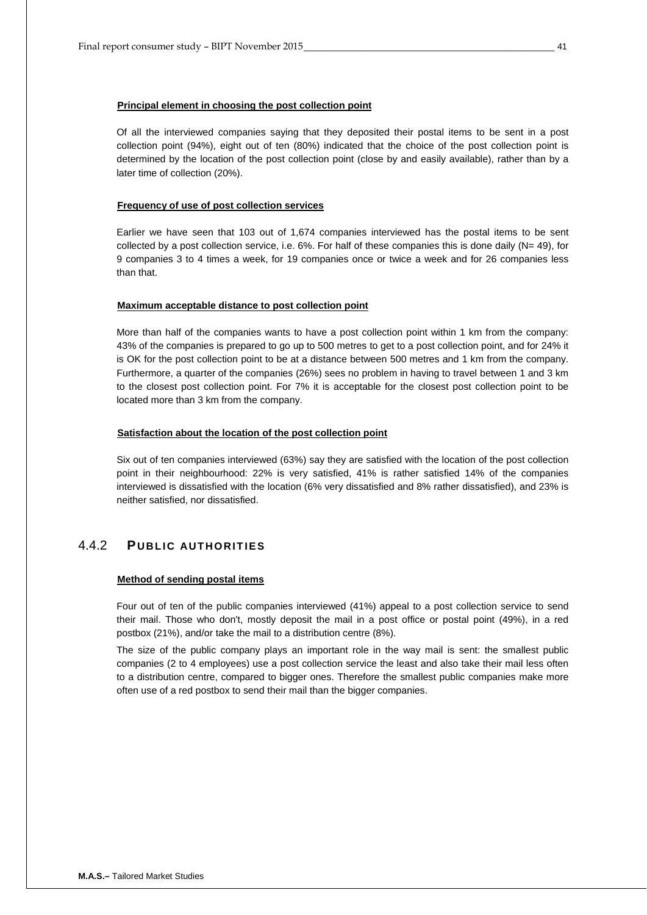**Principal element in choosing the post collection point**

Of all the interviewed companies saying that they deposited their postal items to be sent in a post collection point (94%), eight out of ten (80%) indicated that the choice of the post collection point is determined by the location of the post collection point (close by and easily available), rather than by a later time of collection (20%).

**Frequency of use of post collection services**

Earlier we have seen that 103 out of 1,674 companies interviewed has the postal items to be sent collected by a post collection service, i.e. 6%. For half of these companies this is done daily (N= 49), for 9 companies 3 to 4 times a week, for 19 companies once or twice a week and for 26 companies less than that.

**Maximum acceptable distance to post collection point**

More than half of the companies wants to have a post collection point within 1 km from the company: 43% of the companies is prepared to go up to 500 metres to get to a post collection point, and for 24% it is OK for the post collection point to be at a distance between 500 metres and 1 km from the company. Furthermore, a quarter of the companies (26%) sees no problem in having to travel between 1 and 3 km to the closest post collection point. For 7% it is acceptable for the closest post collection point to be located more than 3 km from the company.

**Satisfaction about the location of the post collection point**

Six out of ten companies interviewed (63%) say they are satisfied with the location of the post collection point in their neighbourhood: 22% is very satisfied, 41% is rather satisfied 14% of the companies interviewed is dissatisfied with the location (6% very dissatisfied and 8% rather dissatisfied), and 23% is neither satisfied, nor dissatisfied.

### 4.4.2 PUBLIC AUTHORITIES

**Method of sending postal items**

Four out of ten of the public companies interviewed (41%) appeal to a post collection service to send their mail. Those who don't, mostly deposit the mail in a post office or postal point (49%), in a red postbox (21%), and/or take the mail to a distribution centre (8%).

The size of the public company plays an important role in the way mail is sent: the smallest public companies (2 to 4 employees) use a post collection service the least and also take their mail less often to a distribution centre, compared to bigger ones. Therefore the smallest public companies make more often use of a red postbox to send their mail than the bigger companies.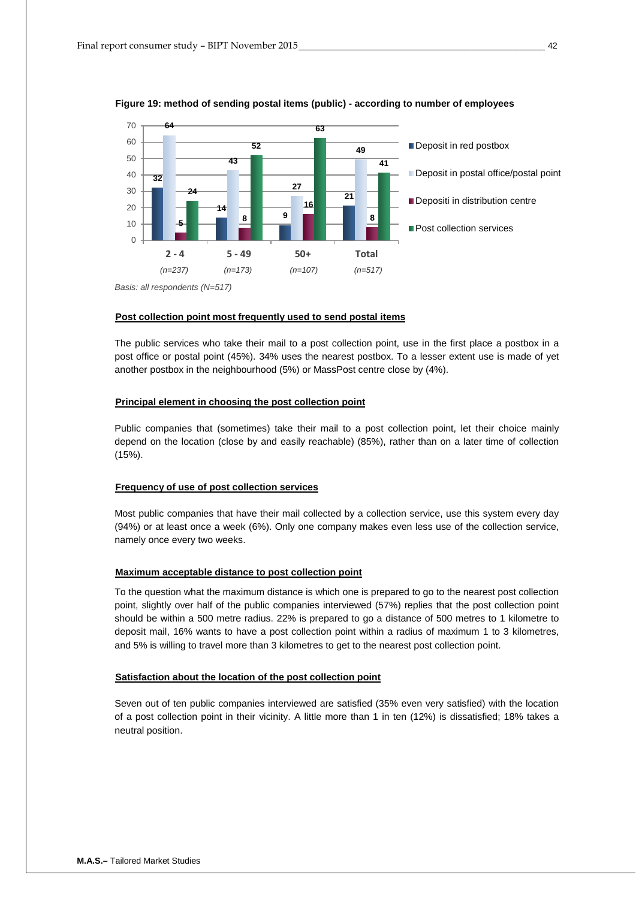**Figure 19: method of sending postal items (public) - according to number of employees**

| | 2 - 4 (n=237) | 5 - 49 (n=173) | 50+ (n=107) | Total (n=517) |
|---|---|---|---|---|
| Deposit in red postbox | 32 | 14 | 9 | 21 |
| Deposit in postal office/postal point | 64 | 43 | 27 | 49 |
| Depositi in distribution centre | 5 | 8 | 16 | 8 |
| Post collection services | 24 | 52 | 63 | 41 |

*Basis: all respondents (N=517)*

## Post collection point most frequently used to send postal items

The public services who take their mail to a post collection point, use in the first place a postbox in a post office or postal point (45%). 34% uses the nearest postbox. To a lesser extent use is made of yet another postbox in the neighbourhood (5%) or MassPost centre close by (4%).

## Principal element in choosing the post collection point

Public companies that (sometimes) take their mail to a post collection point, let their choice mainly depend on the location (close by and easily reachable) (85%), rather than on a later time of collection (15%).

## Frequency of use of post collection services

Most public companies that have their mail collected by a collection service, use this system every day (94%) or at least once a week (6%). Only one company makes even less use of the collection service, namely once every two weeks.

## Maximum acceptable distance to post collection point

To the question what the maximum distance is which one is prepared to go to the nearest post collection point, slightly over half of the public companies interviewed (57%) replies that the post collection point should be within a 500 metre radius. 22% is prepared to go a distance of 500 metres to 1 kilometre to deposit mail, 16% wants to have a post collection point within a radius of maximum 1 to 3 kilometres, and 5% is willing to travel more than 3 kilometres to get to the nearest post collection point.

## Satisfaction about the location of the post collection point

Seven out of ten public companies interviewed are satisfied (35% even very satisfied) with the location of a post collection point in their vicinity. A little more than 1 in ten (12%) is dissatisfied; 18% takes a neutral position.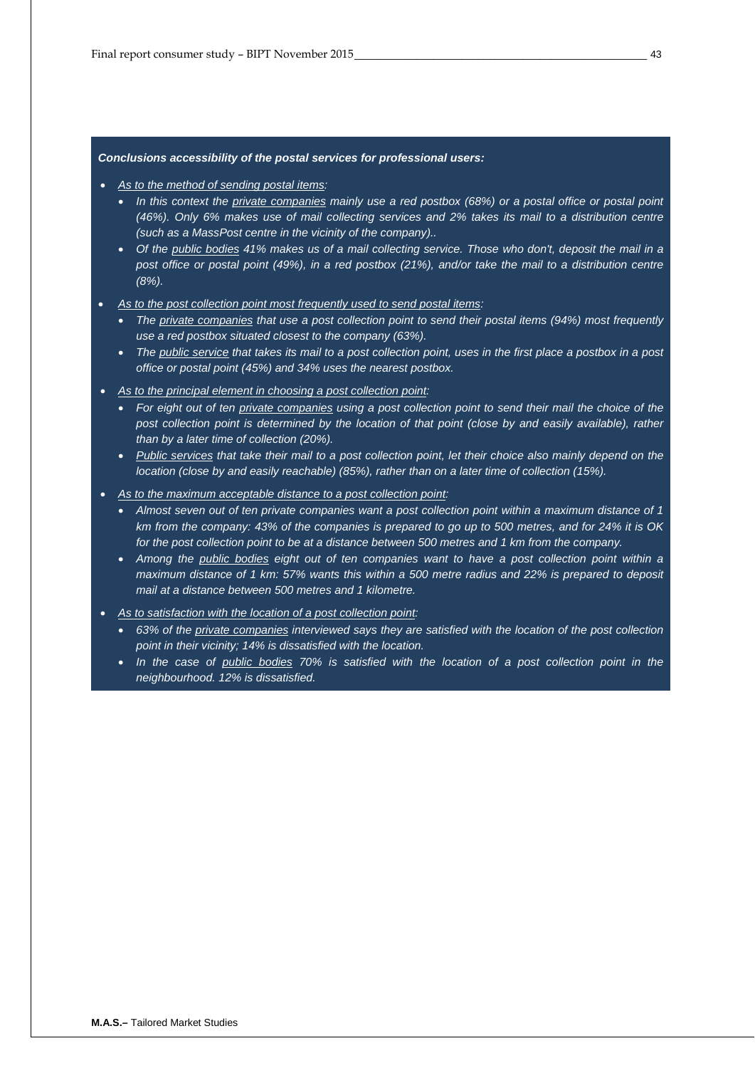***Conclusions accessibility of the postal services for professional users:***

- *As to the method of sending postal items:*
  - *In this context the private companies mainly use a red postbox (68%) or a postal office or postal point (46%). Only 6% makes use of mail collecting services and 2% takes its mail to a distribution centre (such as a MassPost centre in the vicinity of the company)..*
  - *Of the public bodies 41% makes us of a mail collecting service. Those who don't, deposit the mail in a post office or postal point (49%), in a red postbox (21%), and/or take the mail to a distribution centre (8%).*
- *As to the post collection point most frequently used to send postal items:*
  - *The private companies that use a post collection point to send their postal items (94%) most frequently use a red postbox situated closest to the company (63%).*
  - *The public service that takes its mail to a post collection point, uses in the first place a postbox in a post office or postal point (45%) and 34% uses the nearest postbox.*
- *As to the principal element in choosing a post collection point:*
  - *For eight out of ten private companies using a post collection point to send their mail the choice of the post collection point is determined by the location of that point (close by and easily available), rather than by a later time of collection (20%).*
  - *Public services that take their mail to a post collection point, let their choice also mainly depend on the location (close by and easily reachable) (85%), rather than on a later time of collection (15%).*
- *As to the maximum acceptable distance to a post collection point:*
  - *Almost seven out of ten private companies want a post collection point within a maximum distance of 1 km from the company: 43% of the companies is prepared to go up to 500 metres, and for 24% it is OK for the post collection point to be at a distance between 500 metres and 1 km from the company.*
  - *Among the public bodies eight out of ten companies want to have a post collection point within a maximum distance of 1 km: 57% wants this within a 500 metre radius and 22% is prepared to deposit mail at a distance between 500 metres and 1 kilometre.*
- *As to satisfaction with the location of a post collection point:*
  - *63% of the private companies interviewed says they are satisfied with the location of the post collection point in their vicinity; 14% is dissatisfied with the location.*
  - *In the case of public bodies 70% is satisfied with the location of a post collection point in the neighbourhood. 12% is dissatisfied.*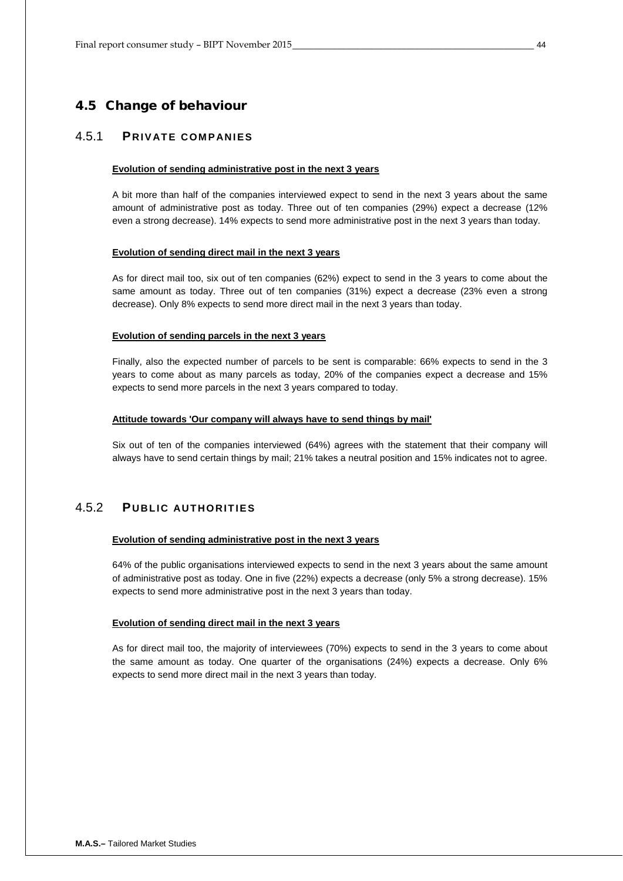## 4.5 Change of behaviour

### 4.5.1 PRIVATE COMPANIES

**Evolution of sending administrative post in the next 3 years**

A bit more than half of the companies interviewed expect to send in the next 3 years about the same amount of administrative post as today. Three out of ten companies (29%) expect a decrease (12% even a strong decrease). 14% expects to send more administrative post in the next 3 years than today.

**Evolution of sending direct mail in the next 3 years**

As for direct mail too, six out of ten companies (62%) expect to send in the 3 years to come about the same amount as today. Three out of ten companies (31%) expect a decrease (23% even a strong decrease). Only 8% expects to send more direct mail in the next 3 years than today.

**Evolution of sending parcels in the next 3 years**

Finally, also the expected number of parcels to be sent is comparable: 66% expects to send in the 3 years to come about as many parcels as today, 20% of the companies expect a decrease and 15% expects to send more parcels in the next 3 years compared to today.

**Attitude towards 'Our company will always have to send things by mail'**

Six out of ten of the companies interviewed (64%) agrees with the statement that their company will always have to send certain things by mail; 21% takes a neutral position and 15% indicates not to agree.

### 4.5.2 PUBLIC AUTHORITIES

**Evolution of sending administrative post in the next 3 years**

64% of the public organisations interviewed expects to send in the next 3 years about the same amount of administrative post as today. One in five (22%) expects a decrease (only 5% a strong decrease). 15% expects to send more administrative post in the next 3 years than today.

**Evolution of sending direct mail in the next 3 years**

As for direct mail too, the majority of interviewees (70%) expects to send in the 3 years to come about the same amount as today. One quarter of the organisations (24%) expects a decrease. Only 6% expects to send more direct mail in the next 3 years than today.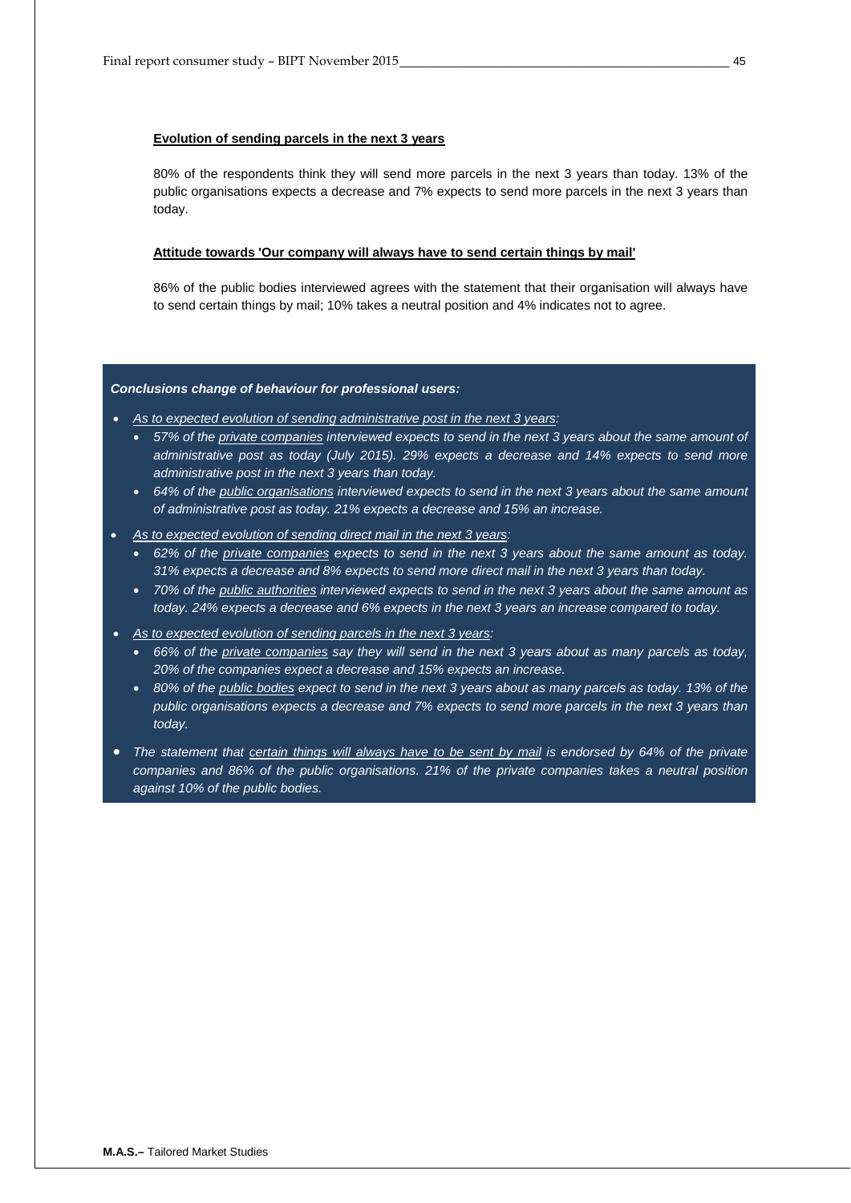**Evolution of sending parcels in the next 3 years**

80% of the respondents think they will send more parcels in the next 3 years than today. 13% of the public organisations expects a decrease and 7% expects to send more parcels in the next 3 years than today.

**Attitude towards 'Our company will always have to send certain things by mail'**

86% of the public bodies interviewed agrees with the statement that their organisation will always have to send certain things by mail; 10% takes a neutral position and 4% indicates not to agree.

***Conclusions change of behaviour for professional users:***

- *As to expected evolution of sending administrative post in the next 3 years:*
  - *57% of the private companies interviewed expects to send in the next 3 years about the same amount of administrative post as today (July 2015). 29% expects a decrease and 14% expects to send more administrative post in the next 3 years than today.*
  - *64% of the public organisations interviewed expects to send in the next 3 years about the same amount of administrative post as today. 21% expects a decrease and 15% an increase.*
- *As to expected evolution of sending direct mail in the next 3 years:*
  - *62% of the private companies expects to send in the next 3 years about the same amount as today. 31% expects a decrease and 8% expects to send more direct mail in the next 3 years than today.*
  - *70% of the public authorities interviewed expects to send in the next 3 years about the same amount as today. 24% expects a decrease and 6% expects in the next 3 years an increase compared to today.*
- *As to expected evolution of sending parcels in the next 3 years:*
  - *66% of the private companies say they will send in the next 3 years about as many parcels as today, 20% of the companies expect a decrease and 15% expects an increase.*
  - *80% of the public bodies expect to send in the next 3 years about as many parcels as today. 13% of the public organisations expects a decrease and 7% expects to send more parcels in the next 3 years than today.*
- *The statement that certain things will always have to be sent by mail is endorsed by 64% of the private companies and 86% of the public organisations. 21% of the private companies takes a neutral position against 10% of the public bodies.*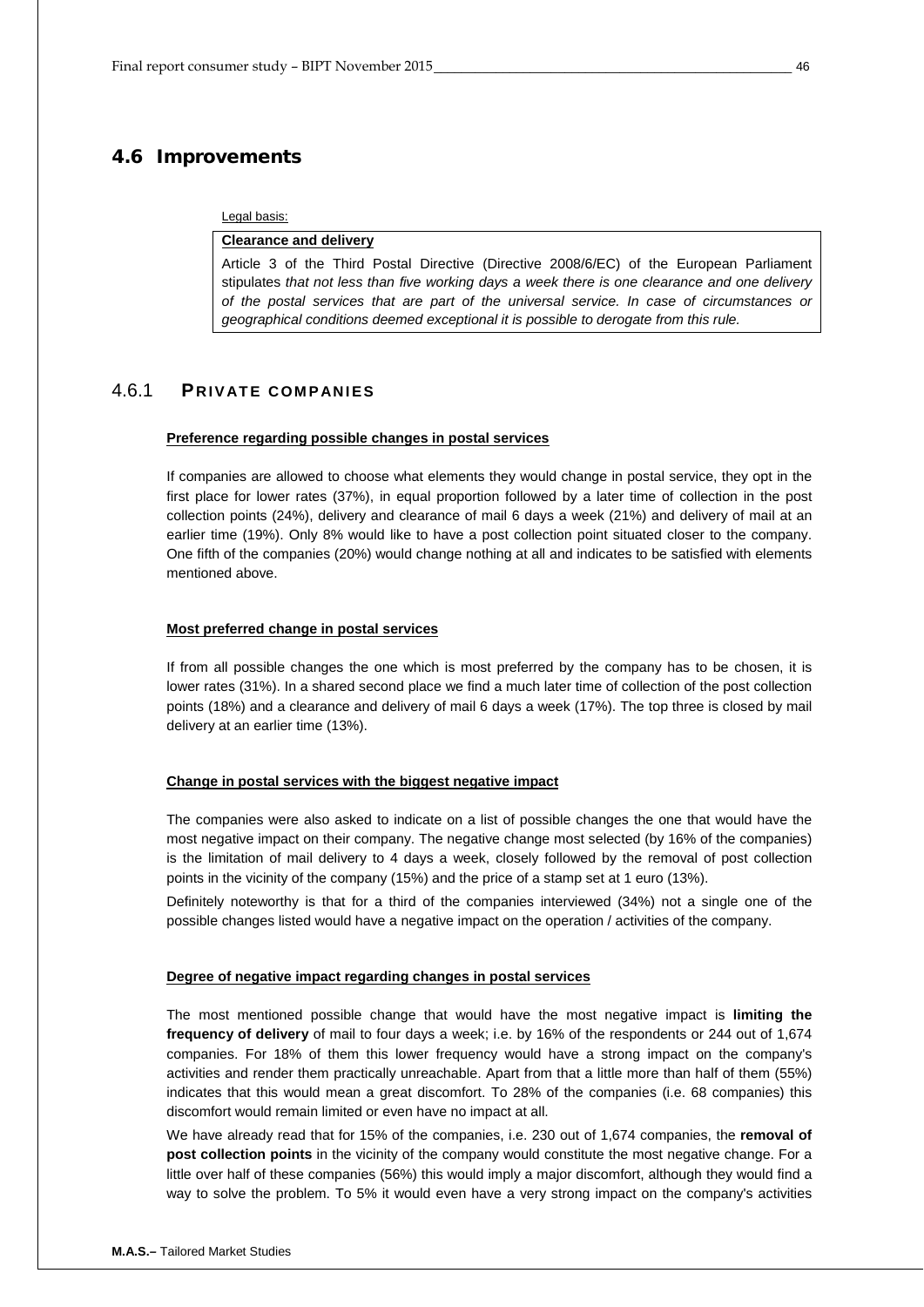## 4.6 Improvements

Legal basis:

> **Clearance and delivery**
>
> Article 3 of the Third Postal Directive (Directive 2008/6/EC) of the European Parliament stipulates *that not less than five working days a week there is one clearance and one delivery of the postal services that are part of the universal service. In case of circumstances or geographical conditions deemed exceptional it is possible to derogate from this rule.*

### 4.6.1 PRIVATE COMPANIES

**Preference regarding possible changes in postal services**

If companies are allowed to choose what elements they would change in postal service, they opt in the first place for lower rates (37%), in equal proportion followed by a later time of collection in the post collection points (24%), delivery and clearance of mail 6 days a week (21%) and delivery of mail at an earlier time (19%). Only 8% would like to have a post collection point situated closer to the company. One fifth of the companies (20%) would change nothing at all and indicates to be satisfied with elements mentioned above.

**Most preferred change in postal services**

If from all possible changes the one which is most preferred by the company has to be chosen, it is lower rates (31%). In a shared second place we find a much later time of collection of the post collection points (18%) and a clearance and delivery of mail 6 days a week (17%). The top three is closed by mail delivery at an earlier time (13%).

**Change in postal services with the biggest negative impact**

The companies were also asked to indicate on a list of possible changes the one that would have the most negative impact on their company. The negative change most selected (by 16% of the companies) is the limitation of mail delivery to 4 days a week, closely followed by the removal of post collection points in the vicinity of the company (15%) and the price of a stamp set at 1 euro (13%).

Definitely noteworthy is that for a third of the companies interviewed (34%) not a single one of the possible changes listed would have a negative impact on the operation / activities of the company.

**Degree of negative impact regarding changes in postal services**

The most mentioned possible change that would have the most negative impact is **limiting the frequency of delivery** of mail to four days a week; i.e. by 16% of the respondents or 244 out of 1,674 companies. For 18% of them this lower frequency would have a strong impact on the company's activities and render them practically unreachable. Apart from that a little more than half of them (55%) indicates that this would mean a great discomfort. To 28% of the companies (i.e. 68 companies) this discomfort would remain limited or even have no impact at all.

We have already read that for 15% of the companies, i.e. 230 out of 1,674 companies, the **removal of post collection points** in the vicinity of the company would constitute the most negative change. For a little over half of these companies (56%) this would imply a major discomfort, although they would find a way to solve the problem. To 5% it would even have a very strong impact on the company's activities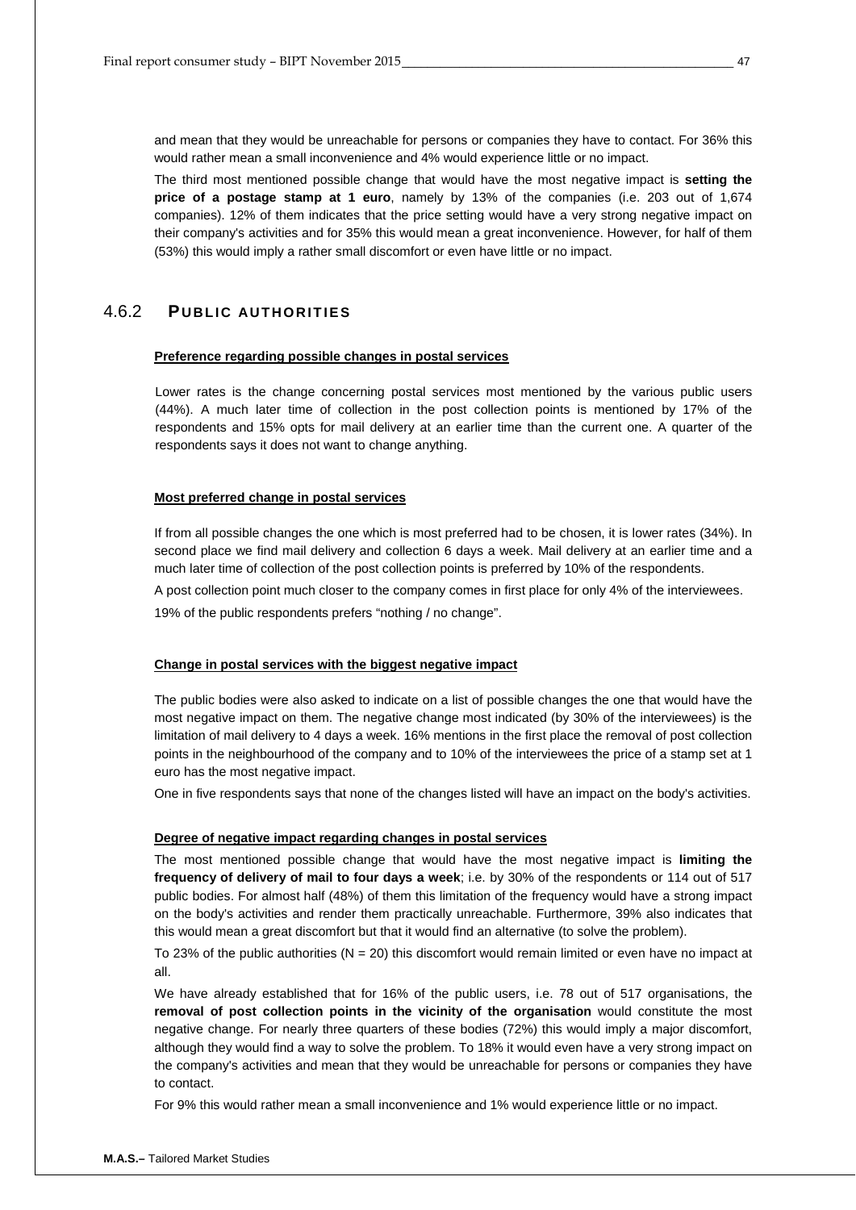and mean that they would be unreachable for persons or companies they have to contact. For 36% this would rather mean a small inconvenience and 4% would experience little or no impact.

The third most mentioned possible change that would have the most negative impact is **setting the price of a postage stamp at 1 euro**, namely by 13% of the companies (i.e. 203 out of 1,674 companies). 12% of them indicates that the price setting would have a very strong negative impact on their company's activities and for 35% this would mean a great inconvenience. However, for half of them (53%) this would imply a rather small discomfort or even have little or no impact.

### 4.6.2 PUBLIC AUTHORITIES

**Preference regarding possible changes in postal services**

Lower rates is the change concerning postal services most mentioned by the various public users (44%). A much later time of collection in the post collection points is mentioned by 17% of the respondents and 15% opts for mail delivery at an earlier time than the current one. A quarter of the respondents says it does not want to change anything.

**Most preferred change in postal services**

If from all possible changes the one which is most preferred had to be chosen, it is lower rates (34%). In second place we find mail delivery and collection 6 days a week. Mail delivery at an earlier time and a much later time of collection of the post collection points is preferred by 10% of the respondents.

A post collection point much closer to the company comes in first place for only 4% of the interviewees.

19% of the public respondents prefers "nothing / no change".

**Change in postal services with the biggest negative impact**

The public bodies were also asked to indicate on a list of possible changes the one that would have the most negative impact on them. The negative change most indicated (by 30% of the interviewees) is the limitation of mail delivery to 4 days a week. 16% mentions in the first place the removal of post collection points in the neighbourhood of the company and to 10% of the interviewees the price of a stamp set at 1 euro has the most negative impact.

One in five respondents says that none of the changes listed will have an impact on the body's activities.

**Degree of negative impact regarding changes in postal services**

The most mentioned possible change that would have the most negative impact is **limiting the frequency of delivery of mail to four days a week**; i.e. by 30% of the respondents or 114 out of 517 public bodies. For almost half (48%) of them this limitation of the frequency would have a strong impact on the body's activities and render them practically unreachable. Furthermore, 39% also indicates that this would mean a great discomfort but that it would find an alternative (to solve the problem).

To 23% of the public authorities (N = 20) this discomfort would remain limited or even have no impact at all.

We have already established that for 16% of the public users, i.e. 78 out of 517 organisations, the **removal of post collection points in the vicinity of the organisation** would constitute the most negative change. For nearly three quarters of these bodies (72%) this would imply a major discomfort, although they would find a way to solve the problem. To 18% it would even have a very strong impact on the company's activities and mean that they would be unreachable for persons or companies they have to contact.

For 9% this would rather mean a small inconvenience and 1% would experience little or no impact.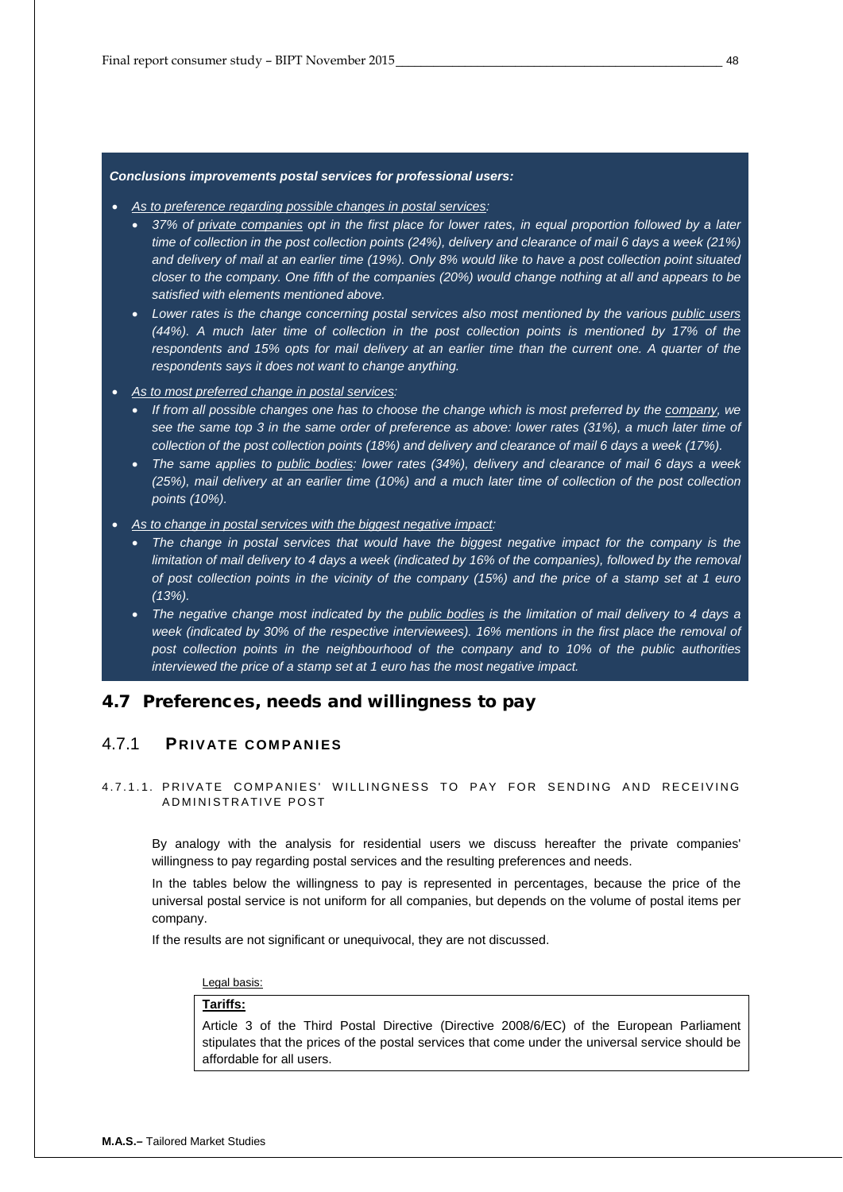***Conclusions improvements postal services for professional users:***

- *As to preference regarding possible changes in postal services:*
  - *37% of private companies opt in the first place for lower rates, in equal proportion followed by a later time of collection in the post collection points (24%), delivery and clearance of mail 6 days a week (21%) and delivery of mail at an earlier time (19%). Only 8% would like to have a post collection point situated closer to the company. One fifth of the companies (20%) would change nothing at all and appears to be satisfied with elements mentioned above.*
  - *Lower rates is the change concerning postal services also most mentioned by the various public users (44%). A much later time of collection in the post collection points is mentioned by 17% of the respondents and 15% opts for mail delivery at an earlier time than the current one. A quarter of the respondents says it does not want to change anything.*
- *As to most preferred change in postal services:*
  - *If from all possible changes one has to choose the change which is most preferred by the company, we see the same top 3 in the same order of preference as above: lower rates (31%), a much later time of collection of the post collection points (18%) and delivery and clearance of mail 6 days a week (17%).*
  - *The same applies to public bodies: lower rates (34%), delivery and clearance of mail 6 days a week (25%), mail delivery at an earlier time (10%) and a much later time of collection of the post collection points (10%).*
- *As to change in postal services with the biggest negative impact:*
  - *The change in postal services that would have the biggest negative impact for the company is the limitation of mail delivery to 4 days a week (indicated by 16% of the companies), followed by the removal of post collection points in the vicinity of the company (15%) and the price of a stamp set at 1 euro (13%).*
  - *The negative change most indicated by the public bodies is the limitation of mail delivery to 4 days a week (indicated by 30% of the respective interviewees). 16% mentions in the first place the removal of post collection points in the neighbourhood of the company and to 10% of the public authorities interviewed the price of a stamp set at 1 euro has the most negative impact.*

## 4.7 Preferences, needs and willingness to pay

### 4.7.1 PRIVATE COMPANIES

#### 4.7.1.1. PRIVATE COMPANIES' WILLINGNESS TO PAY FOR SENDING AND RECEIVING ADMINISTRATIVE POST

By analogy with the analysis for residential users we discuss hereafter the private companies' willingness to pay regarding postal services and the resulting preferences and needs.

In the tables below the willingness to pay is represented in percentages, because the price of the universal postal service is not uniform for all companies, but depends on the volume of postal items per company.

If the results are not significant or unequivocal, they are not discussed.

Legal basis:

**Tariffs:**

Article 3 of the Third Postal Directive (Directive 2008/6/EC) of the European Parliament stipulates that the prices of the postal services that come under the universal service should be affordable for all users.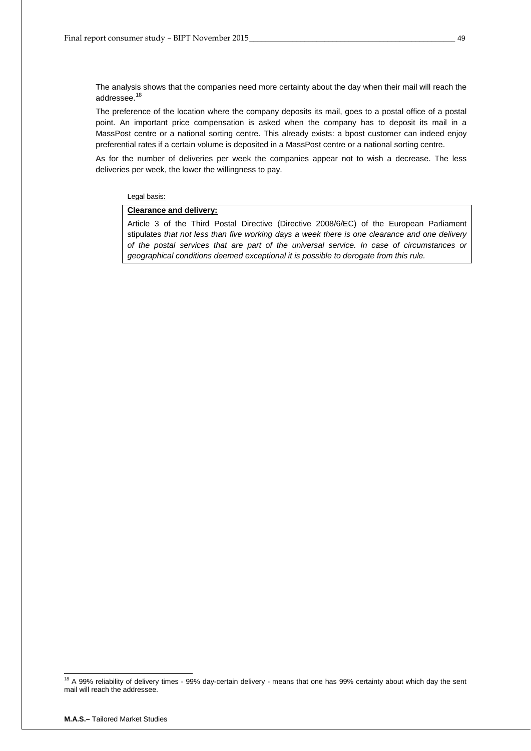The analysis shows that the companies need more certainty about the day when their mail will reach the addressee.[18]

The preference of the location where the company deposits its mail, goes to a postal office of a postal point. An important price compensation is asked when the company has to deposit its mail in a MassPost centre or a national sorting centre. This already exists: a bpost customer can indeed enjoy preferential rates if a certain volume is deposited in a MassPost centre or a national sorting centre.

As for the number of deliveries per week the companies appear not to wish a decrease. The less deliveries per week, the lower the willingness to pay.

Legal basis:

> **Clearance and delivery:**
>
> Article 3 of the Third Postal Directive (Directive 2008/6/EC) of the European Parliament stipulates *that not less than five working days a week there is one clearance and one delivery of the postal services that are part of the universal service. In case of circumstances or geographical conditions deemed exceptional it is possible to derogate from this rule.*

[18] A 99% reliability of delivery times - 99% day-certain delivery - means that one has 99% certainty about which day the sent mail will reach the addressee.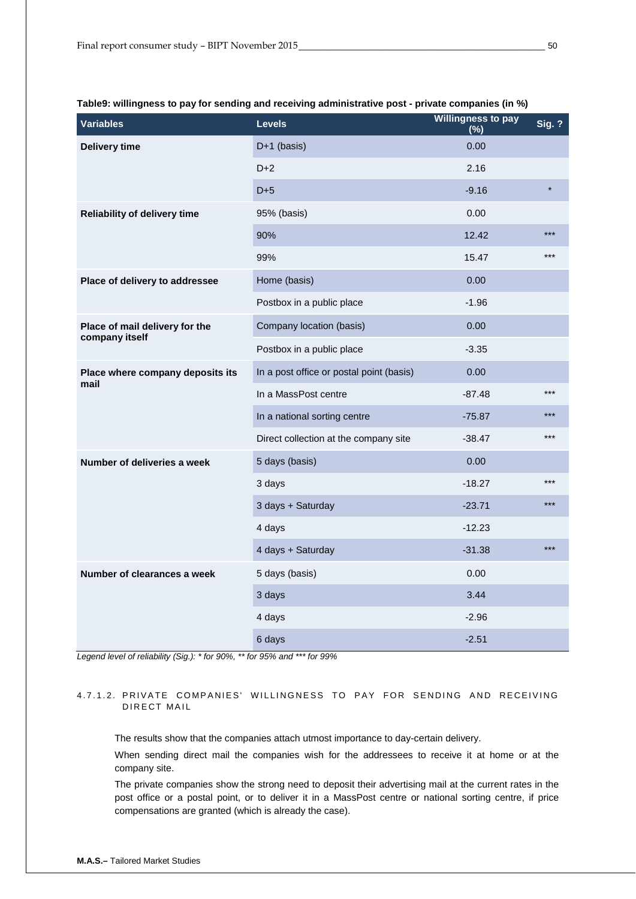**Table9: willingness to pay for sending and receiving administrative post - private companies (in %)**

| Variables | Levels | Willingness to pay (%) | Sig. ? |
|---|---|---|---|
| **Delivery time** | D+1 (basis) | 0.00 | |
| | D+2 | 2.16 | |
| | D+5 | -9.16 | * |
| **Reliability of delivery time** | 95% (basis) | 0.00 | |
| | 90% | 12.42 | *** |
| | 99% | 15.47 | *** |
| **Place of delivery to addressee** | Home (basis) | 0.00 | |
| | Postbox in a public place | -1.96 | |
| **Place of mail delivery for the company itself** | Company location (basis) | 0.00 | |
| | Postbox in a public place | -3.35 | |
| **Place where company deposits its mail** | In a post office or postal point (basis) | 0.00 | |
| | In a MassPost centre | -87.48 | *** |
| | In a national sorting centre | -75.87 | *** |
| | Direct collection at the company site | -38.47 | *** |
| **Number of deliveries a week** | 5 days (basis) | 0.00 | |
| | 3 days | -18.27 | *** |
| | 3 days + Saturday | -23.71 | *** |
| | 4 days | -12.23 | |
| | 4 days + Saturday | -31.38 | *** |
| **Number of clearances a week** | 5 days (basis) | 0.00 | |
| | 3 days | 3.44 | |
| | 4 days | -2.96 | |
| | 6 days | -2.51 | |

*Legend level of reliability (Sig.): * for 90%, ** for 95% and *** for 99%*

#### 4.7.1.2. PRIVATE COMPANIES' WILLINGNESS TO PAY FOR SENDING AND RECEIVING DIRECT MAIL

The results show that the companies attach utmost importance to day-certain delivery.

When sending direct mail the companies wish for the addressees to receive it at home or at the company site.

The private companies show the strong need to deposit their advertising mail at the current rates in the post office or a postal point, or to deliver it in a MassPost centre or national sorting centre, if price compensations are granted (which is already the case).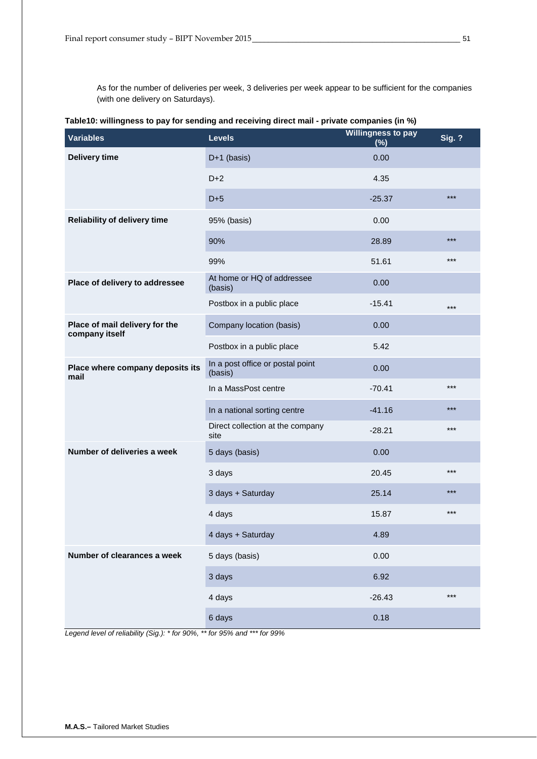As for the number of deliveries per week, 3 deliveries per week appear to be sufficient for the companies (with one delivery on Saturdays).

**Table10: willingness to pay for sending and receiving direct mail - private companies (in %)**

| Variables | Levels | Willingness to pay (%) | Sig. ? |
|---|---|---|---|
| **Delivery time** | D+1 (basis) | 0.00 | |
| | D+2 | 4.35 | |
| | D+5 | -25.37 | *** |
| **Reliability of delivery time** | 95% (basis) | 0.00 | |
| | 90% | 28.89 | *** |
| | 99% | 51.61 | *** |
| **Place of delivery to addressee** | At home or HQ of addressee (basis) | 0.00 | |
| | Postbox in a public place | -15.41 | *** |
| **Place of mail delivery for the company itself** | Company location (basis) | 0.00 | |
| | Postbox in a public place | 5.42 | |
| **Place where company deposits its mail** | In a post office or postal point (basis) | 0.00 | |
| | In a MassPost centre | -70.41 | *** |
| | In a national sorting centre | -41.16 | *** |
| | Direct collection at the company site | -28.21 | *** |
| **Number of deliveries a week** | 5 days (basis) | 0.00 | |
| | 3 days | 20.45 | *** |
| | 3 days + Saturday | 25.14 | *** |
| | 4 days | 15.87 | *** |
| | 4 days + Saturday | 4.89 | |
| **Number of clearances a week** | 5 days (basis) | 0.00 | |
| | 3 days | 6.92 | |
| | 4 days | -26.43 | *** |
| | 6 days | 0.18 | |

*Legend level of reliability (Sig.): * for 90%, ** for 95% and *** for 99%*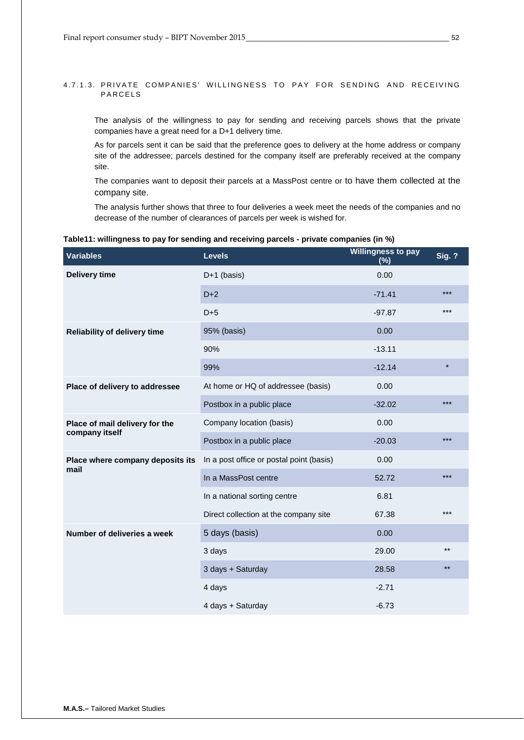#### 4.7.1.3. PRIVATE COMPANIES' WILLINGNESS TO PAY FOR SENDING AND RECEIVING PARCELS

The analysis of the willingness to pay for sending and receiving parcels shows that the private companies have a great need for a D+1 delivery time.

As for parcels sent it can be said that the preference goes to delivery at the home address or company site of the addressee; parcels destined for the company itself are preferably received at the company site.

The companies want to deposit their parcels at a MassPost centre or to have them collected at the company site.

The analysis further shows that three to four deliveries a week meet the needs of the companies and no decrease of the number of clearances of parcels per week is wished for.

**Table11: willingness to pay for sending and receiving parcels - private companies (in %)**

| Variables | Levels | Willingness to pay (%) | Sig. ? |
|---|---|---|---|
| **Delivery time** | D+1 (basis) | 0.00 | |
| | D+2 | -71.41 | *** |
| | D+5 | -97.87 | *** |
| **Reliability of delivery time** | 95% (basis) | 0.00 | |
| | 90% | -13.11 | |
| | 99% | -12.14 | * |
| **Place of delivery to addressee** | At home or HQ of addressee (basis) | 0.00 | |
| | Postbox in a public place | -32.02 | *** |
| **Place of mail delivery for the company itself** | Company location (basis) | 0.00 | |
| | Postbox in a public place | -20.03 | *** |
| **Place where company deposits its mail** | In a post office or postal point (basis) | 0.00 | |
| | In a MassPost centre | 52.72 | *** |
| | In a national sorting centre | 6.81 | |
| | Direct collection at the company site | 67.38 | *** |
| **Number of deliveries a week** | 5 days (basis) | 0.00 | |
| | 3 days | 29.00 | ** |
| | 3 days + Saturday | 28.58 | ** |
| | 4 days | -2.71 | |
| | 4 days + Saturday | -6.73 | |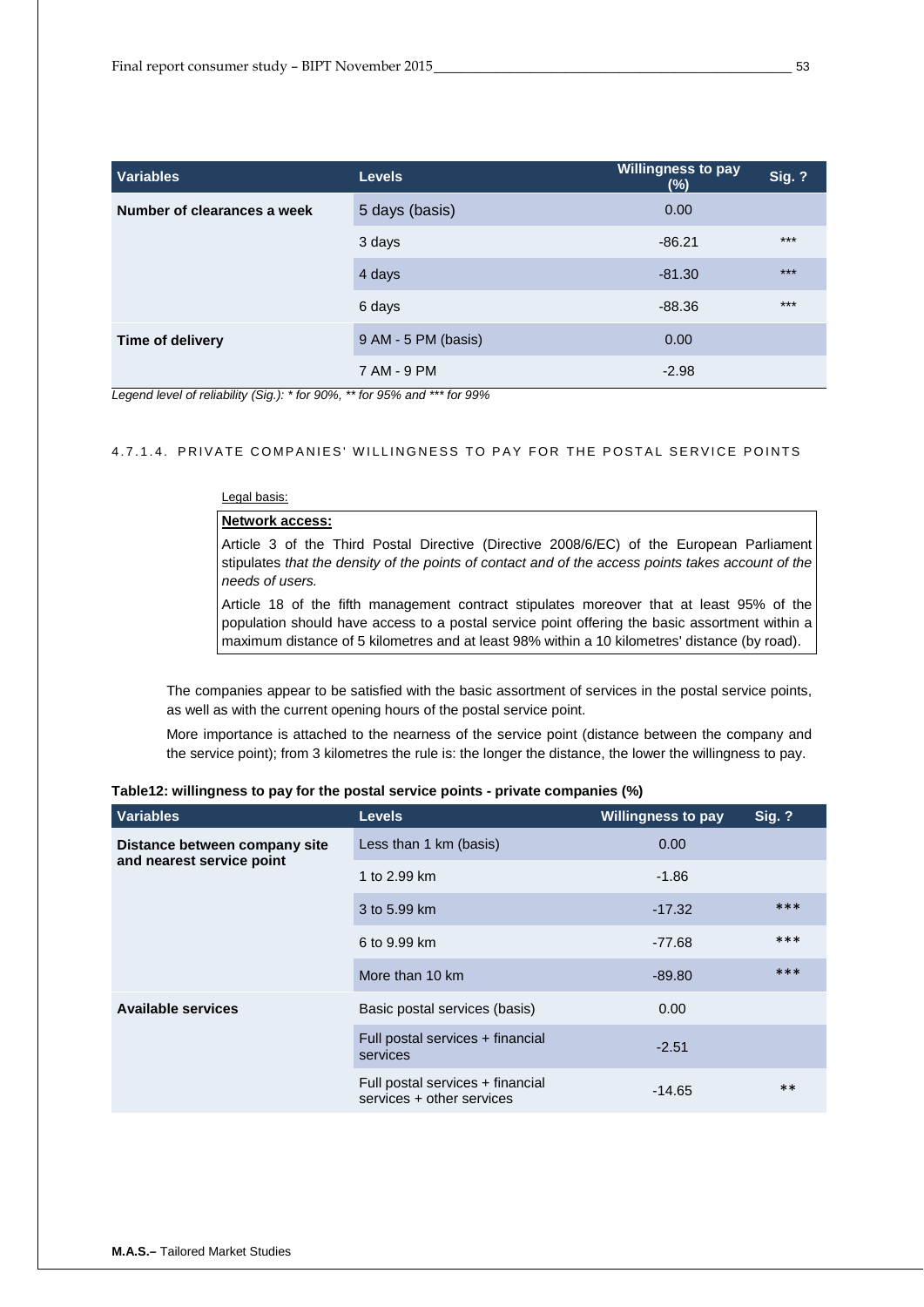| Variables | Levels | Willingness to pay (%) | Sig. ? |
| --- | --- | --- | --- |
| **Number of clearances a week** | 5 days (basis) | 0.00 | |
| | 3 days | -86.21 | *** |
| | 4 days | -81.30 | *** |
| | 6 days | -88.36 | *** |
| **Time of delivery** | 9 AM - 5 PM (basis) | 0.00 | |
| | 7 AM - 9 PM | -2.98 | |

*Legend level of reliability (Sig.): * for 90%, ** for 95% and *** for 99%*

#### 4.7.1.4. PRIVATE COMPANIES' WILLINGNESS TO PAY FOR THE POSTAL SERVICE POINTS

Legal basis:

> **Network access:**
>
> Article 3 of the Third Postal Directive (Directive 2008/6/EC) of the European Parliament stipulates *that the density of the points of contact and of the access points takes account of the needs of users.*
>
> Article 18 of the fifth management contract stipulates moreover that at least 95% of the population should have access to a postal service point offering the basic assortment within a maximum distance of 5 kilometres and at least 98% within a 10 kilometres' distance (by road).

The companies appear to be satisfied with the basic assortment of services in the postal service points, as well as with the current opening hours of the postal service point.

More importance is attached to the nearness of the service point (distance between the company and the service point); from 3 kilometres the rule is: the longer the distance, the lower the willingness to pay.

**Table12: willingness to pay for the postal service points - private companies (%)**

| Variables | Levels | Willingness to pay | Sig. ? |
| --- | --- | --- | --- |
| **Distance between company site and nearest service point** | Less than 1 km (basis) | 0.00 | |
| | 1 to 2.99 km | -1.86 | |
| | 3 to 5.99 km | -17.32 | *** |
| | 6 to 9.99 km | -77.68 | *** |
| | More than 10 km | -89.80 | *** |
| **Available services** | Basic postal services (basis) | 0.00 | |
| | Full postal services + financial services | -2.51 | |
| | Full postal services + financial services + other services | -14.65 | ** |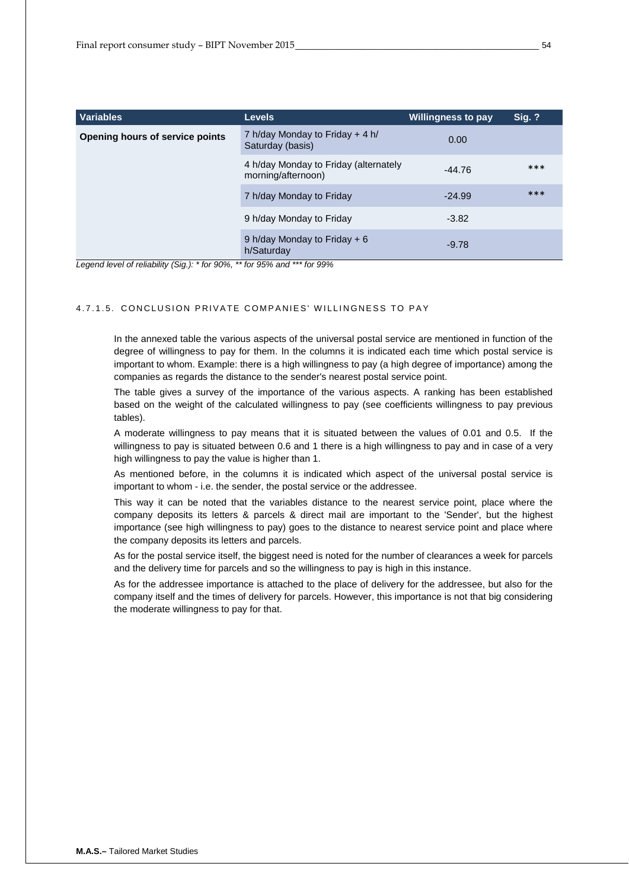| Variables | Levels | Willingness to pay | Sig. ? |
|---|---|---|---|
| **Opening hours of service points** | 7 h/day Monday to Friday + 4 h/ Saturday (basis) | 0.00 | |
| | 4 h/day Monday to Friday (alternately morning/afternoon) | -44.76 | *** |
| | 7 h/day Monday to Friday | -24.99 | *** |
| | 9 h/day Monday to Friday | -3.82 | |
| | 9 h/day Monday to Friday + 6 h/Saturday | -9.78 | |

*Legend level of reliability (Sig.): * for 90%, ** for 95% and *** for 99%*

#### 4.7.1.5. CONCLUSION PRIVATE COMPANIES' WILLINGNESS TO PAY

In the annexed table the various aspects of the universal postal service are mentioned in function of the degree of willingness to pay for them. In the columns it is indicated each time which postal service is important to whom. Example: there is a high willingness to pay (a high degree of importance) among the companies as regards the distance to the sender's nearest postal service point.

The table gives a survey of the importance of the various aspects. A ranking has been established based on the weight of the calculated willingness to pay (see coefficients willingness to pay previous tables).

A moderate willingness to pay means that it is situated between the values of 0.01 and 0.5. If the willingness to pay is situated between 0.6 and 1 there is a high willingness to pay and in case of a very high willingness to pay the value is higher than 1.

As mentioned before, in the columns it is indicated which aspect of the universal postal service is important to whom - i.e. the sender, the postal service or the addressee.

This way it can be noted that the variables distance to the nearest service point, place where the company deposits its letters & parcels & direct mail are important to the 'Sender', but the highest importance (see high willingness to pay) goes to the distance to nearest service point and place where the company deposits its letters and parcels.

As for the postal service itself, the biggest need is noted for the number of clearances a week for parcels and the delivery time for parcels and so the willingness to pay is high in this instance.

As for the addressee importance is attached to the place of delivery for the addressee, but also for the company itself and the times of delivery for parcels. However, this importance is not that big considering the moderate willingness to pay for that.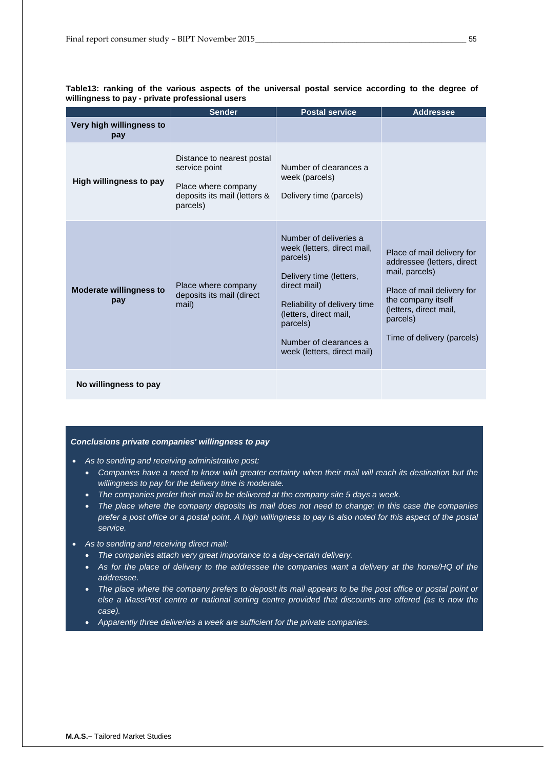**Table13: ranking of the various aspects of the universal postal service according to the degree of willingness to pay - private professional users**

| | Sender | Postal service | Addressee |
|---|---|---|---|
| **Very high willingness to pay** | | | |
| **High willingness to pay** | Distance to nearest postal service point<br><br>Place where company deposits its mail (letters & parcels) | Number of clearances a week (parcels)<br><br>Delivery time (parcels) | |
| **Moderate willingness to pay** | Place where company deposits its mail (direct mail) | Number of deliveries a week (letters, direct mail, parcels)<br><br>Delivery time (letters, direct mail)<br><br>Reliability of delivery time (letters, direct mail, parcels)<br><br>Number of clearances a week (letters, direct mail) | Place of mail delivery for addressee (letters, direct mail, parcels)<br><br>Place of mail delivery for the company itself (letters, direct mail, parcels)<br><br>Time of delivery (parcels) |
| **No willingness to pay** | | | |

***Conclusions private companies' willingness to pay***

- *As to sending and receiving administrative post:*
  - *Companies have a need to know with greater certainty when their mail will reach its destination but the willingness to pay for the delivery time is moderate.*
  - *The companies prefer their mail to be delivered at the company site 5 days a week.*
  - *The place where the company deposits its mail does not need to change; in this case the companies prefer a post office or a postal point. A high willingness to pay is also noted for this aspect of the postal service.*
- *As to sending and receiving direct mail:*
  - *The companies attach very great importance to a day-certain delivery.*
  - *As for the place of delivery to the addressee the companies want a delivery at the home/HQ of the addressee.*
  - *The place where the company prefers to deposit its mail appears to be the post office or postal point or else a MassPost centre or national sorting centre provided that discounts are offered (as is now the case).*
  - *Apparently three deliveries a week are sufficient for the private companies.*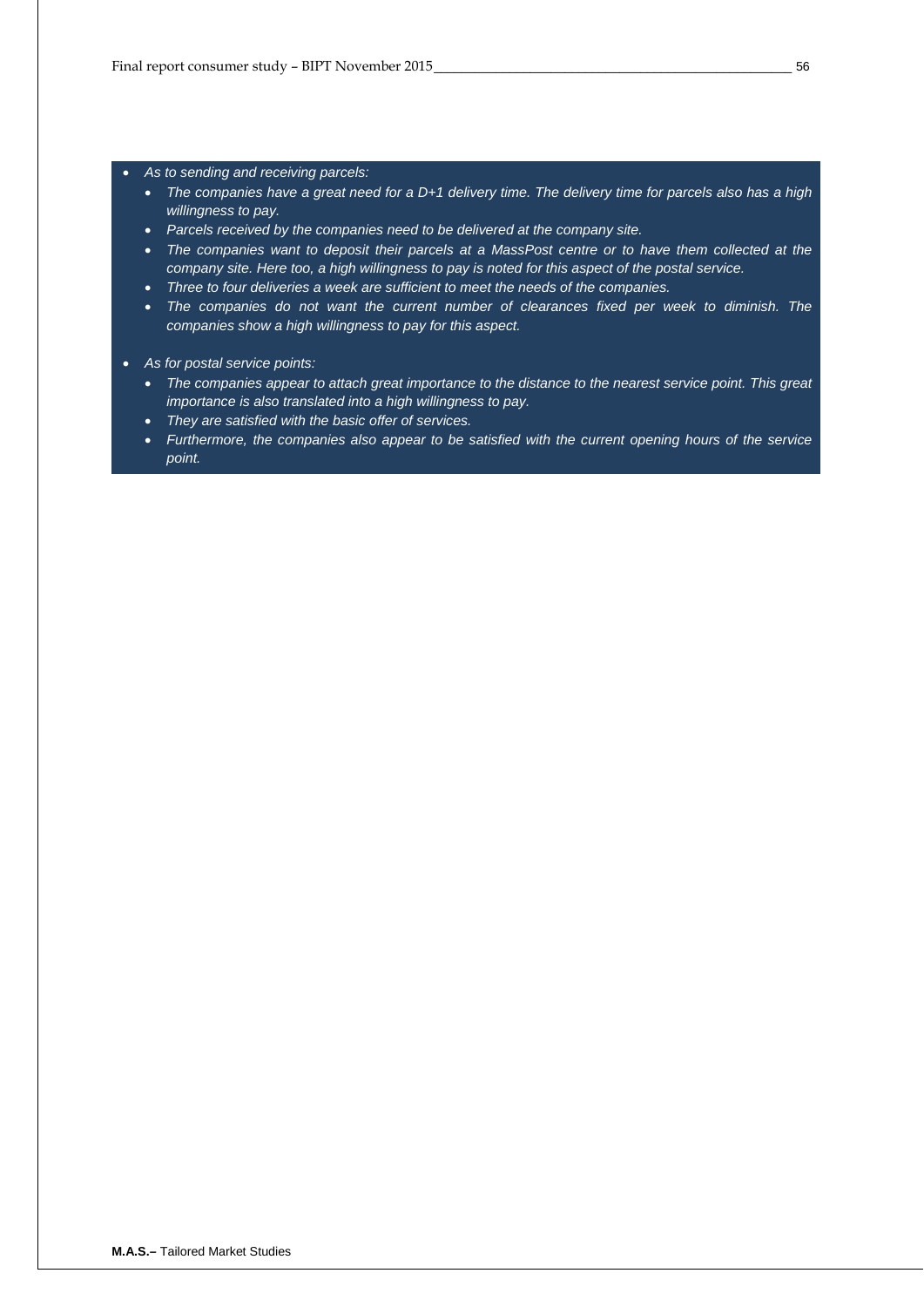- *As to sending and receiving parcels:*
  - *The companies have a great need for a D+1 delivery time. The delivery time for parcels also has a high willingness to pay.*
  - *Parcels received by the companies need to be delivered at the company site.*
  - *The companies want to deposit their parcels at a MassPost centre or to have them collected at the company site. Here too, a high willingness to pay is noted for this aspect of the postal service.*
  - *Three to four deliveries a week are sufficient to meet the needs of the companies.*
  - *The companies do not want the current number of clearances fixed per week to diminish. The companies show a high willingness to pay for this aspect.*

- *As for postal service points:*
  - *The companies appear to attach great importance to the distance to the nearest service point. This great importance is also translated into a high willingness to pay.*
  - *They are satisfied with the basic offer of services.*
  - *Furthermore, the companies also appear to be satisfied with the current opening hours of the service point.*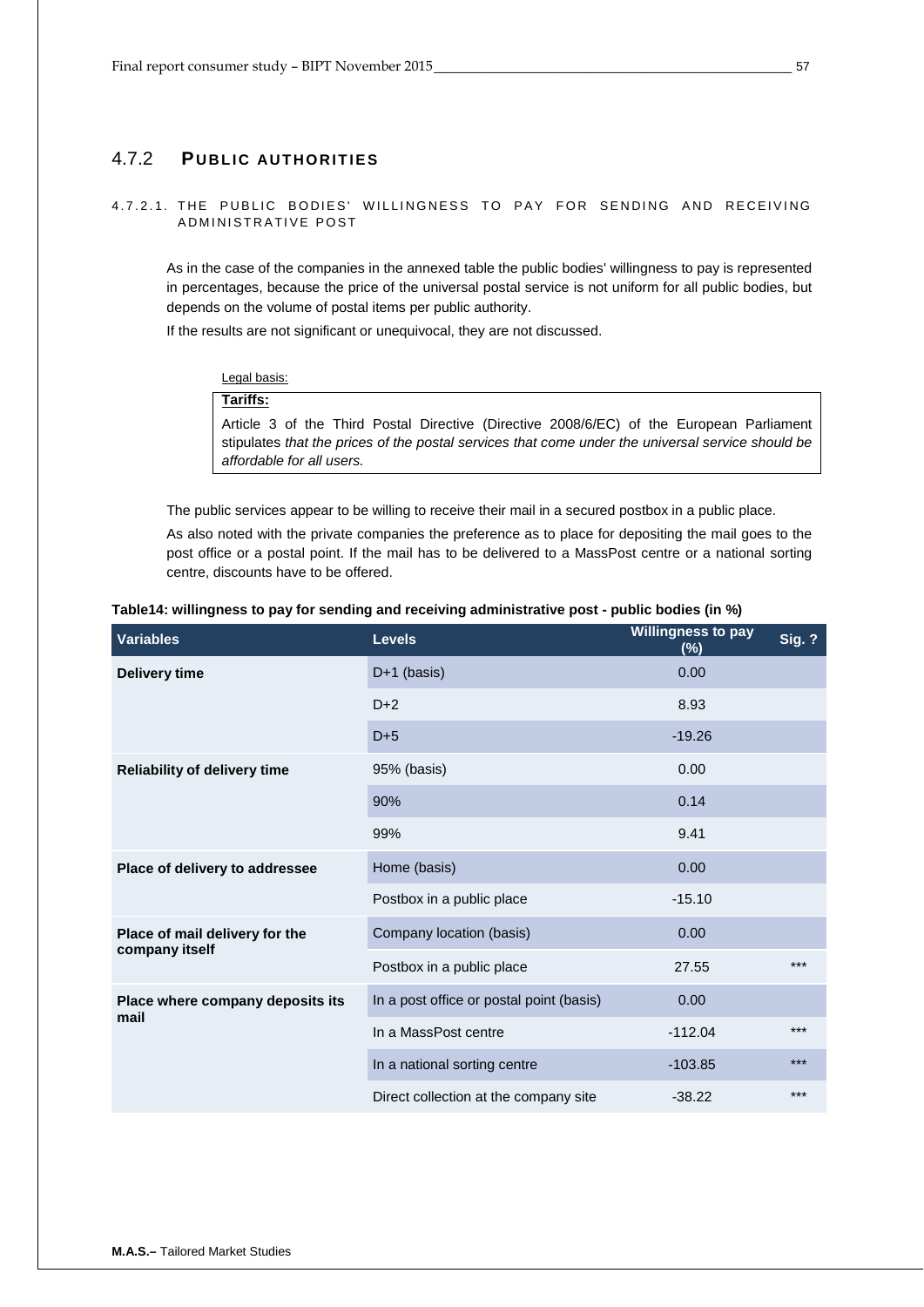### 4.7.2 PUBLIC AUTHORITIES

#### 4.7.2.1. THE PUBLIC BODIES' WILLINGNESS TO PAY FOR SENDING AND RECEIVING ADMINISTRATIVE POST

As in the case of the companies in the annexed table the public bodies' willingness to pay is represented in percentages, because the price of the universal postal service is not uniform for all public bodies, but depends on the volume of postal items per public authority.

If the results are not significant or unequivocal, they are not discussed.

Legal basis:

**Tariffs:**

Article 3 of the Third Postal Directive (Directive 2008/6/EC) of the European Parliament stipulates *that the prices of the postal services that come under the universal service should be affordable for all users.*

The public services appear to be willing to receive their mail in a secured postbox in a public place.

As also noted with the private companies the preference as to place for depositing the mail goes to the post office or a postal point. If the mail has to be delivered to a MassPost centre or a national sorting centre, discounts have to be offered.

**Table14: willingness to pay for sending and receiving administrative post - public bodies (in %)**

| Variables | Levels | Willingness to pay (%) | Sig. ? |
|---|---|---|---|
| **Delivery time** | D+1 (basis) | 0.00 | |
| | D+2 | 8.93 | |
| | D+5 | -19.26 | |
| **Reliability of delivery time** | 95% (basis) | 0.00 | |
| | 90% | 0.14 | |
| | 99% | 9.41 | |
| **Place of delivery to addressee** | Home (basis) | 0.00 | |
| | Postbox in a public place | -15.10 | |
| **Place of mail delivery for the company itself** | Company location (basis) | 0.00 | |
| | Postbox in a public place | 27.55 | *** |
| **Place where company deposits its mail** | In a post office or postal point (basis) | 0.00 | |
| | In a MassPost centre | -112.04 | *** |
| | In a national sorting centre | -103.85 | *** |
| | Direct collection at the company site | -38.22 | *** |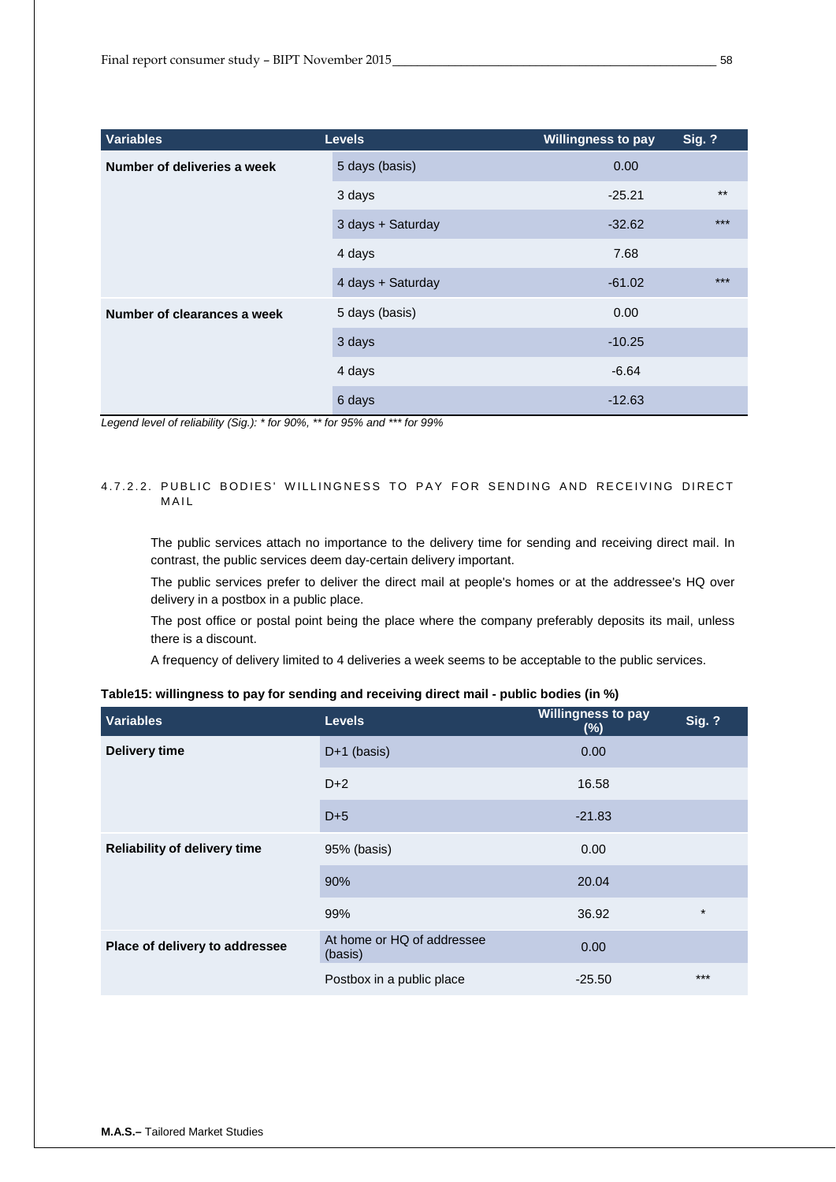| Variables | Levels | Willingness to pay | Sig. ? |
|---|---|---|---|
| Number of deliveries a week | 5 days (basis) | 0.00 | |
| | 3 days | -25.21 | ** |
| | 3 days + Saturday | -32.62 | *** |
| | 4 days | 7.68 | |
| | 4 days + Saturday | -61.02 | *** |
| Number of clearances a week | 5 days (basis) | 0.00 | |
| | 3 days | -10.25 | |
| | 4 days | -6.64 | |
| | 6 days | -12.63 | |

*Legend level of reliability (Sig.): * for 90%, ** for 95% and *** for 99%*

#### 4.7.2.2. PUBLIC BODIES' WILLINGNESS TO PAY FOR SENDING AND RECEIVING DIRECT MAIL

The public services attach no importance to the delivery time for sending and receiving direct mail. In contrast, the public services deem day-certain delivery important.

The public services prefer to deliver the direct mail at people's homes or at the addressee's HQ over delivery in a postbox in a public place.

The post office or postal point being the place where the company preferably deposits its mail, unless there is a discount.

A frequency of delivery limited to 4 deliveries a week seems to be acceptable to the public services.

**Table15: willingness to pay for sending and receiving direct mail - public bodies (in %)**

| Variables | Levels | Willingness to pay (%) | Sig. ? |
|---|---|---|---|
| Delivery time | D+1 (basis) | 0.00 | |
| | D+2 | 16.58 | |
| | D+5 | -21.83 | |
| Reliability of delivery time | 95% (basis) | 0.00 | |
| | 90% | 20.04 | |
| | 99% | 36.92 | * |
| Place of delivery to addressee | At home or HQ of addressee (basis) | 0.00 | |
| | Postbox in a public place | -25.50 | *** |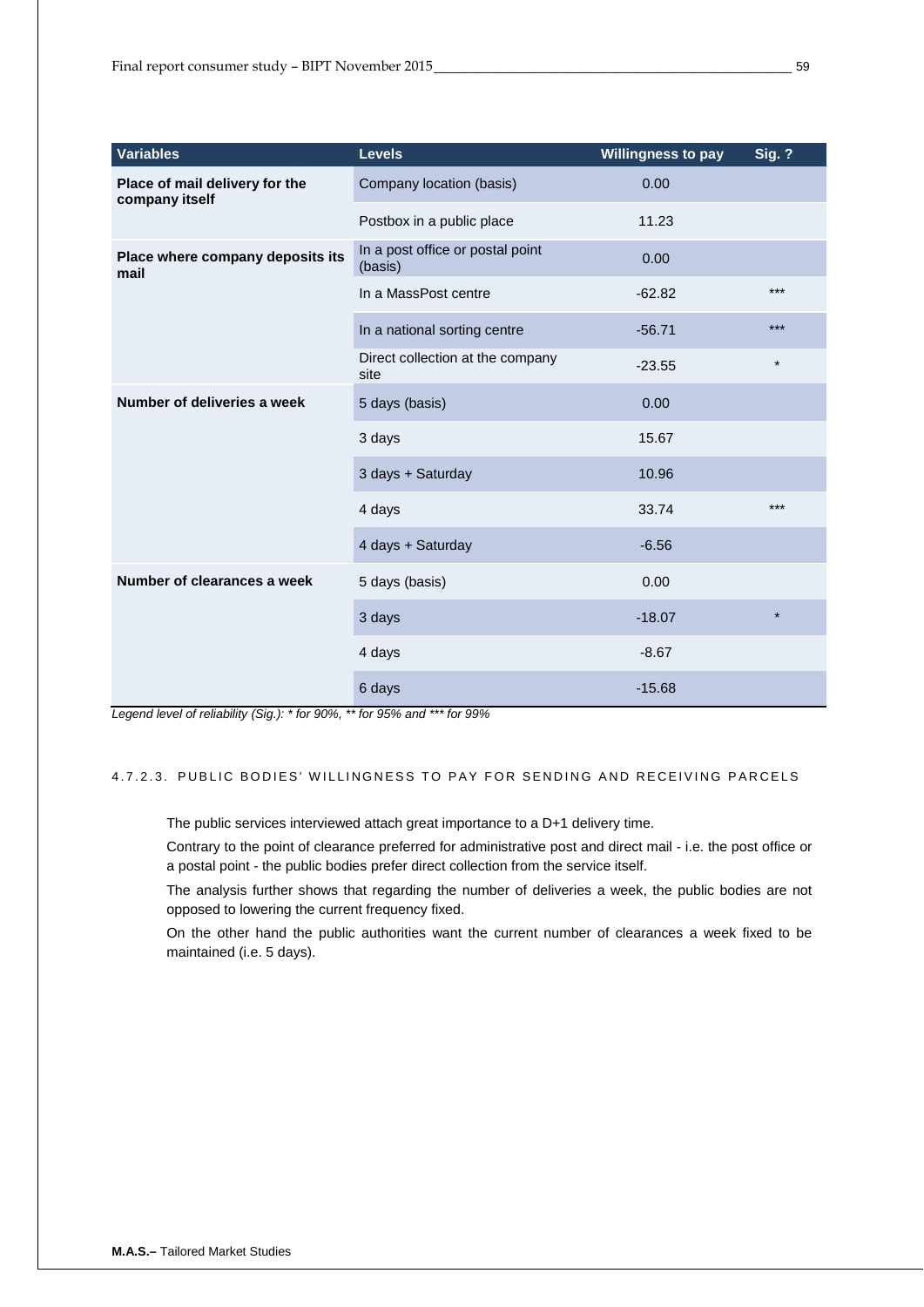| Variables | Levels | Willingness to pay | Sig. ? |
|---|---|---|---|
| **Place of mail delivery for the company itself** | Company location (basis) | 0.00 | |
| | Postbox in a public place | 11.23 | |
| **Place where company deposits its mail** | In a post office or postal point (basis) | 0.00 | |
| | In a MassPost centre | -62.82 | *** |
| | In a national sorting centre | -56.71 | *** |
| | Direct collection at the company site | -23.55 | * |
| **Number of deliveries a week** | 5 days (basis) | 0.00 | |
| | 3 days | 15.67 | |
| | 3 days + Saturday | 10.96 | |
| | 4 days | 33.74 | *** |
| | 4 days + Saturday | -6.56 | |
| **Number of clearances a week** | 5 days (basis) | 0.00 | |
| | 3 days | -18.07 | * |
| | 4 days | -8.67 | |
| | 6 days | -15.68 | |

*Legend level of reliability (Sig.): * for 90%, ** for 95% and *** for 99%*

#### 4.7.2.3. PUBLIC BODIES' WILLINGNESS TO PAY FOR SENDING AND RECEIVING PARCELS

The public services interviewed attach great importance to a D+1 delivery time.

Contrary to the point of clearance preferred for administrative post and direct mail - i.e. the post office or a postal point - the public bodies prefer direct collection from the service itself.

The analysis further shows that regarding the number of deliveries a week, the public bodies are not opposed to lowering the current frequency fixed.

On the other hand the public authorities want the current number of clearances a week fixed to be maintained (i.e. 5 days).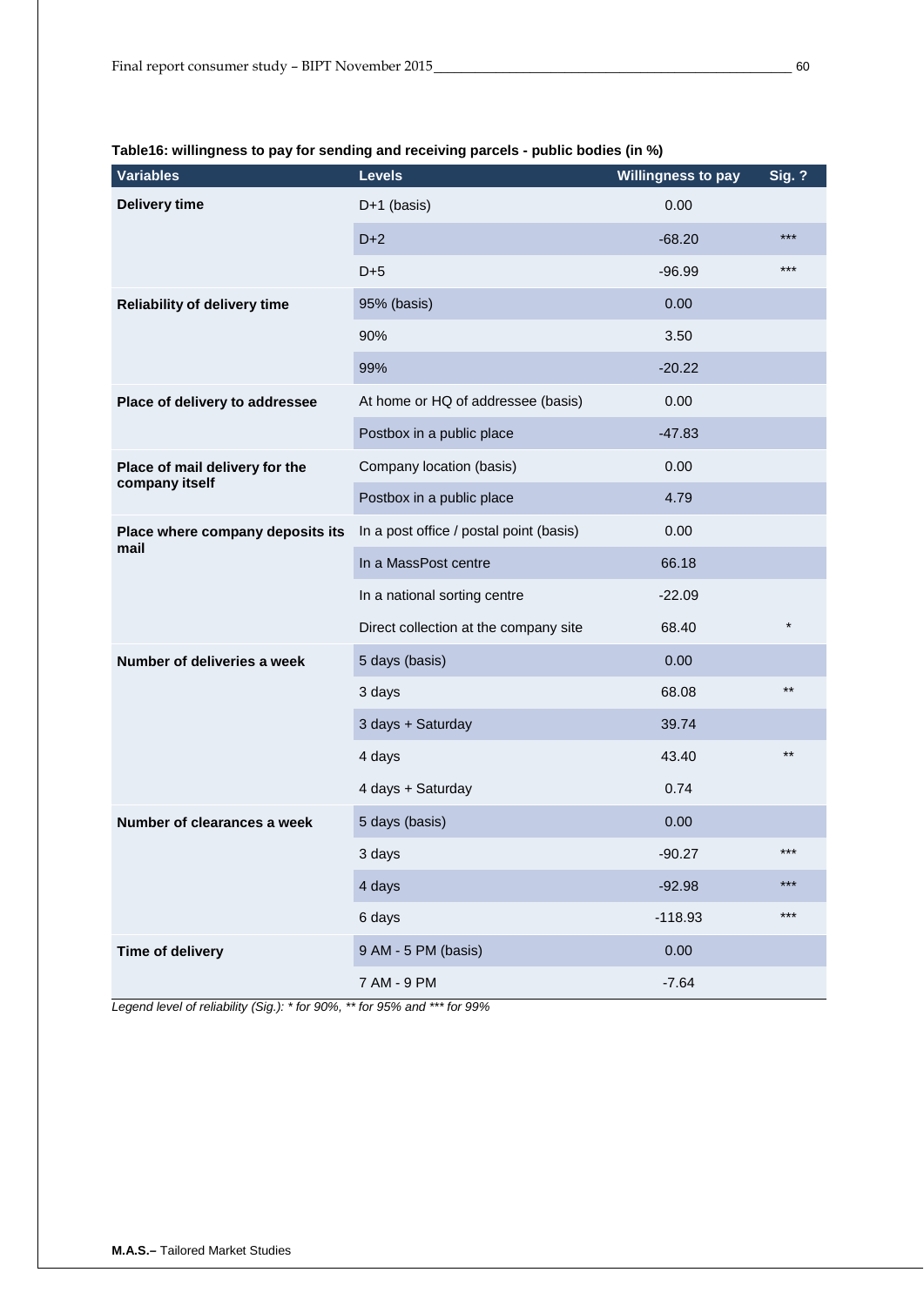**Table16: willingness to pay for sending and receiving parcels - public bodies (in %)**

| Variables | Levels | Willingness to pay | Sig. ? |
|---|---|---|---|
| **Delivery time** | D+1 (basis) | 0.00 | |
| | D+2 | -68.20 | *** |
| | D+5 | -96.99 | *** |
| **Reliability of delivery time** | 95% (basis) | 0.00 | |
| | 90% | 3.50 | |
| | 99% | -20.22 | |
| **Place of delivery to addressee** | At home or HQ of addressee (basis) | 0.00 | |
| | Postbox in a public place | -47.83 | |
| **Place of mail delivery for the company itself** | Company location (basis) | 0.00 | |
| | Postbox in a public place | 4.79 | |
| **Place where company deposits its mail** | In a post office / postal point (basis) | 0.00 | |
| | In a MassPost centre | 66.18 | |
| | In a national sorting centre | -22.09 | |
| | Direct collection at the company site | 68.40 | * |
| **Number of deliveries a week** | 5 days (basis) | 0.00 | |
| | 3 days | 68.08 | ** |
| | 3 days + Saturday | 39.74 | |
| | 4 days | 43.40 | ** |
| | 4 days + Saturday | 0.74 | |
| **Number of clearances a week** | 5 days (basis) | 0.00 | |
| | 3 days | -90.27 | *** |
| | 4 days | -92.98 | *** |
| | 6 days | -118.93 | *** |
| **Time of delivery** | 9 AM - 5 PM (basis) | 0.00 | |
| | 7 AM - 9 PM | -7.64 | |

*Legend level of reliability (Sig.): * for 90%, ** for 95% and *** for 99%*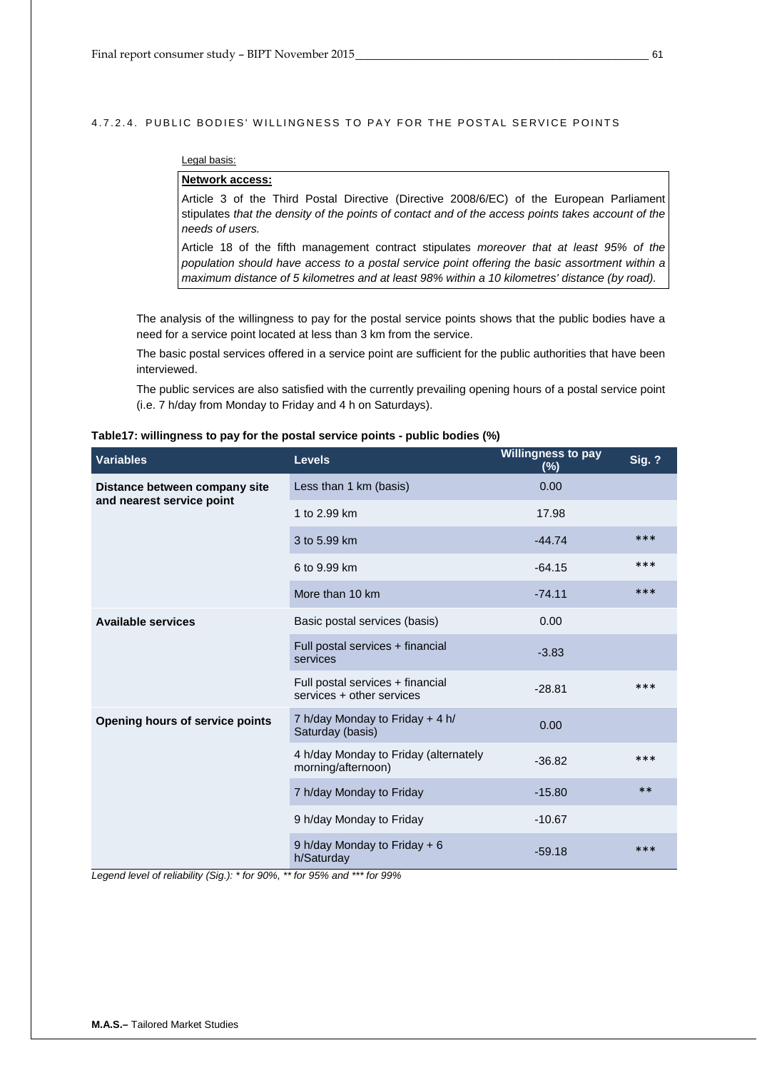#### 4.7.2.4. PUBLIC BODIES' WILLINGNESS TO PAY FOR THE POSTAL SERVICE POINTS

Legal basis:

> **Network access:**
>
> Article 3 of the Third Postal Directive (Directive 2008/6/EC) of the European Parliament stipulates *that the density of the points of contact and of the access points takes account of the needs of users.*
>
> Article 18 of the fifth management contract stipulates *moreover that at least 95% of the population should have access to a postal service point offering the basic assortment within a maximum distance of 5 kilometres and at least 98% within a 10 kilometres' distance (by road).*

The analysis of the willingness to pay for the postal service points shows that the public bodies have a need for a service point located at less than 3 km from the service.

The basic postal services offered in a service point are sufficient for the public authorities that have been interviewed.

The public services are also satisfied with the currently prevailing opening hours of a postal service point (i.e. 7 h/day from Monday to Friday and 4 h on Saturdays).

**Table17: willingness to pay for the postal service points - public bodies (%)**

| Variables | Levels | Willingness to pay (%) | Sig. ? |
|---|---|---|---|
| **Distance between company site and nearest service point** | Less than 1 km (basis) | 0.00 | |
| | 1 to 2.99 km | 17.98 | |
| | 3 to 5.99 km | -44.74 | *** |
| | 6 to 9.99 km | -64.15 | *** |
| | More than 10 km | -74.11 | *** |
| **Available services** | Basic postal services (basis) | 0.00 | |
| | Full postal services + financial services | -3.83 | |
| | Full postal services + financial services + other services | -28.81 | *** |
| **Opening hours of service points** | 7 h/day Monday to Friday + 4 h/ Saturday (basis) | 0.00 | |
| | 4 h/day Monday to Friday (alternately morning/afternoon) | -36.82 | *** |
| | 7 h/day Monday to Friday | -15.80 | ** |
| | 9 h/day Monday to Friday | -10.67 | |
| | 9 h/day Monday to Friday + 6 h/Saturday | -59.18 | *** |

*Legend level of reliability (Sig.): * for 90%, ** for 95% and *** for 99%*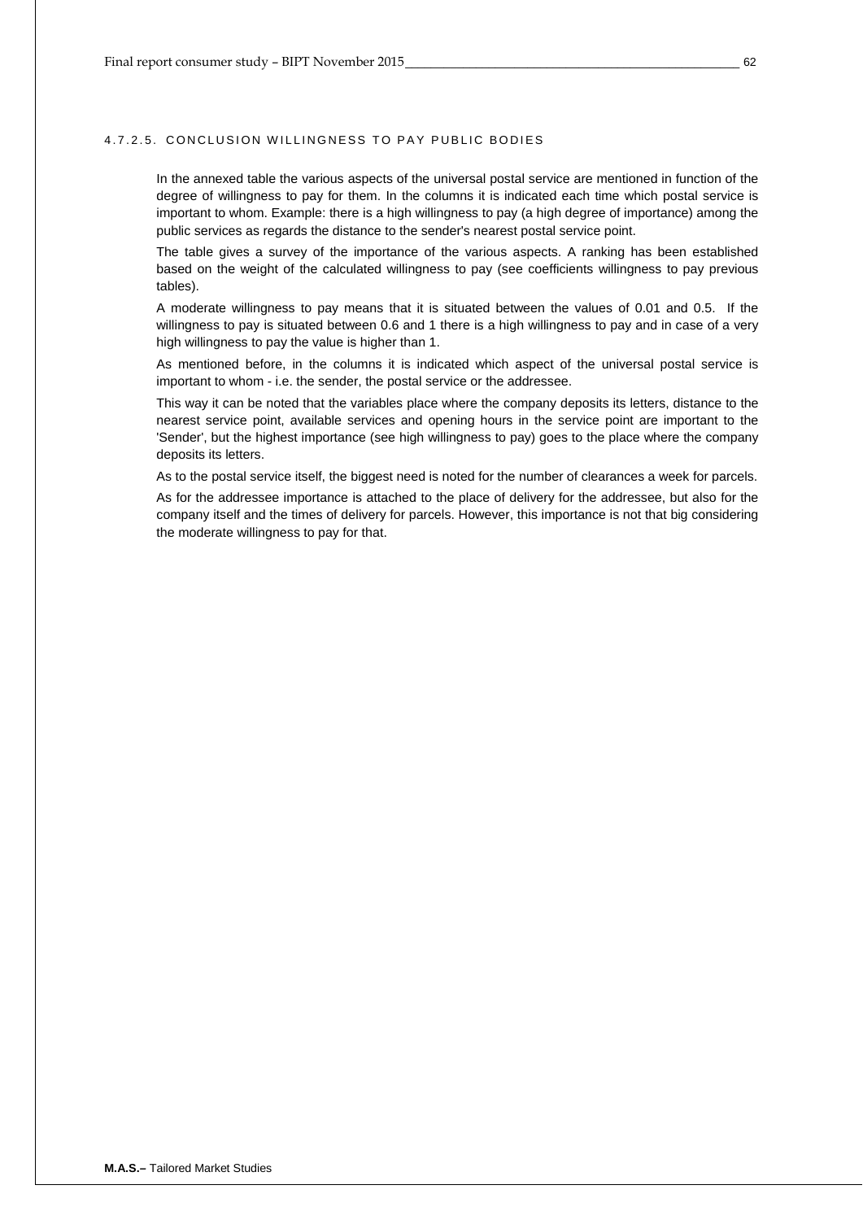#### 4.7.2.5. CONCLUSION WILLINGNESS TO PAY PUBLIC BODIES

In the annexed table the various aspects of the universal postal service are mentioned in function of the degree of willingness to pay for them. In the columns it is indicated each time which postal service is important to whom. Example: there is a high willingness to pay (a high degree of importance) among the public services as regards the distance to the sender's nearest postal service point.

The table gives a survey of the importance of the various aspects. A ranking has been established based on the weight of the calculated willingness to pay (see coefficients willingness to pay previous tables).

A moderate willingness to pay means that it is situated between the values of 0.01 and 0.5. If the willingness to pay is situated between 0.6 and 1 there is a high willingness to pay and in case of a very high willingness to pay the value is higher than 1.

As mentioned before, in the columns it is indicated which aspect of the universal postal service is important to whom - i.e. the sender, the postal service or the addressee.

This way it can be noted that the variables place where the company deposits its letters, distance to the nearest service point, available services and opening hours in the service point are important to the 'Sender', but the highest importance (see high willingness to pay) goes to the place where the company deposits its letters.

As to the postal service itself, the biggest need is noted for the number of clearances a week for parcels.

As for the addressee importance is attached to the place of delivery for the addressee, but also for the company itself and the times of delivery for parcels. However, this importance is not that big considering the moderate willingness to pay for that.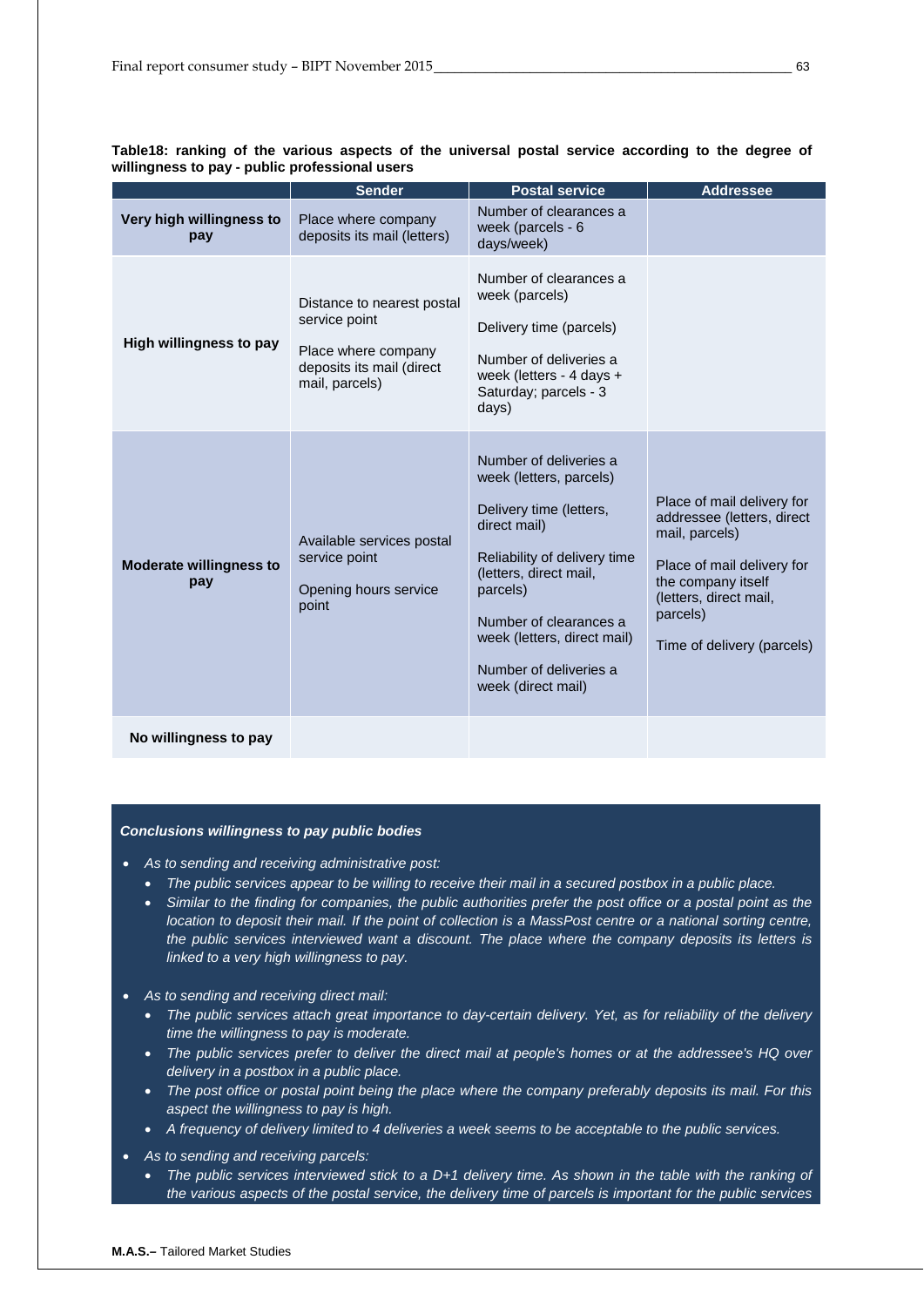**Table18: ranking of the various aspects of the universal postal service according to the degree of willingness to pay - public professional users**

| | Sender | Postal service | Addressee |
|---|---|---|---|
| **Very high willingness to pay** | Place where company deposits its mail (letters) | Number of clearances a week (parcels - 6 days/week) | |
| **High willingness to pay** | Distance to nearest postal service point<br><br>Place where company deposits its mail (direct mail, parcels) | Number of clearances a week (parcels)<br><br>Delivery time (parcels)<br><br>Number of deliveries a week (letters - 4 days + Saturday; parcels - 3 days) | |
| **Moderate willingness to pay** | Available services postal service point<br><br>Opening hours service point | Number of deliveries a week (letters, parcels)<br><br>Delivery time (letters, direct mail)<br><br>Reliability of delivery time (letters, direct mail, parcels)<br><br>Number of clearances a week (letters, direct mail)<br><br>Number of deliveries a week (direct mail) | Place of mail delivery for addressee (letters, direct mail, parcels)<br><br>Place of mail delivery for the company itself (letters, direct mail, parcels)<br><br>Time of delivery (parcels) |
| **No willingness to pay** | | | |

***Conclusions willingness to pay public bodies***

- *As to sending and receiving administrative post:*
  - *The public services appear to be willing to receive their mail in a secured postbox in a public place.*
  - *Similar to the finding for companies, the public authorities prefer the post office or a postal point as the location to deposit their mail. If the point of collection is a MassPost centre or a national sorting centre, the public services interviewed want a discount. The place where the company deposits its letters is linked to a very high willingness to pay.*
- *As to sending and receiving direct mail:*
  - *The public services attach great importance to day-certain delivery. Yet, as for reliability of the delivery time the willingness to pay is moderate.*
  - *The public services prefer to deliver the direct mail at people's homes or at the addressee's HQ over delivery in a postbox in a public place.*
  - *The post office or postal point being the place where the company preferably deposits its mail. For this aspect the willingness to pay is high.*
  - *A frequency of delivery limited to 4 deliveries a week seems to be acceptable to the public services.*
- *As to sending and receiving parcels:*
  - *The public services interviewed stick to a D+1 delivery time. As shown in the table with the ranking of the various aspects of the postal service, the delivery time of parcels is important for the public services*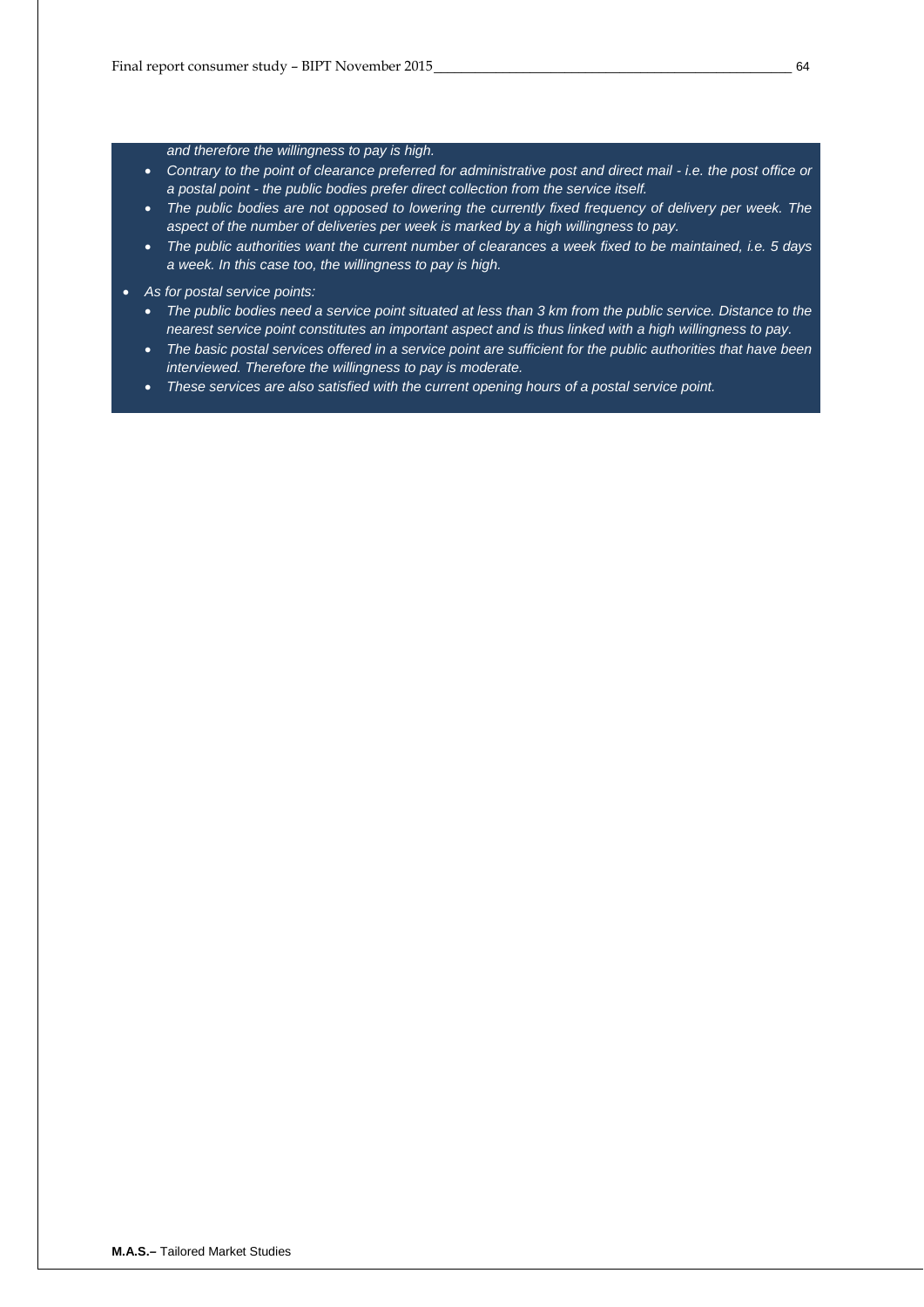*and therefore the willingness to pay is high.*

- *Contrary to the point of clearance preferred for administrative post and direct mail - i.e. the post office or a postal point - the public bodies prefer direct collection from the service itself.*
- *The public bodies are not opposed to lowering the currently fixed frequency of delivery per week. The aspect of the number of deliveries per week is marked by a high willingness to pay.*
- *The public authorities want the current number of clearances a week fixed to be maintained, i.e. 5 days a week. In this case too, the willingness to pay is high.*

- *As for postal service points:*
  - *The public bodies need a service point situated at less than 3 km from the public service. Distance to the nearest service point constitutes an important aspect and is thus linked with a high willingness to pay.*
  - *The basic postal services offered in a service point are sufficient for the public authorities that have been interviewed. Therefore the willingness to pay is moderate.*
  - *These services are also satisfied with the current opening hours of a postal service point.*